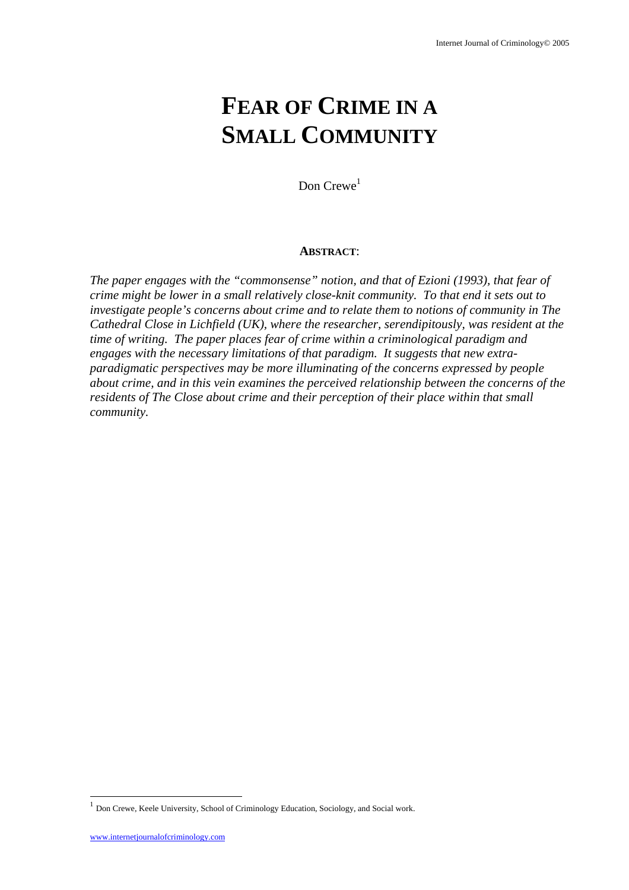# FEAR OF CRIME IN A SMALL COMMUNITY

Don Crewe[1]

**ABSTRACT**:

*The paper engages with the "commonsense" notion, and that of Ezioni (1993), that fear of crime might be lower in a small relatively close-knit community. To that end it sets out to investigate people's concerns about crime and to relate them to notions of community in The Cathedral Close in Lichfield (UK), where the researcher, serendipitously, was resident at the time of writing. The paper places fear of crime within a criminological paradigm and engages with the necessary limitations of that paradigm. It suggests that new extra-paradigmatic perspectives may be more illuminating of the concerns expressed by people about crime, and in this vein examines the perceived relationship between the concerns of the residents of The Close about crime and their perception of their place within that small community.*

[1] Don Crewe, Keele University, School of Criminology Education, Sociology, and Social work.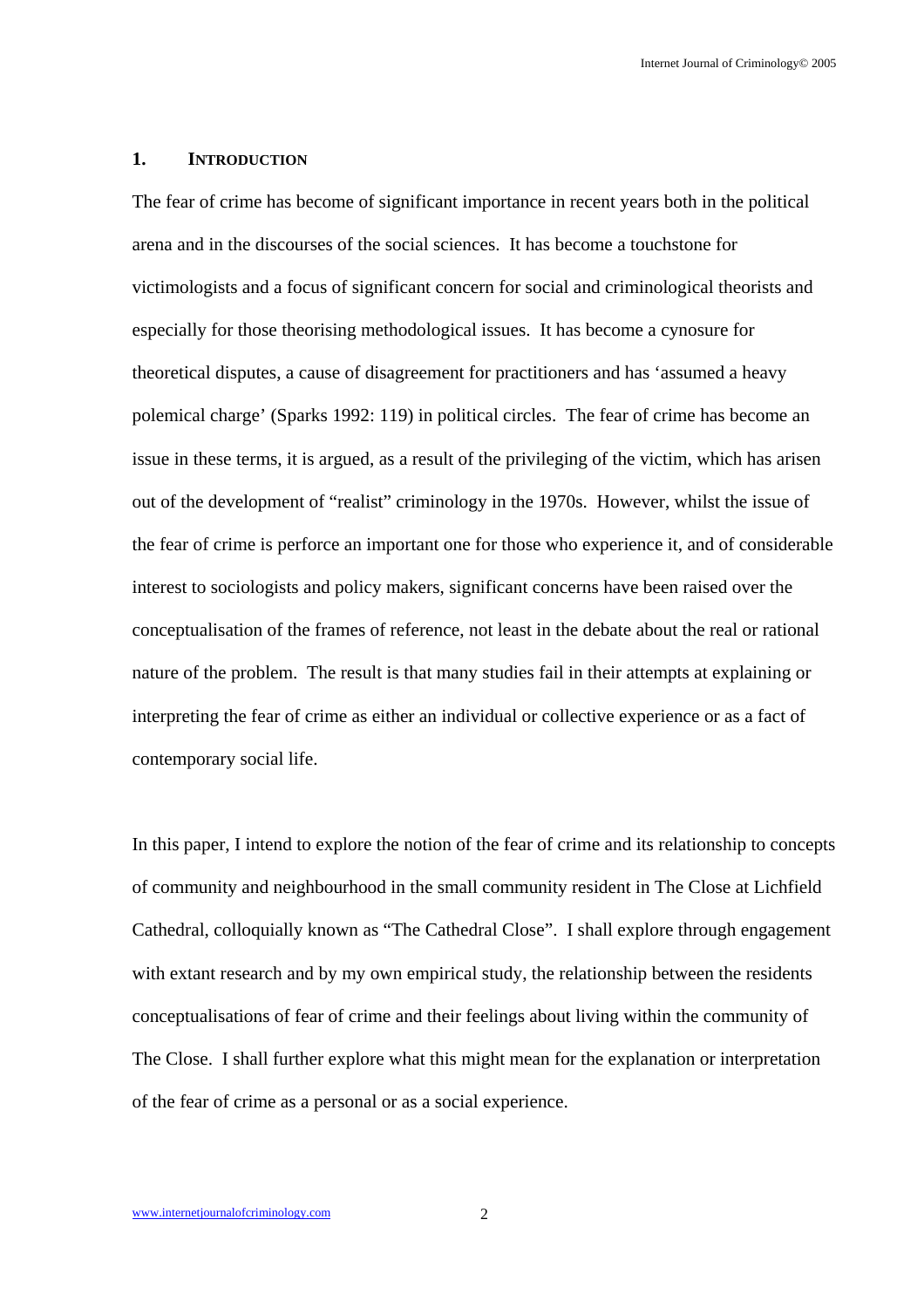## 1. INTRODUCTION

The fear of crime has become of significant importance in recent years both in the political arena and in the discourses of the social sciences. It has become a touchstone for victimologists and a focus of significant concern for social and criminological theorists and especially for those theorising methodological issues. It has become a cynosure for theoretical disputes, a cause of disagreement for practitioners and has 'assumed a heavy polemical charge' (Sparks 1992: 119) in political circles. The fear of crime has become an issue in these terms, it is argued, as a result of the privileging of the victim, which has arisen out of the development of "realist" criminology in the 1970s. However, whilst the issue of the fear of crime is perforce an important one for those who experience it, and of considerable interest to sociologists and policy makers, significant concerns have been raised over the conceptualisation of the frames of reference, not least in the debate about the real or rational nature of the problem. The result is that many studies fail in their attempts at explaining or interpreting the fear of crime as either an individual or collective experience or as a fact of contemporary social life.

In this paper, I intend to explore the notion of the fear of crime and its relationship to concepts of community and neighbourhood in the small community resident in The Close at Lichfield Cathedral, colloquially known as "The Cathedral Close". I shall explore through engagement with extant research and by my own empirical study, the relationship between the residents conceptualisations of fear of crime and their feelings about living within the community of The Close. I shall further explore what this might mean for the explanation or interpretation of the fear of crime as a personal or as a social experience.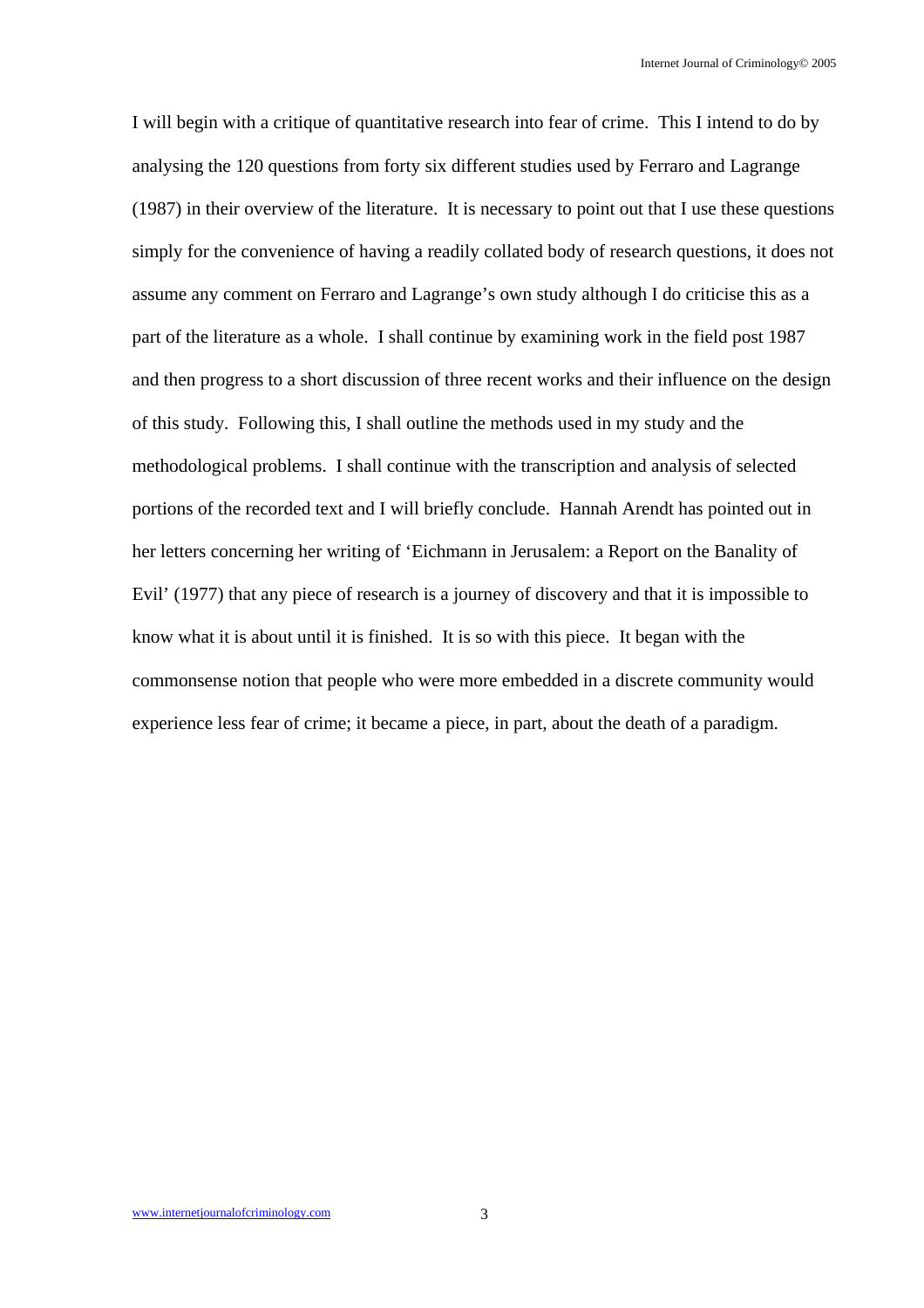I will begin with a critique of quantitative research into fear of crime. This I intend to do by analysing the 120 questions from forty six different studies used by Ferraro and Lagrange (1987) in their overview of the literature. It is necessary to point out that I use these questions simply for the convenience of having a readily collated body of research questions, it does not assume any comment on Ferraro and Lagrange's own study although I do criticise this as a part of the literature as a whole. I shall continue by examining work in the field post 1987 and then progress to a short discussion of three recent works and their influence on the design of this study. Following this, I shall outline the methods used in my study and the methodological problems. I shall continue with the transcription and analysis of selected portions of the recorded text and I will briefly conclude. Hannah Arendt has pointed out in her letters concerning her writing of 'Eichmann in Jerusalem: a Report on the Banality of Evil' (1977) that any piece of research is a journey of discovery and that it is impossible to know what it is about until it is finished. It is so with this piece. It began with the commonsense notion that people who were more embedded in a discrete community would experience less fear of crime; it became a piece, in part, about the death of a paradigm.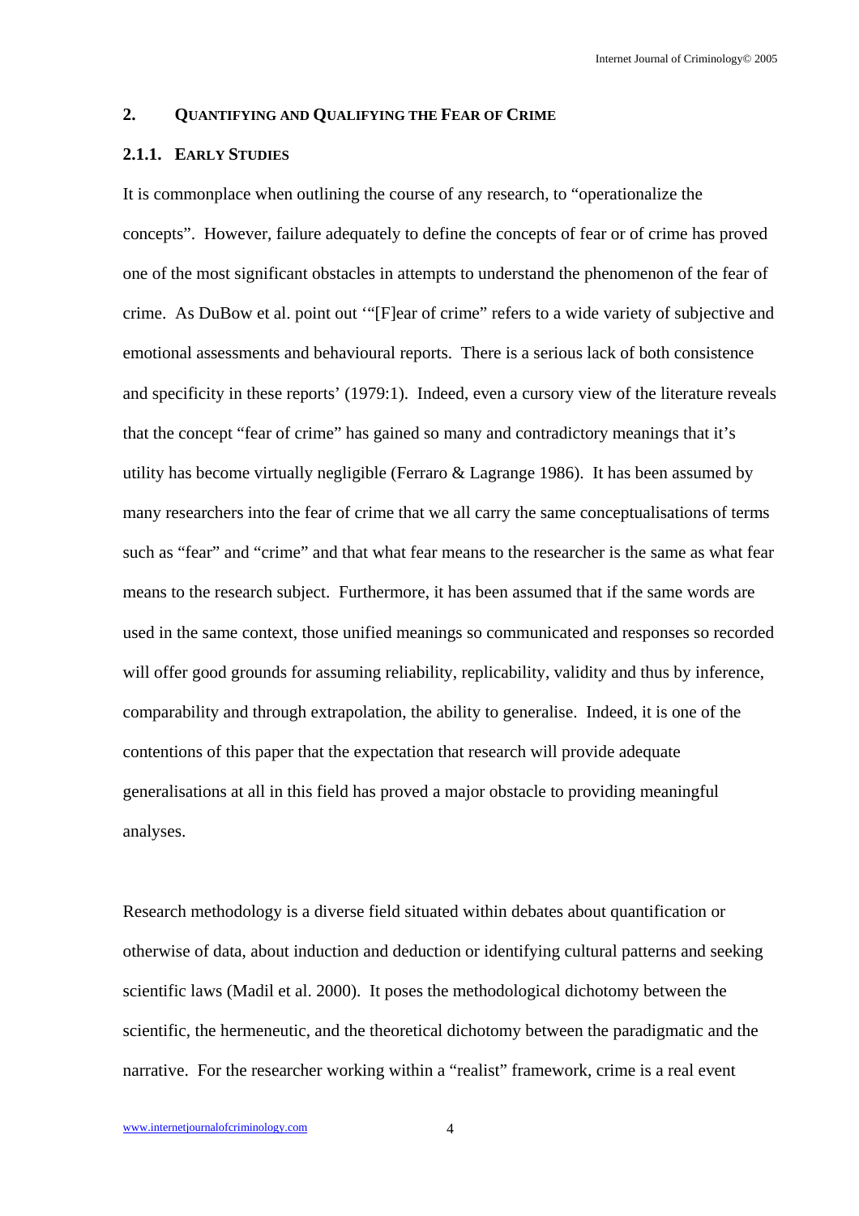## 2. QUANTIFYING AND QUALIFYING THE FEAR OF CRIME

### 2.1.1. EARLY STUDIES

It is commonplace when outlining the course of any research, to "operationalize the concepts". However, failure adequately to define the concepts of fear or of crime has proved one of the most significant obstacles in attempts to understand the phenomenon of the fear of crime. As DuBow et al. point out '"[F]ear of crime" refers to a wide variety of subjective and emotional assessments and behavioural reports. There is a serious lack of both consistence and specificity in these reports' (1979:1). Indeed, even a cursory view of the literature reveals that the concept "fear of crime" has gained so many and contradictory meanings that it's utility has become virtually negligible (Ferraro & Lagrange 1986). It has been assumed by many researchers into the fear of crime that we all carry the same conceptualisations of terms such as "fear" and "crime" and that what fear means to the researcher is the same as what fear means to the research subject. Furthermore, it has been assumed that if the same words are used in the same context, those unified meanings so communicated and responses so recorded will offer good grounds for assuming reliability, replicability, validity and thus by inference, comparability and through extrapolation, the ability to generalise. Indeed, it is one of the contentions of this paper that the expectation that research will provide adequate generalisations at all in this field has proved a major obstacle to providing meaningful analyses.

Research methodology is a diverse field situated within debates about quantification or otherwise of data, about induction and deduction or identifying cultural patterns and seeking scientific laws (Madil et al. 2000). It poses the methodological dichotomy between the scientific, the hermeneutic, and the theoretical dichotomy between the paradigmatic and the narrative. For the researcher working within a "realist" framework, crime is a real event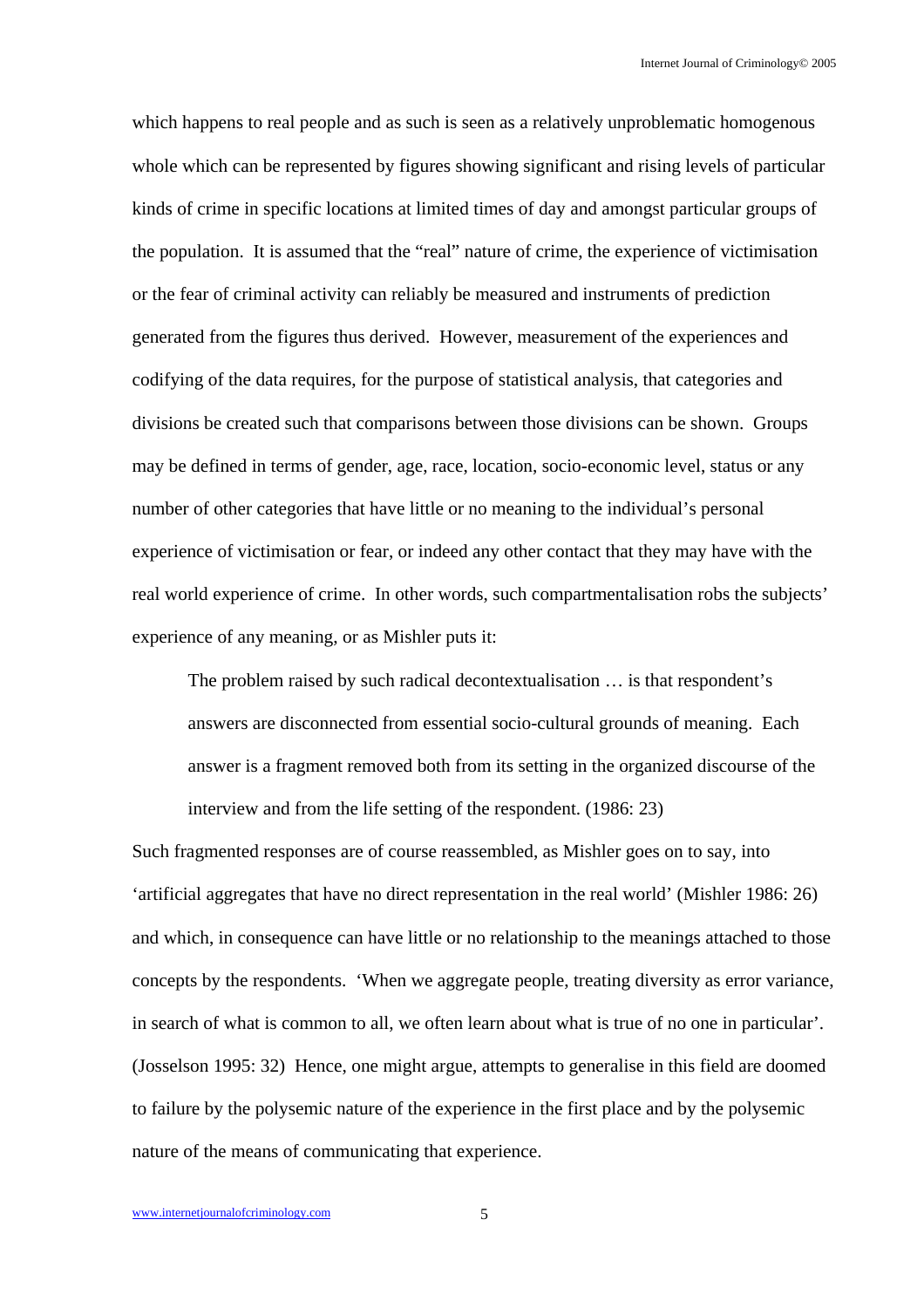which happens to real people and as such is seen as a relatively unproblematic homogenous whole which can be represented by figures showing significant and rising levels of particular kinds of crime in specific locations at limited times of day and amongst particular groups of the population. It is assumed that the "real" nature of crime, the experience of victimisation or the fear of criminal activity can reliably be measured and instruments of prediction generated from the figures thus derived. However, measurement of the experiences and codifying of the data requires, for the purpose of statistical analysis, that categories and divisions be created such that comparisons between those divisions can be shown. Groups may be defined in terms of gender, age, race, location, socio-economic level, status or any number of other categories that have little or no meaning to the individual's personal experience of victimisation or fear, or indeed any other contact that they may have with the real world experience of crime. In other words, such compartmentalisation robs the subjects' experience of any meaning, or as Mishler puts it:

> The problem raised by such radical decontextualisation … is that respondent's answers are disconnected from essential socio-cultural grounds of meaning. Each answer is a fragment removed both from its setting in the organized discourse of the interview and from the life setting of the respondent. (1986: 23)

Such fragmented responses are of course reassembled, as Mishler goes on to say, into 'artificial aggregates that have no direct representation in the real world' (Mishler 1986: 26) and which, in consequence can have little or no relationship to the meanings attached to those concepts by the respondents. 'When we aggregate people, treating diversity as error variance, in search of what is common to all, we often learn about what is true of no one in particular'. (Josselson 1995: 32) Hence, one might argue, attempts to generalise in this field are doomed to failure by the polysemic nature of the experience in the first place and by the polysemic nature of the means of communicating that experience.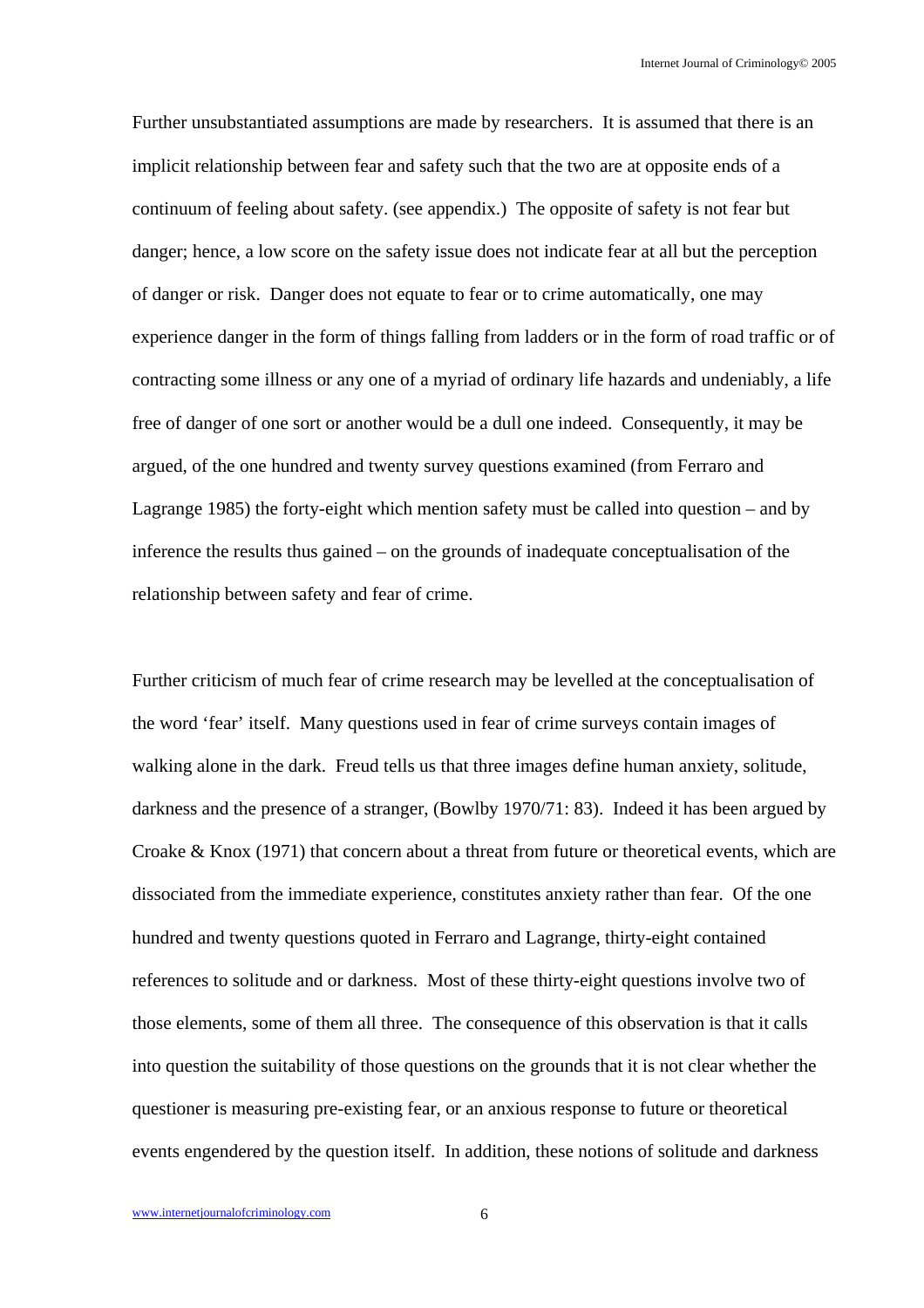Further unsubstantiated assumptions are made by researchers. It is assumed that there is an implicit relationship between fear and safety such that the two are at opposite ends of a continuum of feeling about safety. (see appendix.) The opposite of safety is not fear but danger; hence, a low score on the safety issue does not indicate fear at all but the perception of danger or risk. Danger does not equate to fear or to crime automatically, one may experience danger in the form of things falling from ladders or in the form of road traffic or of contracting some illness or any one of a myriad of ordinary life hazards and undeniably, a life free of danger of one sort or another would be a dull one indeed. Consequently, it may be argued, of the one hundred and twenty survey questions examined (from Ferraro and Lagrange 1985) the forty-eight which mention safety must be called into question – and by inference the results thus gained – on the grounds of inadequate conceptualisation of the relationship between safety and fear of crime.

Further criticism of much fear of crime research may be levelled at the conceptualisation of the word 'fear' itself. Many questions used in fear of crime surveys contain images of walking alone in the dark. Freud tells us that three images define human anxiety, solitude, darkness and the presence of a stranger, (Bowlby 1970/71: 83). Indeed it has been argued by Croake & Knox (1971) that concern about a threat from future or theoretical events, which are dissociated from the immediate experience, constitutes anxiety rather than fear. Of the one hundred and twenty questions quoted in Ferraro and Lagrange, thirty-eight contained references to solitude and or darkness. Most of these thirty-eight questions involve two of those elements, some of them all three. The consequence of this observation is that it calls into question the suitability of those questions on the grounds that it is not clear whether the questioner is measuring pre-existing fear, or an anxious response to future or theoretical events engendered by the question itself. In addition, these notions of solitude and darkness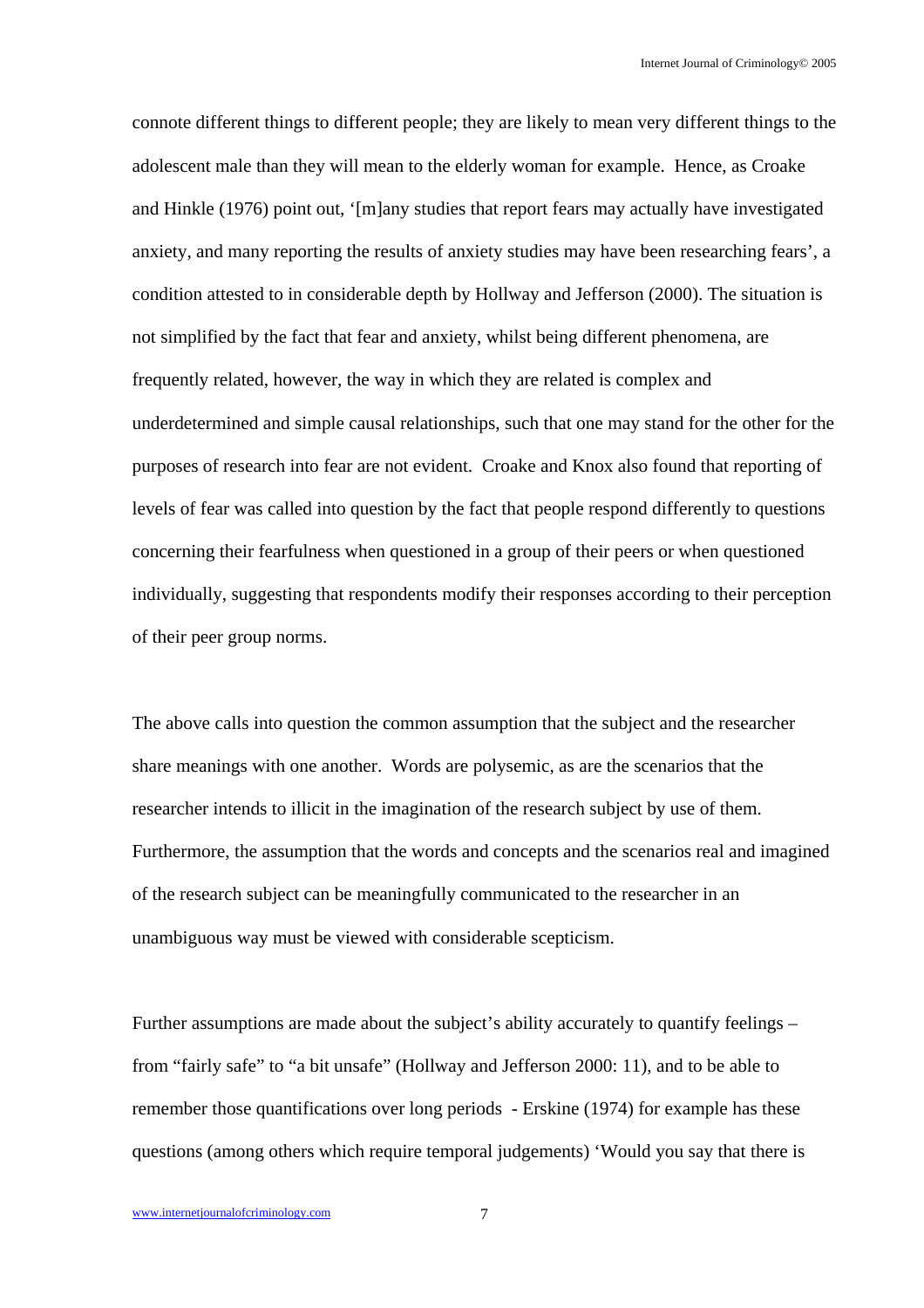connote different things to different people; they are likely to mean very different things to the adolescent male than they will mean to the elderly woman for example. Hence, as Croake and Hinkle (1976) point out, '[m]any studies that report fears may actually have investigated anxiety, and many reporting the results of anxiety studies may have been researching fears', a condition attested to in considerable depth by Hollway and Jefferson (2000). The situation is not simplified by the fact that fear and anxiety, whilst being different phenomena, are frequently related, however, the way in which they are related is complex and underdetermined and simple causal relationships, such that one may stand for the other for the purposes of research into fear are not evident. Croake and Knox also found that reporting of levels of fear was called into question by the fact that people respond differently to questions concerning their fearfulness when questioned in a group of their peers or when questioned individually, suggesting that respondents modify their responses according to their perception of their peer group norms.

The above calls into question the common assumption that the subject and the researcher share meanings with one another. Words are polysemic, as are the scenarios that the researcher intends to illicit in the imagination of the research subject by use of them. Furthermore, the assumption that the words and concepts and the scenarios real and imagined of the research subject can be meaningfully communicated to the researcher in an unambiguous way must be viewed with considerable scepticism.

Further assumptions are made about the subject's ability accurately to quantify feelings – from "fairly safe" to "a bit unsafe" (Hollway and Jefferson 2000: 11), and to be able to remember those quantifications over long periods - Erskine (1974) for example has these questions (among others which require temporal judgements) 'Would you say that there is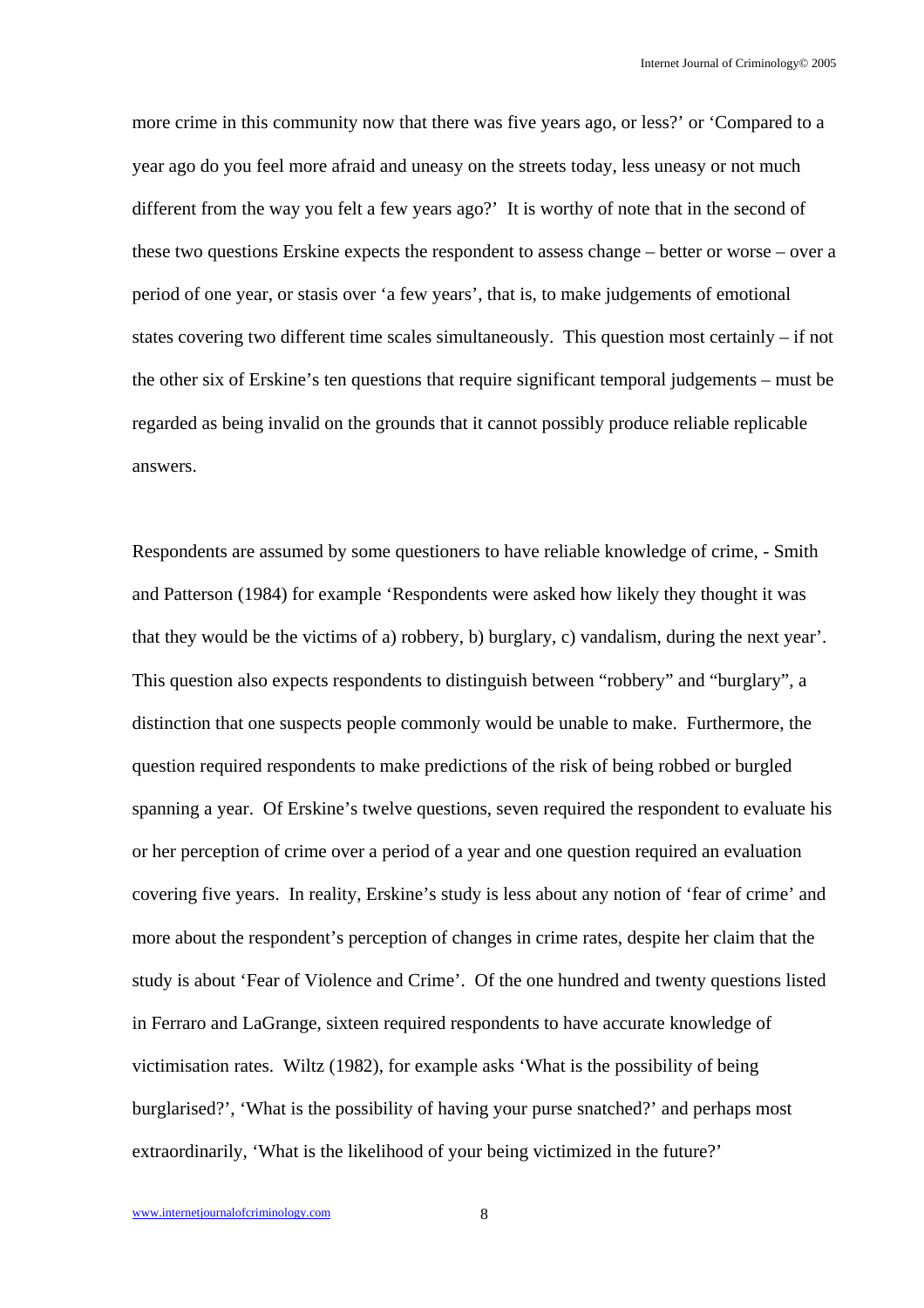more crime in this community now that there was five years ago, or less?' or 'Compared to a year ago do you feel more afraid and uneasy on the streets today, less uneasy or not much different from the way you felt a few years ago?' It is worthy of note that in the second of these two questions Erskine expects the respondent to assess change – better or worse – over a period of one year, or stasis over 'a few years', that is, to make judgements of emotional states covering two different time scales simultaneously. This question most certainly – if not the other six of Erskine's ten questions that require significant temporal judgements – must be regarded as being invalid on the grounds that it cannot possibly produce reliable replicable answers.

Respondents are assumed by some questioners to have reliable knowledge of crime, - Smith and Patterson (1984) for example 'Respondents were asked how likely they thought it was that they would be the victims of a) robbery, b) burglary, c) vandalism, during the next year'. This question also expects respondents to distinguish between "robbery" and "burglary", a distinction that one suspects people commonly would be unable to make. Furthermore, the question required respondents to make predictions of the risk of being robbed or burgled spanning a year. Of Erskine's twelve questions, seven required the respondent to evaluate his or her perception of crime over a period of a year and one question required an evaluation covering five years. In reality, Erskine's study is less about any notion of 'fear of crime' and more about the respondent's perception of changes in crime rates, despite her claim that the study is about 'Fear of Violence and Crime'. Of the one hundred and twenty questions listed in Ferraro and LaGrange, sixteen required respondents to have accurate knowledge of victimisation rates. Wiltz (1982), for example asks 'What is the possibility of being burglarised?', 'What is the possibility of having your purse snatched?' and perhaps most extraordinarily, 'What is the likelihood of your being victimized in the future?'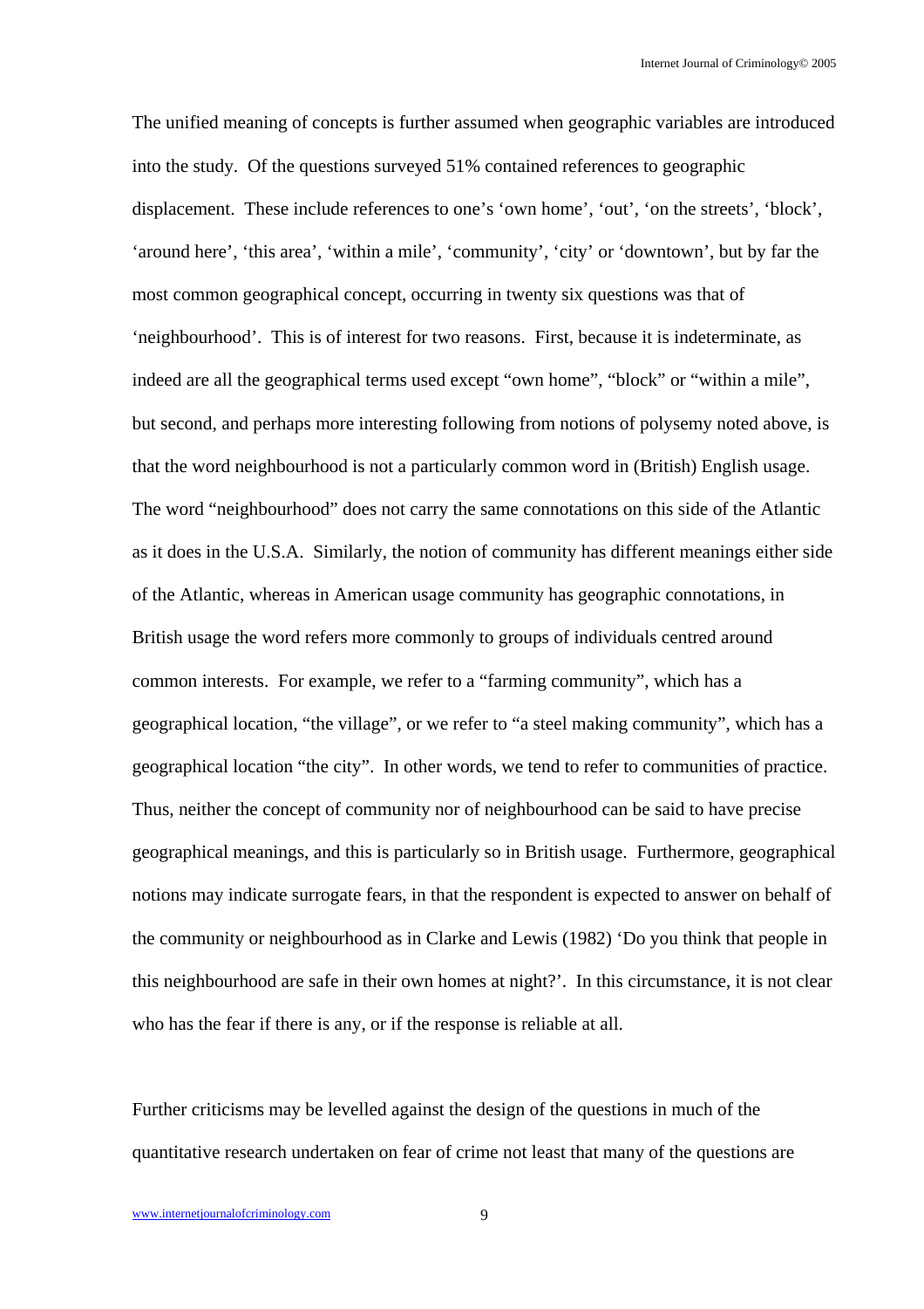The unified meaning of concepts is further assumed when geographic variables are introduced into the study. Of the questions surveyed 51% contained references to geographic displacement. These include references to one's 'own home', 'out', 'on the streets', 'block', 'around here', 'this area', 'within a mile', 'community', 'city' or 'downtown', but by far the most common geographical concept, occurring in twenty six questions was that of 'neighbourhood'. This is of interest for two reasons. First, because it is indeterminate, as indeed are all the geographical terms used except "own home", "block" or "within a mile", but second, and perhaps more interesting following from notions of polysemy noted above, is that the word neighbourhood is not a particularly common word in (British) English usage. The word "neighbourhood" does not carry the same connotations on this side of the Atlantic as it does in the U.S.A. Similarly, the notion of community has different meanings either side of the Atlantic, whereas in American usage community has geographic connotations, in British usage the word refers more commonly to groups of individuals centred around common interests. For example, we refer to a "farming community", which has a geographical location, "the village", or we refer to "a steel making community", which has a geographical location "the city". In other words, we tend to refer to communities of practice. Thus, neither the concept of community nor of neighbourhood can be said to have precise geographical meanings, and this is particularly so in British usage. Furthermore, geographical notions may indicate surrogate fears, in that the respondent is expected to answer on behalf of the community or neighbourhood as in Clarke and Lewis (1982) 'Do you think that people in this neighbourhood are safe in their own homes at night?'. In this circumstance, it is not clear who has the fear if there is any, or if the response is reliable at all.

Further criticisms may be levelled against the design of the questions in much of the quantitative research undertaken on fear of crime not least that many of the questions are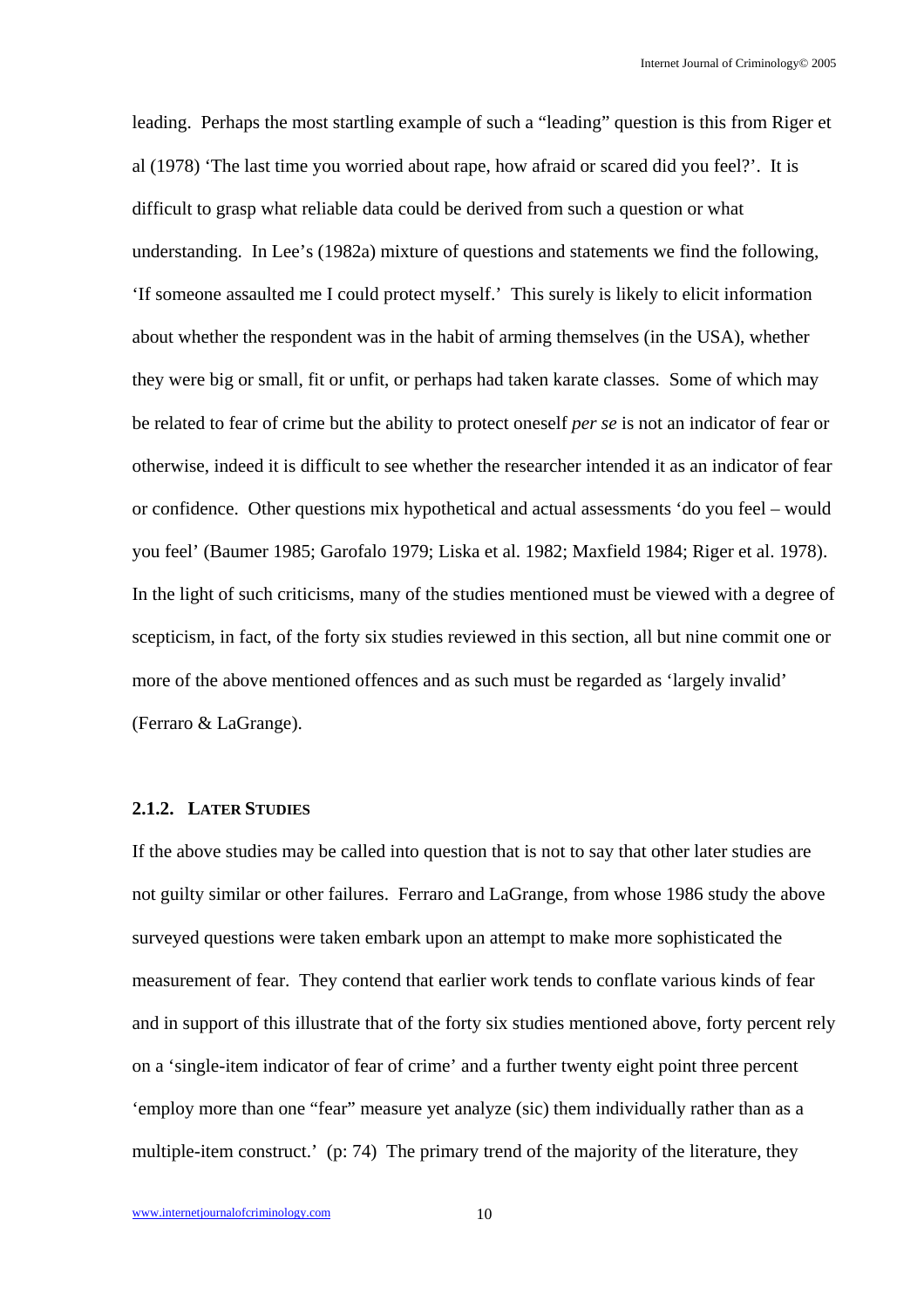leading. Perhaps the most startling example of such a "leading" question is this from Riger et al (1978) 'The last time you worried about rape, how afraid or scared did you feel?'. It is difficult to grasp what reliable data could be derived from such a question or what understanding. In Lee's (1982a) mixture of questions and statements we find the following, 'If someone assaulted me I could protect myself.' This surely is likely to elicit information about whether the respondent was in the habit of arming themselves (in the USA), whether they were big or small, fit or unfit, or perhaps had taken karate classes. Some of which may be related to fear of crime but the ability to protect oneself *per se* is not an indicator of fear or otherwise, indeed it is difficult to see whether the researcher intended it as an indicator of fear or confidence. Other questions mix hypothetical and actual assessments 'do you feel – would you feel' (Baumer 1985; Garofalo 1979; Liska et al. 1982; Maxfield 1984; Riger et al. 1978). In the light of such criticisms, many of the studies mentioned must be viewed with a degree of scepticism, in fact, of the forty six studies reviewed in this section, all but nine commit one or more of the above mentioned offences and as such must be regarded as 'largely invalid' (Ferraro & LaGrange).

### 2.1.2. Later Studies

If the above studies may be called into question that is not to say that other later studies are not guilty similar or other failures. Ferraro and LaGrange, from whose 1986 study the above surveyed questions were taken embark upon an attempt to make more sophisticated the measurement of fear. They contend that earlier work tends to conflate various kinds of fear and in support of this illustrate that of the forty six studies mentioned above, forty percent rely on a 'single-item indicator of fear of crime' and a further twenty eight point three percent 'employ more than one "fear" measure yet analyze (sic) them individually rather than as a multiple-item construct.' (p: 74) The primary trend of the majority of the literature, they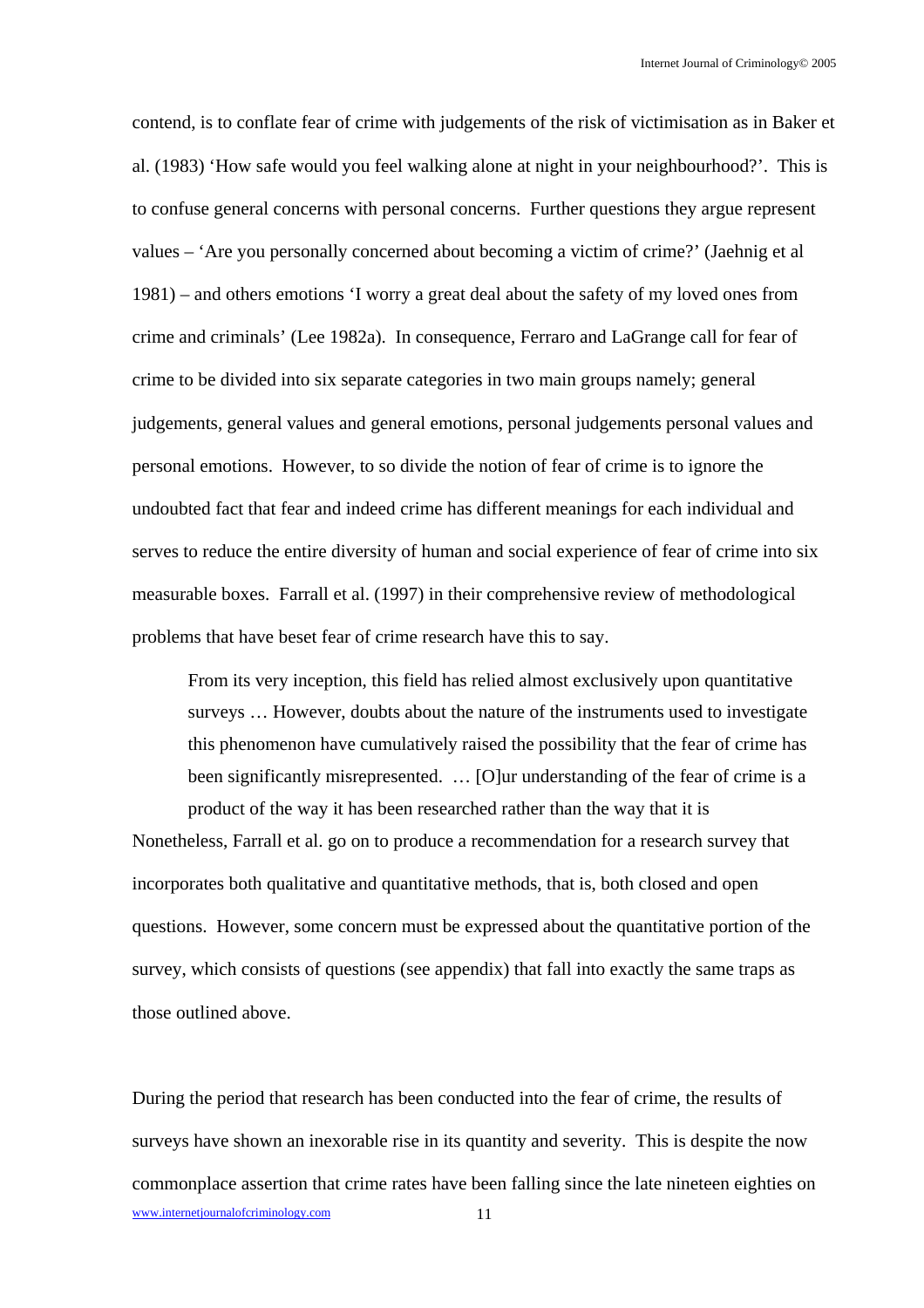contend, is to conflate fear of crime with judgements of the risk of victimisation as in Baker et al. (1983) 'How safe would you feel walking alone at night in your neighbourhood?'. This is to confuse general concerns with personal concerns. Further questions they argue represent values – 'Are you personally concerned about becoming a victim of crime?' (Jaehnig et al 1981) – and others emotions 'I worry a great deal about the safety of my loved ones from crime and criminals' (Lee 1982a). In consequence, Ferraro and LaGrange call for fear of crime to be divided into six separate categories in two main groups namely; general judgements, general values and general emotions, personal judgements personal values and personal emotions. However, to so divide the notion of fear of crime is to ignore the undoubted fact that fear and indeed crime has different meanings for each individual and serves to reduce the entire diversity of human and social experience of fear of crime into six measurable boxes. Farrall et al. (1997) in their comprehensive review of methodological problems that have beset fear of crime research have this to say.

> From its very inception, this field has relied almost exclusively upon quantitative surveys … However, doubts about the nature of the instruments used to investigate this phenomenon have cumulatively raised the possibility that the fear of crime has been significantly misrepresented. … [O]ur understanding of the fear of crime is a product of the way it has been researched rather than the way that it is

Nonetheless, Farrall et al. go on to produce a recommendation for a research survey that incorporates both qualitative and quantitative methods, that is, both closed and open questions. However, some concern must be expressed about the quantitative portion of the survey, which consists of questions (see appendix) that fall into exactly the same traps as those outlined above.

During the period that research has been conducted into the fear of crime, the results of surveys have shown an inexorable rise in its quantity and severity. This is despite the now commonplace assertion that crime rates have been falling since the late nineteen eighties on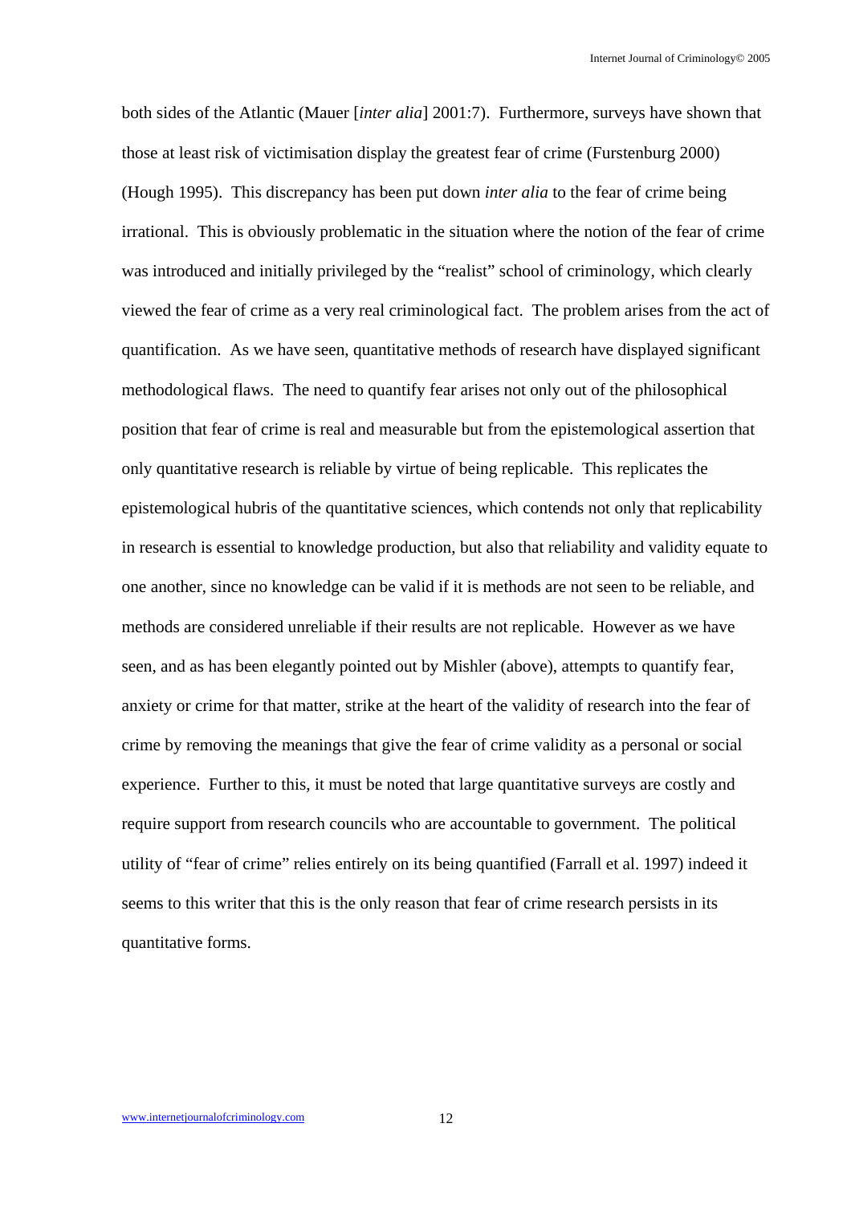both sides of the Atlantic (Mauer [*inter alia*] 2001:7). Furthermore, surveys have shown that those at least risk of victimisation display the greatest fear of crime (Furstenburg 2000) (Hough 1995). This discrepancy has been put down *inter alia* to the fear of crime being irrational. This is obviously problematic in the situation where the notion of the fear of crime was introduced and initially privileged by the "realist" school of criminology, which clearly viewed the fear of crime as a very real criminological fact. The problem arises from the act of quantification. As we have seen, quantitative methods of research have displayed significant methodological flaws. The need to quantify fear arises not only out of the philosophical position that fear of crime is real and measurable but from the epistemological assertion that only quantitative research is reliable by virtue of being replicable. This replicates the epistemological hubris of the quantitative sciences, which contends not only that replicability in research is essential to knowledge production, but also that reliability and validity equate to one another, since no knowledge can be valid if it is methods are not seen to be reliable, and methods are considered unreliable if their results are not replicable. However as we have seen, and as has been elegantly pointed out by Mishler (above), attempts to quantify fear, anxiety or crime for that matter, strike at the heart of the validity of research into the fear of crime by removing the meanings that give the fear of crime validity as a personal or social experience. Further to this, it must be noted that large quantitative surveys are costly and require support from research councils who are accountable to government. The political utility of "fear of crime" relies entirely on its being quantified (Farrall et al. 1997) indeed it seems to this writer that this is the only reason that fear of crime research persists in its quantitative forms.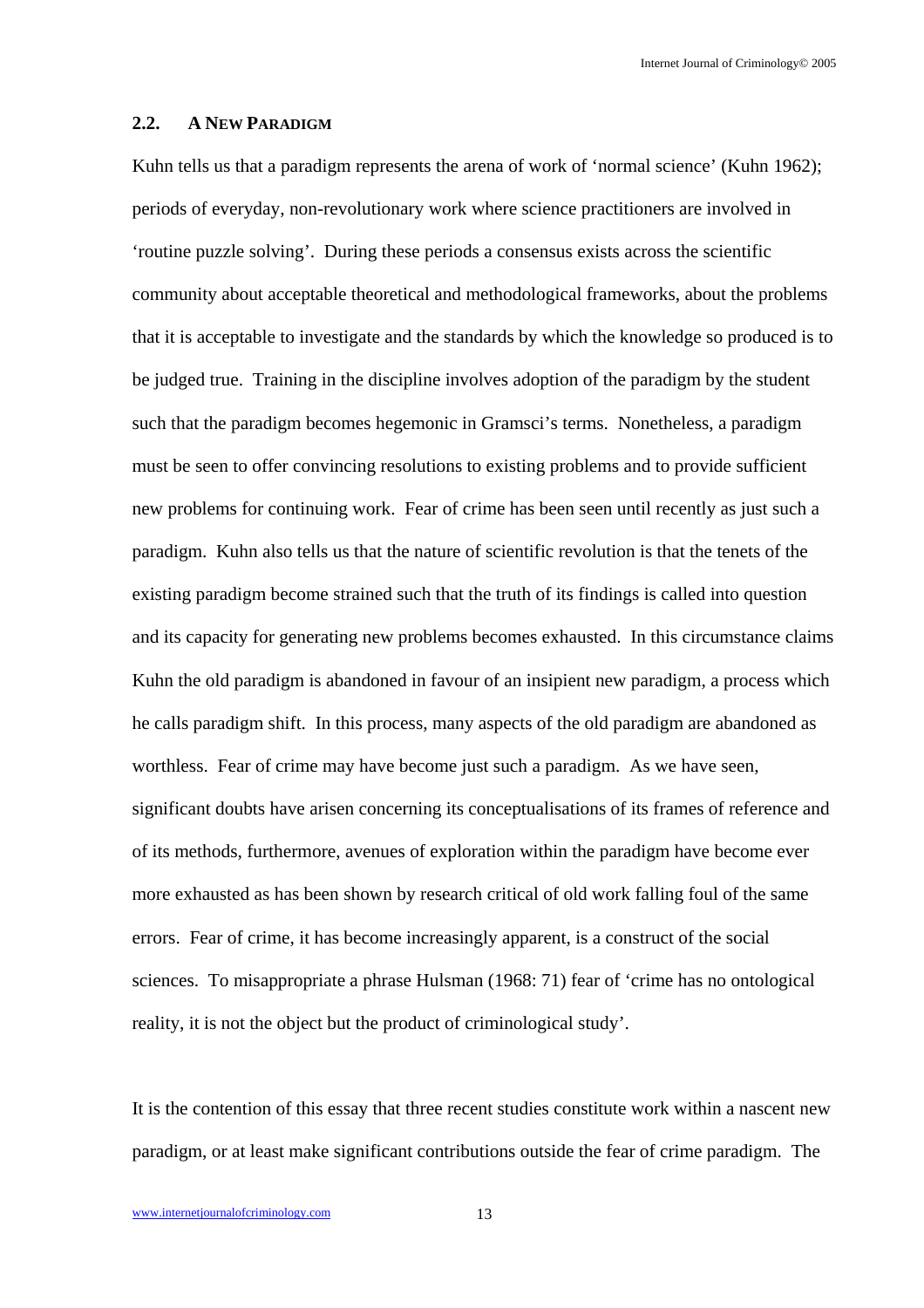## 2.2. A NEW PARADIGM

Kuhn tells us that a paradigm represents the arena of work of 'normal science' (Kuhn 1962); periods of everyday, non-revolutionary work where science practitioners are involved in 'routine puzzle solving'. During these periods a consensus exists across the scientific community about acceptable theoretical and methodological frameworks, about the problems that it is acceptable to investigate and the standards by which the knowledge so produced is to be judged true. Training in the discipline involves adoption of the paradigm by the student such that the paradigm becomes hegemonic in Gramsci's terms. Nonetheless, a paradigm must be seen to offer convincing resolutions to existing problems and to provide sufficient new problems for continuing work. Fear of crime has been seen until recently as just such a paradigm. Kuhn also tells us that the nature of scientific revolution is that the tenets of the existing paradigm become strained such that the truth of its findings is called into question and its capacity for generating new problems becomes exhausted. In this circumstance claims Kuhn the old paradigm is abandoned in favour of an insipient new paradigm, a process which he calls paradigm shift. In this process, many aspects of the old paradigm are abandoned as worthless. Fear of crime may have become just such a paradigm. As we have seen, significant doubts have arisen concerning its conceptualisations of its frames of reference and of its methods, furthermore, avenues of exploration within the paradigm have become ever more exhausted as has been shown by research critical of old work falling foul of the same errors. Fear of crime, it has become increasingly apparent, is a construct of the social sciences. To misappropriate a phrase Hulsman (1968: 71) fear of 'crime has no ontological reality, it is not the object but the product of criminological study'.

It is the contention of this essay that three recent studies constitute work within a nascent new paradigm, or at least make significant contributions outside the fear of crime paradigm. The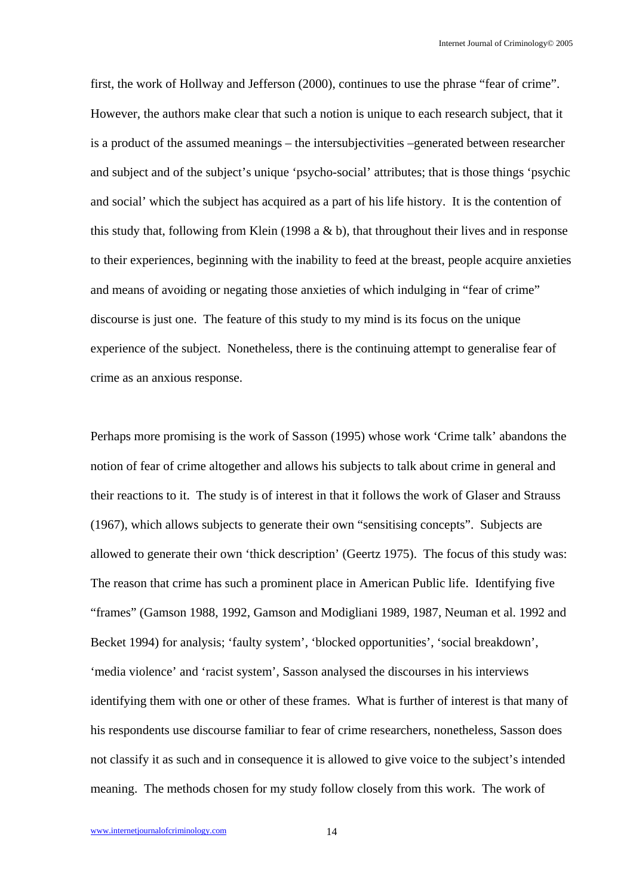first, the work of Hollway and Jefferson (2000), continues to use the phrase "fear of crime". However, the authors make clear that such a notion is unique to each research subject, that it is a product of the assumed meanings – the intersubjectivities –generated between researcher and subject and of the subject's unique 'psycho-social' attributes; that is those things 'psychic and social' which the subject has acquired as a part of his life history. It is the contention of this study that, following from Klein (1998 a & b), that throughout their lives and in response to their experiences, beginning with the inability to feed at the breast, people acquire anxieties and means of avoiding or negating those anxieties of which indulging in "fear of crime" discourse is just one. The feature of this study to my mind is its focus on the unique experience of the subject. Nonetheless, there is the continuing attempt to generalise fear of crime as an anxious response.

Perhaps more promising is the work of Sasson (1995) whose work 'Crime talk' abandons the notion of fear of crime altogether and allows his subjects to talk about crime in general and their reactions to it. The study is of interest in that it follows the work of Glaser and Strauss (1967), which allows subjects to generate their own "sensitising concepts". Subjects are allowed to generate their own 'thick description' (Geertz 1975). The focus of this study was: The reason that crime has such a prominent place in American Public life. Identifying five "frames" (Gamson 1988, 1992, Gamson and Modigliani 1989, 1987, Neuman et al. 1992 and Becket 1994) for analysis; 'faulty system', 'blocked opportunities', 'social breakdown', 'media violence' and 'racist system', Sasson analysed the discourses in his interviews identifying them with one or other of these frames. What is further of interest is that many of his respondents use discourse familiar to fear of crime researchers, nonetheless, Sasson does not classify it as such and in consequence it is allowed to give voice to the subject's intended meaning. The methods chosen for my study follow closely from this work. The work of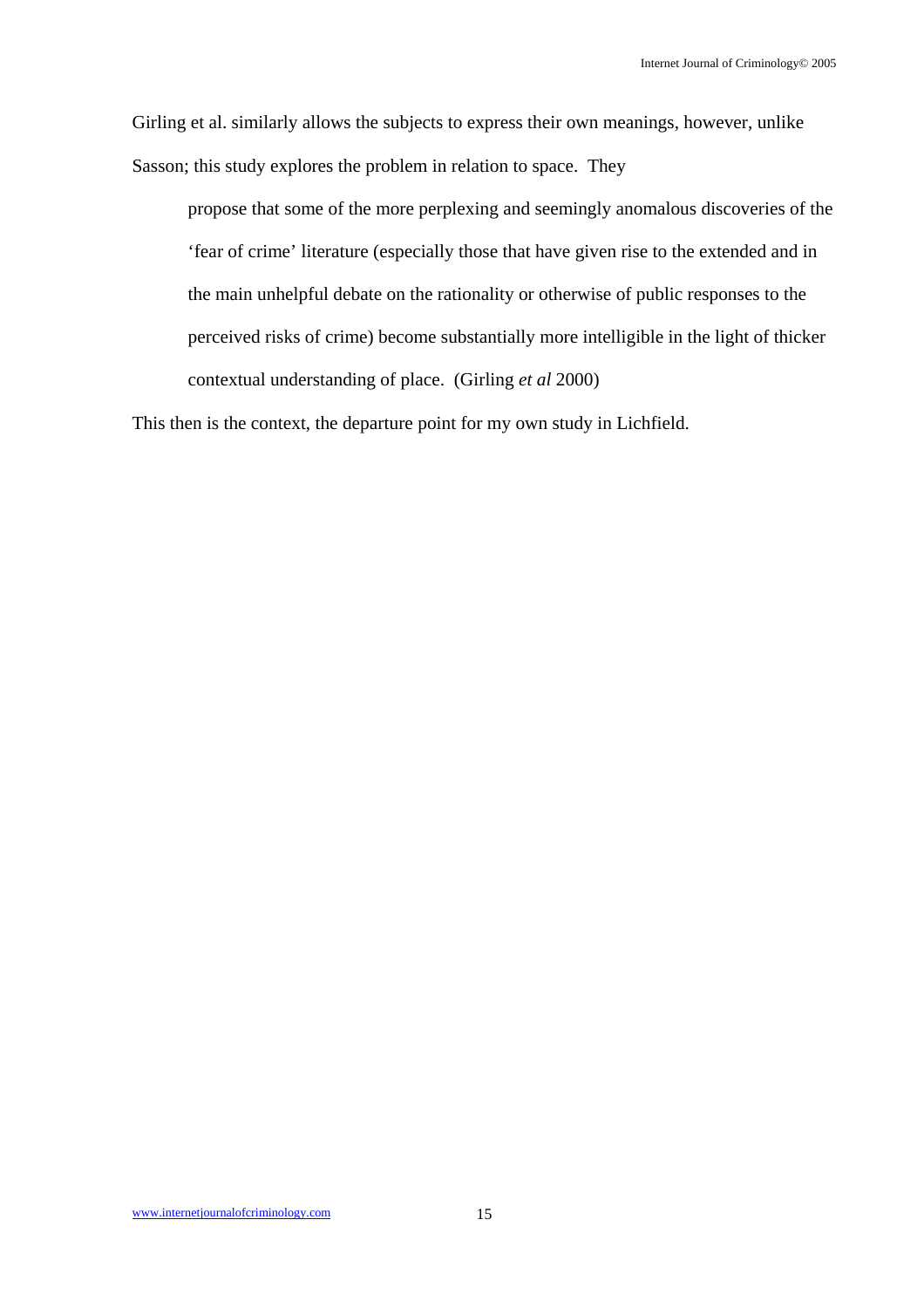Girling et al. similarly allows the subjects to express their own meanings, however, unlike Sasson; this study explores the problem in relation to space. They

> propose that some of the more perplexing and seemingly anomalous discoveries of the 'fear of crime' literature (especially those that have given rise to the extended and in the main unhelpful debate on the rationality or otherwise of public responses to the perceived risks of crime) become substantially more intelligible in the light of thicker contextual understanding of place. (Girling *et al* 2000)

This then is the context, the departure point for my own study in Lichfield.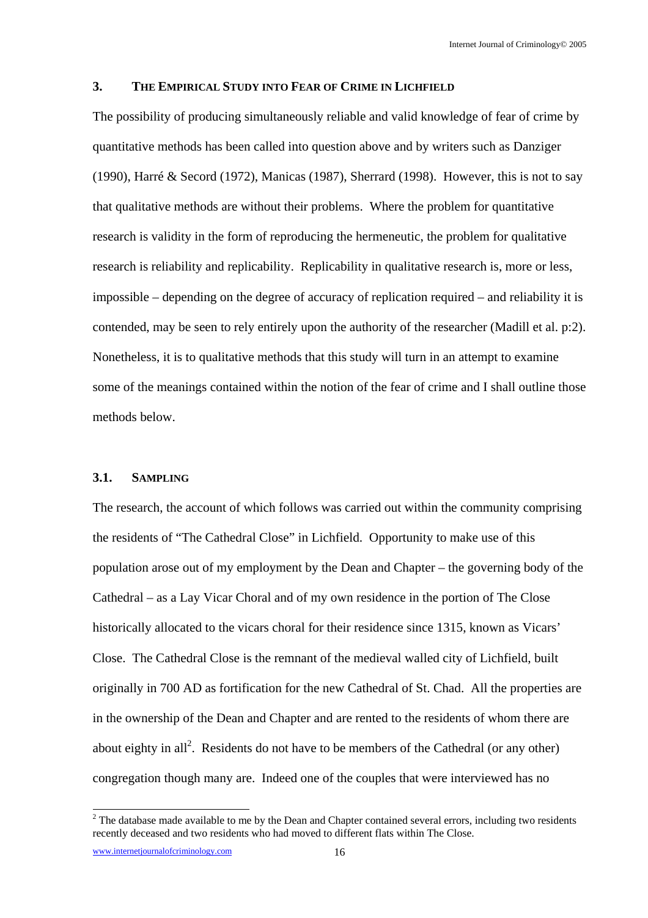## 3. THE EMPIRICAL STUDY INTO FEAR OF CRIME IN LICHFIELD

The possibility of producing simultaneously reliable and valid knowledge of fear of crime by quantitative methods has been called into question above and by writers such as Danziger (1990), Harré & Secord (1972), Manicas (1987), Sherrard (1998). However, this is not to say that qualitative methods are without their problems. Where the problem for quantitative research is validity in the form of reproducing the hermeneutic, the problem for qualitative research is reliability and replicability. Replicability in qualitative research is, more or less, impossible – depending on the degree of accuracy of replication required – and reliability it is contended, may be seen to rely entirely upon the authority of the researcher (Madill et al. p:2). Nonetheless, it is to qualitative methods that this study will turn in an attempt to examine some of the meanings contained within the notion of the fear of crime and I shall outline those methods below.

### 3.1. SAMPLING

The research, the account of which follows was carried out within the community comprising the residents of "The Cathedral Close" in Lichfield. Opportunity to make use of this population arose out of my employment by the Dean and Chapter – the governing body of the Cathedral – as a Lay Vicar Choral and of my own residence in the portion of The Close historically allocated to the vicars choral for their residence since 1315, known as Vicars' Close. The Cathedral Close is the remnant of the medieval walled city of Lichfield, built originally in 700 AD as fortification for the new Cathedral of St. Chad. All the properties are in the ownership of the Dean and Chapter and are rented to the residents of whom there are about eighty in all[2]. Residents do not have to be members of the Cathedral (or any other) congregation though many are. Indeed one of the couples that were interviewed has no

[2] The database made available to me by the Dean and Chapter contained several errors, including two residents recently deceased and two residents who had moved to different flats within The Close.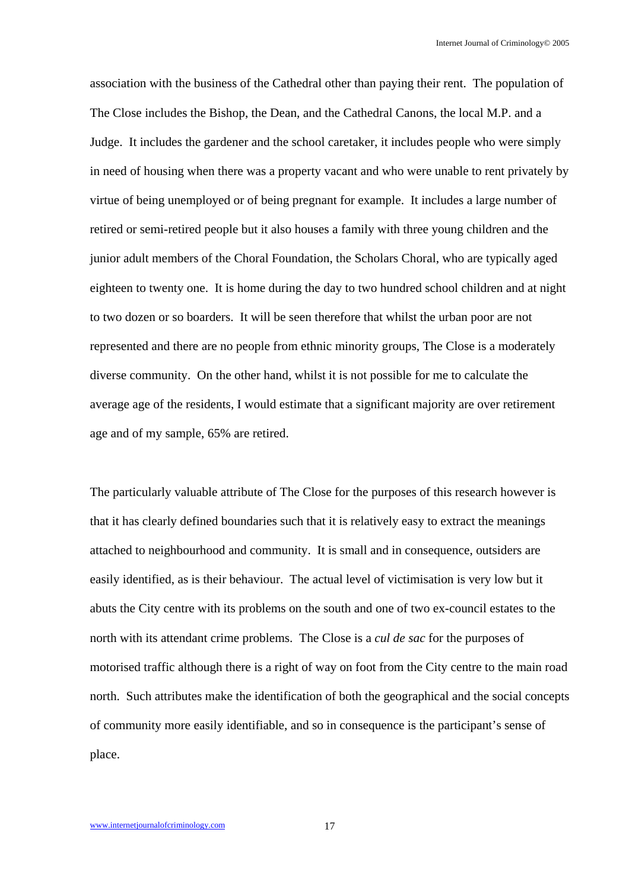association with the business of the Cathedral other than paying their rent. The population of The Close includes the Bishop, the Dean, and the Cathedral Canons, the local M.P. and a Judge. It includes the gardener and the school caretaker, it includes people who were simply in need of housing when there was a property vacant and who were unable to rent privately by virtue of being unemployed or of being pregnant for example. It includes a large number of retired or semi-retired people but it also houses a family with three young children and the junior adult members of the Choral Foundation, the Scholars Choral, who are typically aged eighteen to twenty one. It is home during the day to two hundred school children and at night to two dozen or so boarders. It will be seen therefore that whilst the urban poor are not represented and there are no people from ethnic minority groups, The Close is a moderately diverse community. On the other hand, whilst it is not possible for me to calculate the average age of the residents, I would estimate that a significant majority are over retirement age and of my sample, 65% are retired.

The particularly valuable attribute of The Close for the purposes of this research however is that it has clearly defined boundaries such that it is relatively easy to extract the meanings attached to neighbourhood and community. It is small and in consequence, outsiders are easily identified, as is their behaviour. The actual level of victimisation is very low but it abuts the City centre with its problems on the south and one of two ex-council estates to the north with its attendant crime problems. The Close is a *cul de sac* for the purposes of motorised traffic although there is a right of way on foot from the City centre to the main road north. Such attributes make the identification of both the geographical and the social concepts of community more easily identifiable, and so in consequence is the participant's sense of place.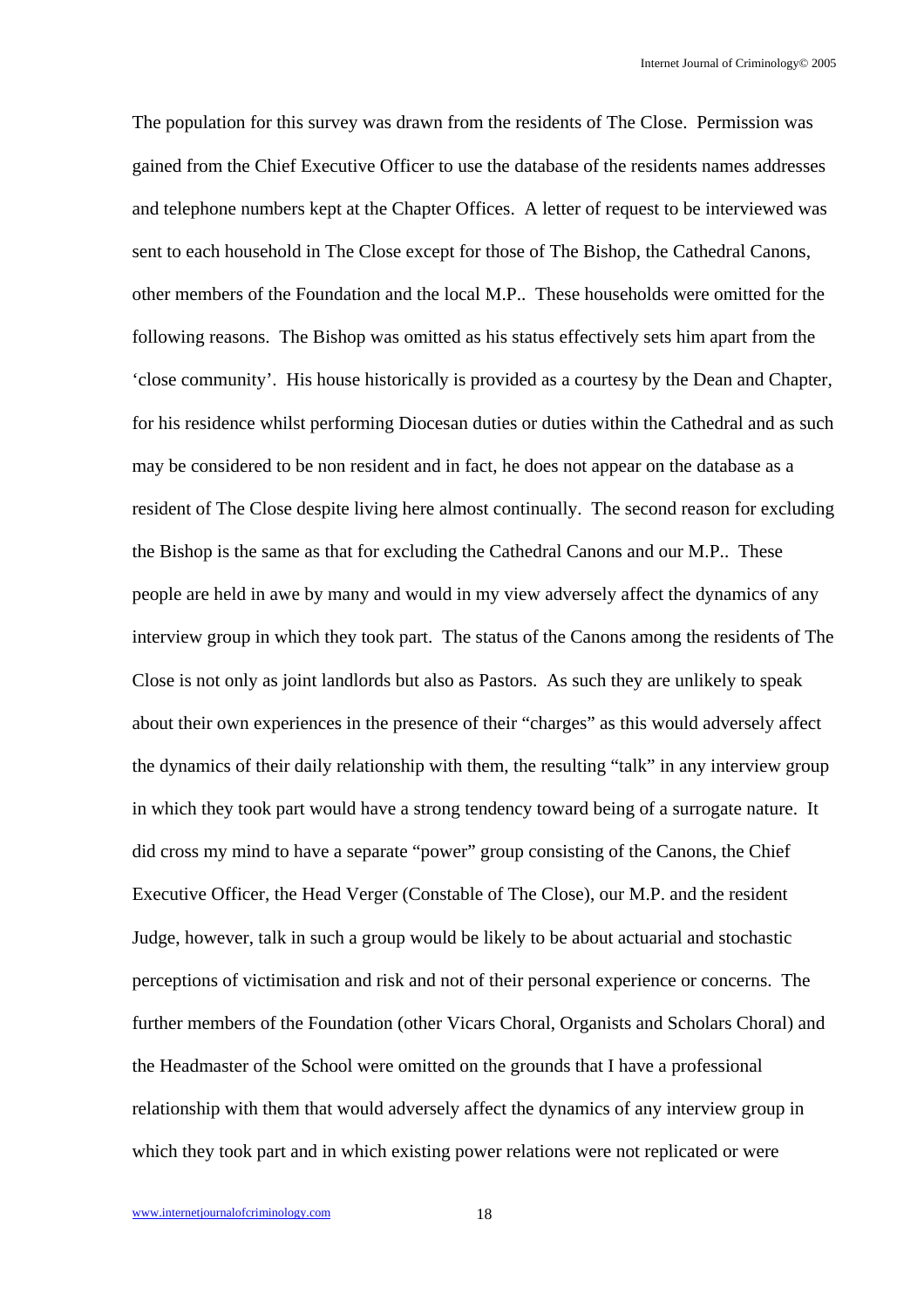The population for this survey was drawn from the residents of The Close. Permission was gained from the Chief Executive Officer to use the database of the residents names addresses and telephone numbers kept at the Chapter Offices. A letter of request to be interviewed was sent to each household in The Close except for those of The Bishop, the Cathedral Canons, other members of the Foundation and the local M.P.. These households were omitted for the following reasons. The Bishop was omitted as his status effectively sets him apart from the 'close community'. His house historically is provided as a courtesy by the Dean and Chapter, for his residence whilst performing Diocesan duties or duties within the Cathedral and as such may be considered to be non resident and in fact, he does not appear on the database as a resident of The Close despite living here almost continually. The second reason for excluding the Bishop is the same as that for excluding the Cathedral Canons and our M.P.. These people are held in awe by many and would in my view adversely affect the dynamics of any interview group in which they took part. The status of the Canons among the residents of The Close is not only as joint landlords but also as Pastors. As such they are unlikely to speak about their own experiences in the presence of their "charges" as this would adversely affect the dynamics of their daily relationship with them, the resulting "talk" in any interview group in which they took part would have a strong tendency toward being of a surrogate nature. It did cross my mind to have a separate "power" group consisting of the Canons, the Chief Executive Officer, the Head Verger (Constable of The Close), our M.P. and the resident Judge, however, talk in such a group would be likely to be about actuarial and stochastic perceptions of victimisation and risk and not of their personal experience or concerns. The further members of the Foundation (other Vicars Choral, Organists and Scholars Choral) and the Headmaster of the School were omitted on the grounds that I have a professional relationship with them that would adversely affect the dynamics of any interview group in which they took part and in which existing power relations were not replicated or were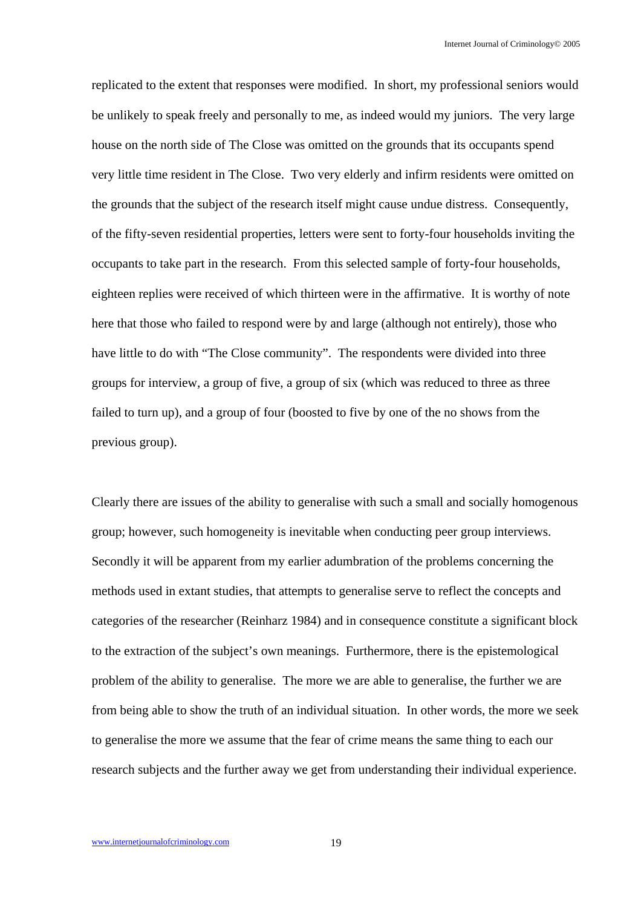replicated to the extent that responses were modified. In short, my professional seniors would be unlikely to speak freely and personally to me, as indeed would my juniors. The very large house on the north side of The Close was omitted on the grounds that its occupants spend very little time resident in The Close. Two very elderly and infirm residents were omitted on the grounds that the subject of the research itself might cause undue distress. Consequently, of the fifty-seven residential properties, letters were sent to forty-four households inviting the occupants to take part in the research. From this selected sample of forty-four households, eighteen replies were received of which thirteen were in the affirmative. It is worthy of note here that those who failed to respond were by and large (although not entirely), those who have little to do with "The Close community". The respondents were divided into three groups for interview, a group of five, a group of six (which was reduced to three as three failed to turn up), and a group of four (boosted to five by one of the no shows from the previous group).

Clearly there are issues of the ability to generalise with such a small and socially homogenous group; however, such homogeneity is inevitable when conducting peer group interviews. Secondly it will be apparent from my earlier adumbration of the problems concerning the methods used in extant studies, that attempts to generalise serve to reflect the concepts and categories of the researcher (Reinharz 1984) and in consequence constitute a significant block to the extraction of the subject's own meanings. Furthermore, there is the epistemological problem of the ability to generalise. The more we are able to generalise, the further we are from being able to show the truth of an individual situation. In other words, the more we seek to generalise the more we assume that the fear of crime means the same thing to each our research subjects and the further away we get from understanding their individual experience.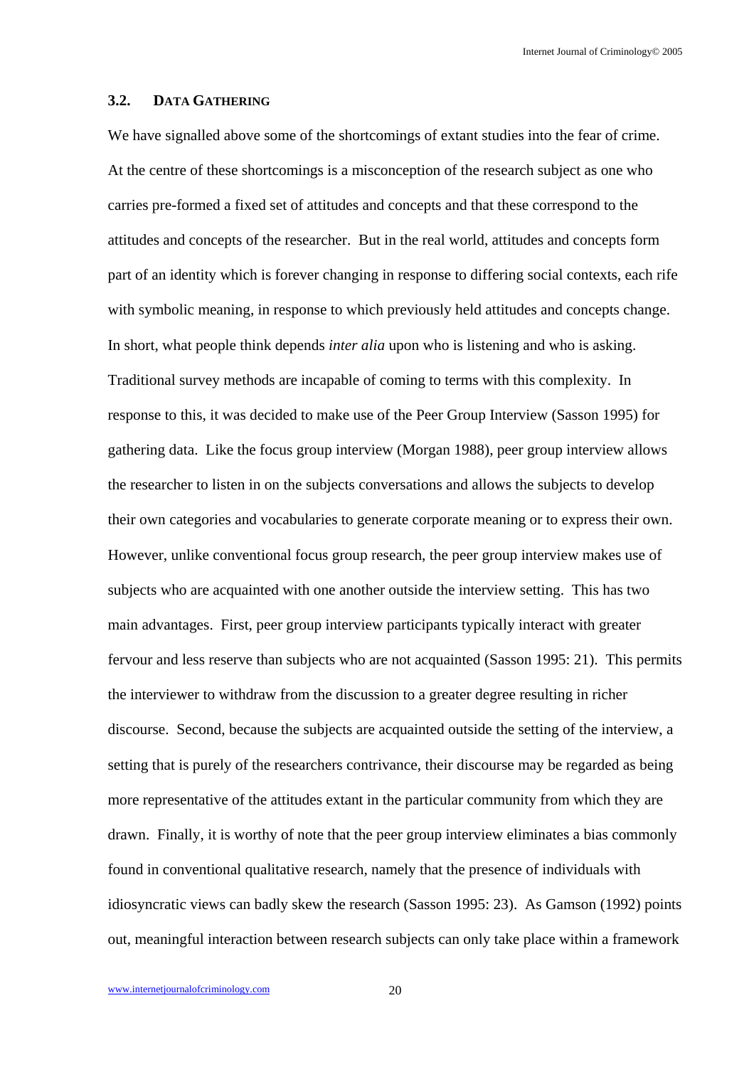### 3.2. DATA GATHERING

We have signalled above some of the shortcomings of extant studies into the fear of crime. At the centre of these shortcomings is a misconception of the research subject as one who carries pre-formed a fixed set of attitudes and concepts and that these correspond to the attitudes and concepts of the researcher. But in the real world, attitudes and concepts form part of an identity which is forever changing in response to differing social contexts, each rife with symbolic meaning, in response to which previously held attitudes and concepts change. In short, what people think depends *inter alia* upon who is listening and who is asking. Traditional survey methods are incapable of coming to terms with this complexity. In response to this, it was decided to make use of the Peer Group Interview (Sasson 1995) for gathering data. Like the focus group interview (Morgan 1988), peer group interview allows the researcher to listen in on the subjects conversations and allows the subjects to develop their own categories and vocabularies to generate corporate meaning or to express their own. However, unlike conventional focus group research, the peer group interview makes use of subjects who are acquainted with one another outside the interview setting. This has two main advantages. First, peer group interview participants typically interact with greater fervour and less reserve than subjects who are not acquainted (Sasson 1995: 21). This permits the interviewer to withdraw from the discussion to a greater degree resulting in richer discourse. Second, because the subjects are acquainted outside the setting of the interview, a setting that is purely of the researchers contrivance, their discourse may be regarded as being more representative of the attitudes extant in the particular community from which they are drawn. Finally, it is worthy of note that the peer group interview eliminates a bias commonly found in conventional qualitative research, namely that the presence of individuals with idiosyncratic views can badly skew the research (Sasson 1995: 23). As Gamson (1992) points out, meaningful interaction between research subjects can only take place within a framework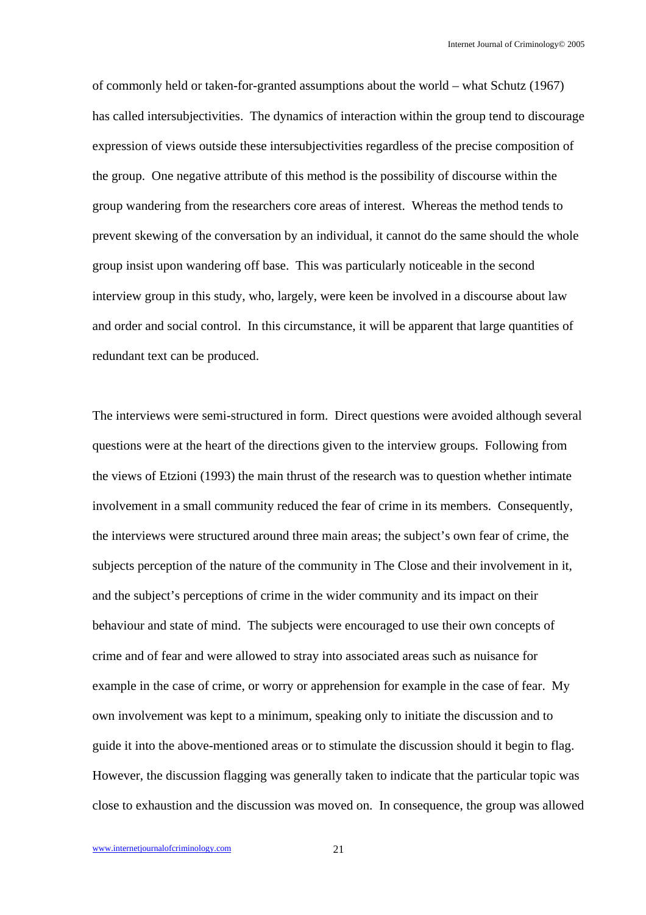of commonly held or taken-for-granted assumptions about the world – what Schutz (1967) has called intersubjectivities. The dynamics of interaction within the group tend to discourage expression of views outside these intersubjectivities regardless of the precise composition of the group. One negative attribute of this method is the possibility of discourse within the group wandering from the researchers core areas of interest. Whereas the method tends to prevent skewing of the conversation by an individual, it cannot do the same should the whole group insist upon wandering off base. This was particularly noticeable in the second interview group in this study, who, largely, were keen be involved in a discourse about law and order and social control. In this circumstance, it will be apparent that large quantities of redundant text can be produced.

The interviews were semi-structured in form. Direct questions were avoided although several questions were at the heart of the directions given to the interview groups. Following from the views of Etzioni (1993) the main thrust of the research was to question whether intimate involvement in a small community reduced the fear of crime in its members. Consequently, the interviews were structured around three main areas; the subject's own fear of crime, the subjects perception of the nature of the community in The Close and their involvement in it, and the subject's perceptions of crime in the wider community and its impact on their behaviour and state of mind. The subjects were encouraged to use their own concepts of crime and of fear and were allowed to stray into associated areas such as nuisance for example in the case of crime, or worry or apprehension for example in the case of fear. My own involvement was kept to a minimum, speaking only to initiate the discussion and to guide it into the above-mentioned areas or to stimulate the discussion should it begin to flag. However, the discussion flagging was generally taken to indicate that the particular topic was close to exhaustion and the discussion was moved on. In consequence, the group was allowed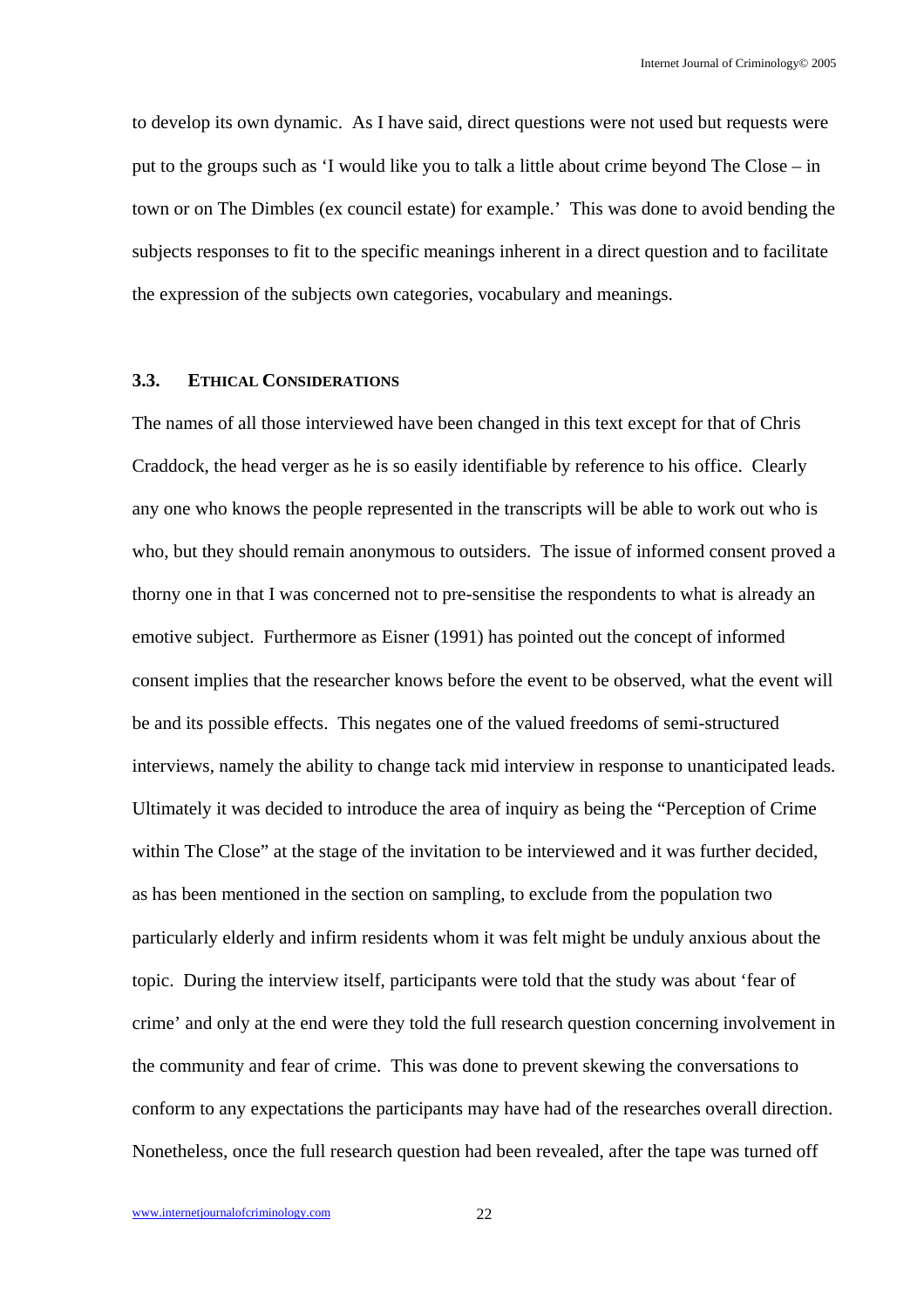to develop its own dynamic. As I have said, direct questions were not used but requests were put to the groups such as 'I would like you to talk a little about crime beyond The Close – in town or on The Dimbles (ex council estate) for example.' This was done to avoid bending the subjects responses to fit to the specific meanings inherent in a direct question and to facilitate the expression of the subjects own categories, vocabulary and meanings.

### 3.3. Ethical Considerations

The names of all those interviewed have been changed in this text except for that of Chris Craddock, the head verger as he is so easily identifiable by reference to his office. Clearly any one who knows the people represented in the transcripts will be able to work out who is who, but they should remain anonymous to outsiders. The issue of informed consent proved a thorny one in that I was concerned not to pre-sensitise the respondents to what is already an emotive subject. Furthermore as Eisner (1991) has pointed out the concept of informed consent implies that the researcher knows before the event to be observed, what the event will be and its possible effects. This negates one of the valued freedoms of semi-structured interviews, namely the ability to change tack mid interview in response to unanticipated leads. Ultimately it was decided to introduce the area of inquiry as being the "Perception of Crime within The Close" at the stage of the invitation to be interviewed and it was further decided, as has been mentioned in the section on sampling, to exclude from the population two particularly elderly and infirm residents whom it was felt might be unduly anxious about the topic. During the interview itself, participants were told that the study was about 'fear of crime' and only at the end were they told the full research question concerning involvement in the community and fear of crime. This was done to prevent skewing the conversations to conform to any expectations the participants may have had of the researches overall direction. Nonetheless, once the full research question had been revealed, after the tape was turned off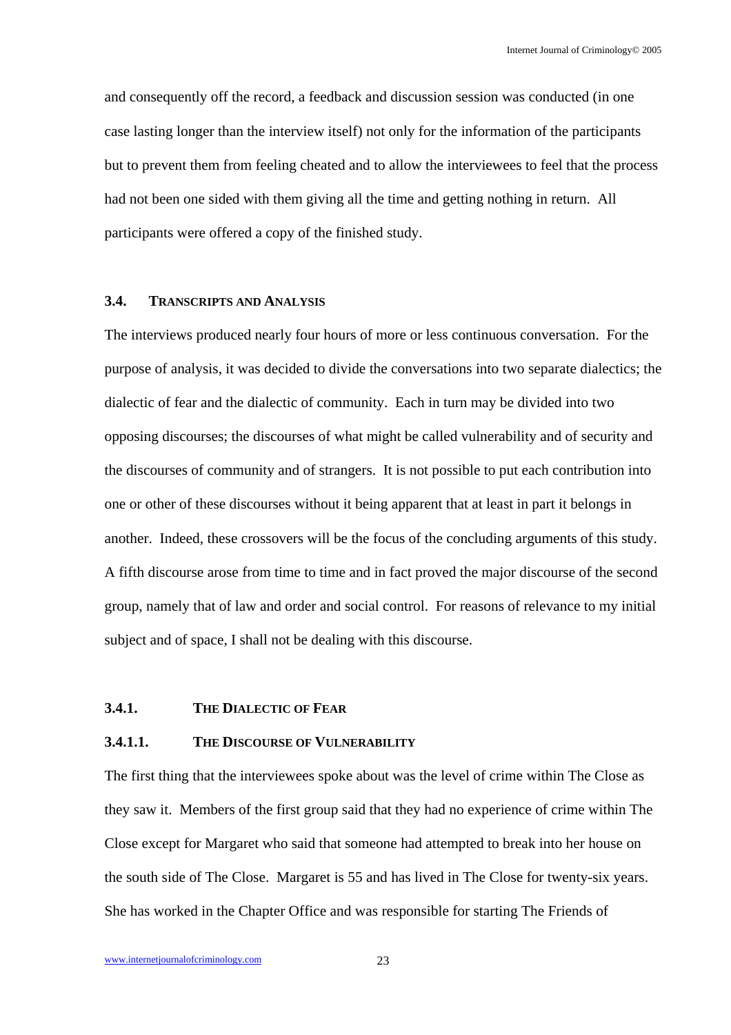and consequently off the record, a feedback and discussion session was conducted (in one case lasting longer than the interview itself) not only for the information of the participants but to prevent them from feeling cheated and to allow the interviewees to feel that the process had not been one sided with them giving all the time and getting nothing in return. All participants were offered a copy of the finished study.

### 3.4. Transcripts and Analysis

The interviews produced nearly four hours of more or less continuous conversation. For the purpose of analysis, it was decided to divide the conversations into two separate dialectics; the dialectic of fear and the dialectic of community. Each in turn may be divided into two opposing discourses; the discourses of what might be called vulnerability and of security and the discourses of community and of strangers. It is not possible to put each contribution into one or other of these discourses without it being apparent that at least in part it belongs in another. Indeed, these crossovers will be the focus of the concluding arguments of this study. A fifth discourse arose from time to time and in fact proved the major discourse of the second group, namely that of law and order and social control. For reasons of relevance to my initial subject and of space, I shall not be dealing with this discourse.

#### 3.4.1. The Dialectic of Fear

##### 3.4.1.1. The Discourse of Vulnerability

The first thing that the interviewees spoke about was the level of crime within The Close as they saw it. Members of the first group said that they had no experience of crime within The Close except for Margaret who said that someone had attempted to break into her house on the south side of The Close. Margaret is 55 and has lived in The Close for twenty-six years. She has worked in the Chapter Office and was responsible for starting The Friends of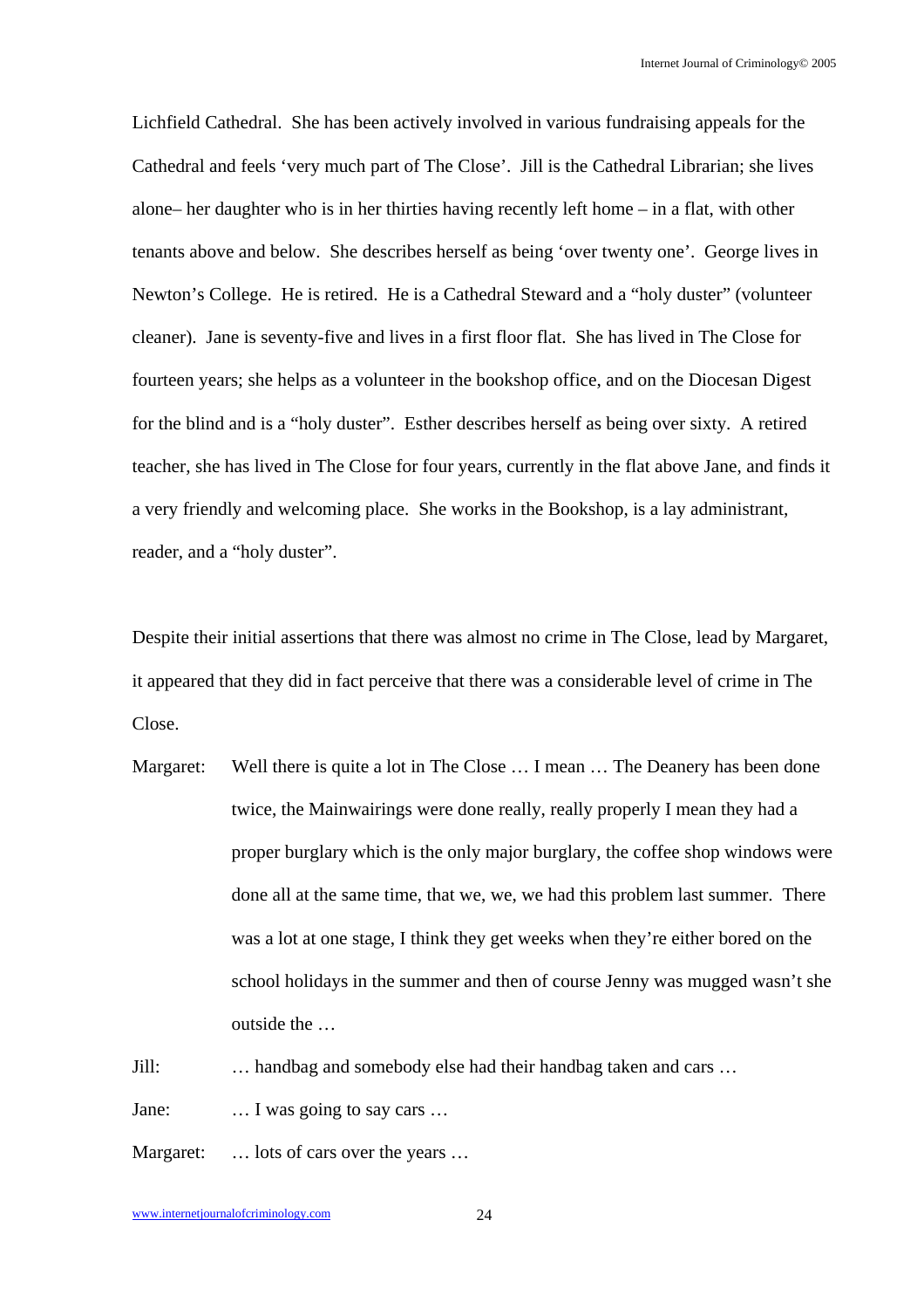Lichfield Cathedral. She has been actively involved in various fundraising appeals for the Cathedral and feels 'very much part of The Close'. Jill is the Cathedral Librarian; she lives alone– her daughter who is in her thirties having recently left home – in a flat, with other tenants above and below. She describes herself as being 'over twenty one'. George lives in Newton's College. He is retired. He is a Cathedral Steward and a "holy duster" (volunteer cleaner). Jane is seventy-five and lives in a first floor flat. She has lived in The Close for fourteen years; she helps as a volunteer in the bookshop office, and on the Diocesan Digest for the blind and is a "holy duster". Esther describes herself as being over sixty. A retired teacher, she has lived in The Close for four years, currently in the flat above Jane, and finds it a very friendly and welcoming place. She works in the Bookshop, is a lay administrant, reader, and a "holy duster".

Despite their initial assertions that there was almost no crime in The Close, lead by Margaret, it appeared that they did in fact perceive that there was a considerable level of crime in The Close.

Margaret: Well there is quite a lot in The Close … I mean … The Deanery has been done twice, the Mainwairings were done really, really properly I mean they had a proper burglary which is the only major burglary, the coffee shop windows were done all at the same time, that we, we, we had this problem last summer. There was a lot at one stage, I think they get weeks when they're either bored on the school holidays in the summer and then of course Jenny was mugged wasn't she outside the …

Jill: … handbag and somebody else had their handbag taken and cars …

Jane: … I was going to say cars …

Margaret: … lots of cars over the years …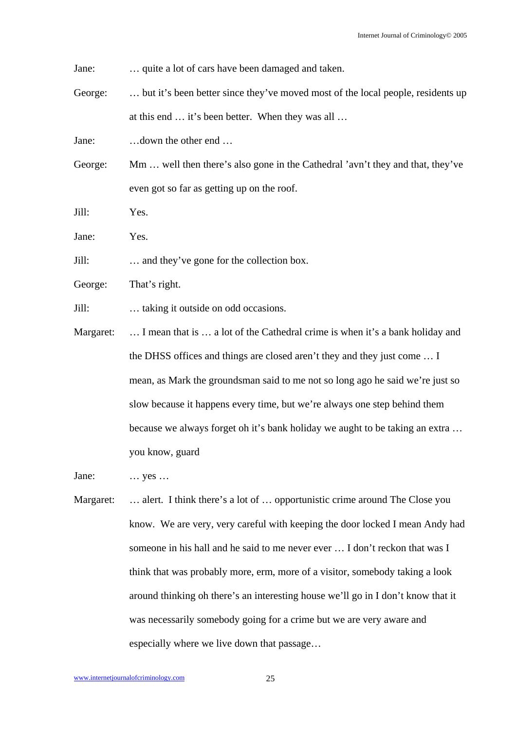Jane: … quite a lot of cars have been damaged and taken.

George: … but it's been better since they've moved most of the local people, residents up at this end … it's been better. When they was all …

Jane: …down the other end …

George: Mm … well then there's also gone in the Cathedral 'avn't they and that, they've even got so far as getting up on the roof.

Jill: Yes.

Jane: Yes.

Jill: … and they've gone for the collection box.

George: That's right.

Jill: … taking it outside on odd occasions.

Margaret: … I mean that is … a lot of the Cathedral crime is when it's a bank holiday and the DHSS offices and things are closed aren't they and they just come … I mean, as Mark the groundsman said to me not so long ago he said we're just so slow because it happens every time, but we're always one step behind them because we always forget oh it's bank holiday we aught to be taking an extra … you know, guard

Jane: … yes …

Margaret: … alert. I think there's a lot of … opportunistic crime around The Close you know. We are very, very careful with keeping the door locked I mean Andy had someone in his hall and he said to me never ever … I don't reckon that was I think that was probably more, erm, more of a visitor, somebody taking a look around thinking oh there's an interesting house we'll go in I don't know that it was necessarily somebody going for a crime but we are very aware and especially where we live down that passage…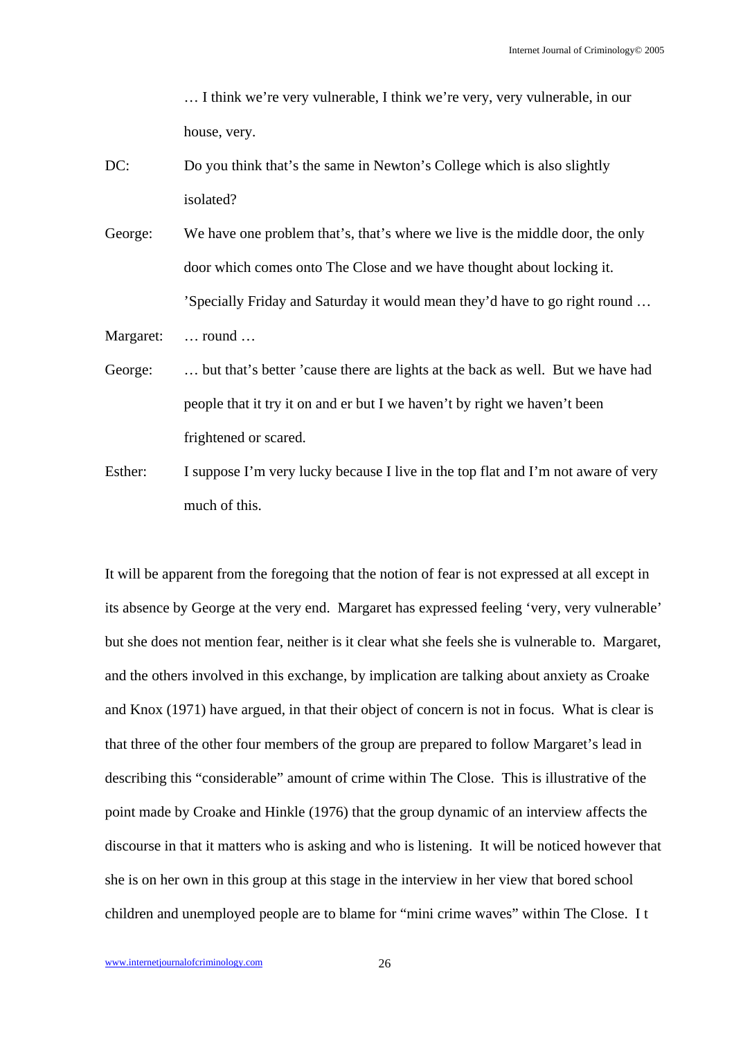… I think we're very vulnerable, I think we're very, very vulnerable, in our house, very.

DC: Do you think that's the same in Newton's College which is also slightly isolated?

George: We have one problem that's, that's where we live is the middle door, the only door which comes onto The Close and we have thought about locking it. 'Specially Friday and Saturday it would mean they'd have to go right round …

Margaret: … round …

George: … but that's better 'cause there are lights at the back as well. But we have had people that it try it on and er but I we haven't by right we haven't been frightened or scared.

Esther: I suppose I'm very lucky because I live in the top flat and I'm not aware of very much of this.

It will be apparent from the foregoing that the notion of fear is not expressed at all except in its absence by George at the very end. Margaret has expressed feeling 'very, very vulnerable' but she does not mention fear, neither is it clear what she feels she is vulnerable to. Margaret, and the others involved in this exchange, by implication are talking about anxiety as Croake and Knox (1971) have argued, in that their object of concern is not in focus. What is clear is that three of the other four members of the group are prepared to follow Margaret's lead in describing this "considerable" amount of crime within The Close. This is illustrative of the point made by Croake and Hinkle (1976) that the group dynamic of an interview affects the discourse in that it matters who is asking and who is listening. It will be noticed however that she is on her own in this group at this stage in the interview in her view that bored school children and unemployed people are to blame for "mini crime waves" within The Close. I t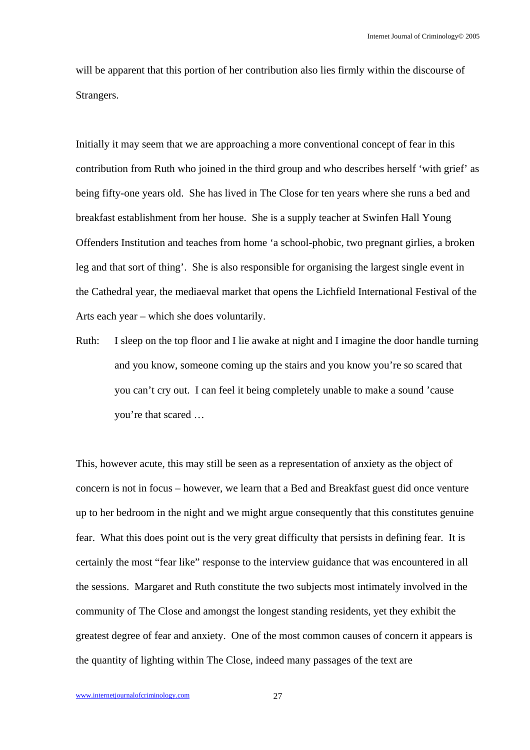will be apparent that this portion of her contribution also lies firmly within the discourse of Strangers.

Initially it may seem that we are approaching a more conventional concept of fear in this contribution from Ruth who joined in the third group and who describes herself 'with grief' as being fifty-one years old. She has lived in The Close for ten years where she runs a bed and breakfast establishment from her house. She is a supply teacher at Swinfen Hall Young Offenders Institution and teaches from home 'a school-phobic, two pregnant girlies, a broken leg and that sort of thing'. She is also responsible for organising the largest single event in the Cathedral year, the mediaeval market that opens the Lichfield International Festival of the Arts each year – which she does voluntarily.

Ruth: I sleep on the top floor and I lie awake at night and I imagine the door handle turning and you know, someone coming up the stairs and you know you're so scared that you can't cry out. I can feel it being completely unable to make a sound 'cause you're that scared …

This, however acute, this may still be seen as a representation of anxiety as the object of concern is not in focus – however, we learn that a Bed and Breakfast guest did once venture up to her bedroom in the night and we might argue consequently that this constitutes genuine fear. What this does point out is the very great difficulty that persists in defining fear. It is certainly the most "fear like" response to the interview guidance that was encountered in all the sessions. Margaret and Ruth constitute the two subjects most intimately involved in the community of The Close and amongst the longest standing residents, yet they exhibit the greatest degree of fear and anxiety. One of the most common causes of concern it appears is the quantity of lighting within The Close, indeed many passages of the text are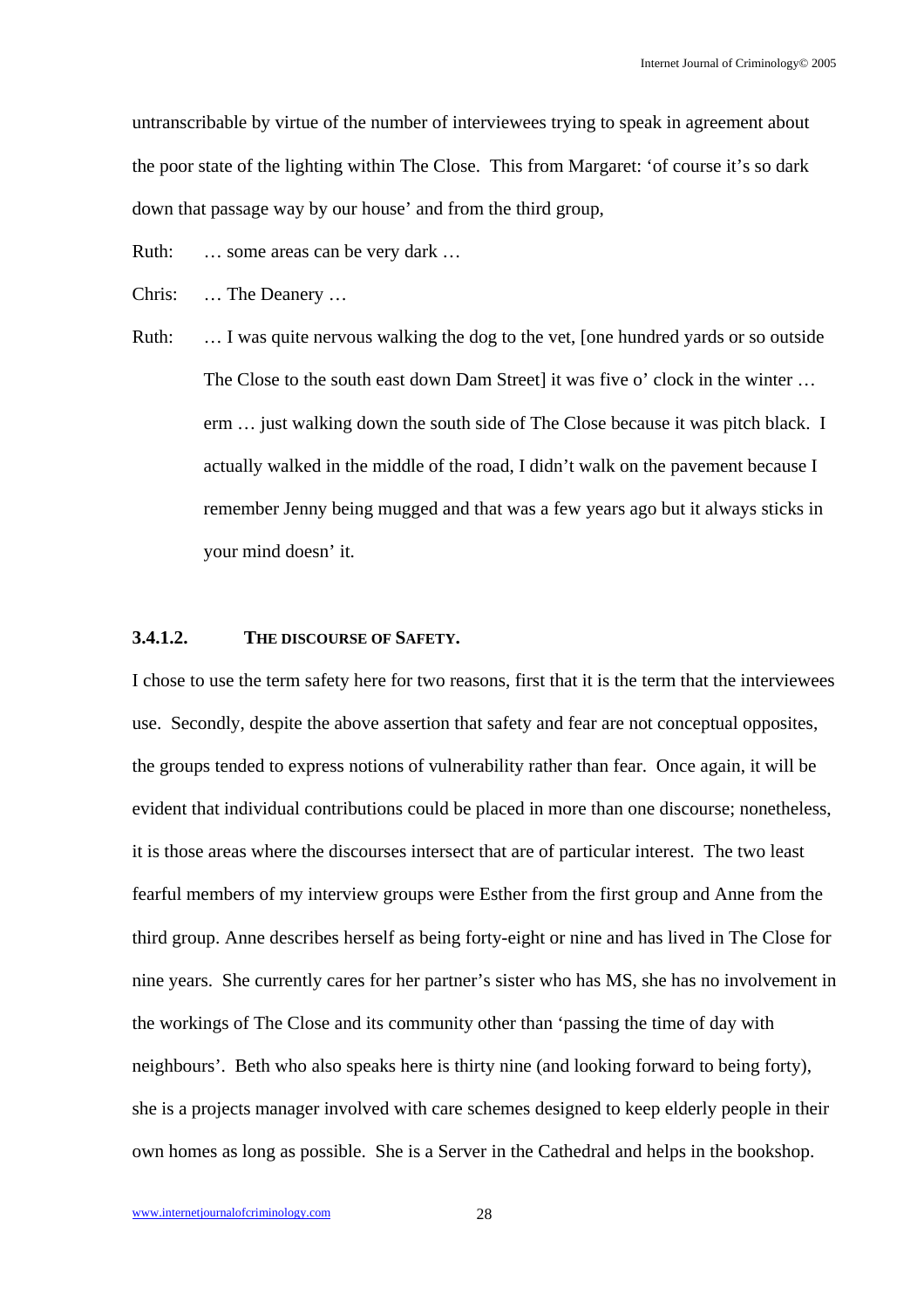untranscribable by virtue of the number of interviewees trying to speak in agreement about the poor state of the lighting within The Close. This from Margaret: 'of course it's so dark down that passage way by our house' and from the third group,

Ruth: … some areas can be very dark …

Chris: … The Deanery …

Ruth: … I was quite nervous walking the dog to the vet, [one hundred yards or so outside The Close to the south east down Dam Street] it was five o' clock in the winter … erm … just walking down the south side of The Close because it was pitch black. I actually walked in the middle of the road, I didn't walk on the pavement because I remember Jenny being mugged and that was a few years ago but it always sticks in your mind doesn' it.

#### 3.4.1.2. The discourse of Safety.

I chose to use the term safety here for two reasons, first that it is the term that the interviewees use. Secondly, despite the above assertion that safety and fear are not conceptual opposites, the groups tended to express notions of vulnerability rather than fear. Once again, it will be evident that individual contributions could be placed in more than one discourse; nonetheless, it is those areas where the discourses intersect that are of particular interest. The two least fearful members of my interview groups were Esther from the first group and Anne from the third group. Anne describes herself as being forty-eight or nine and has lived in The Close for nine years. She currently cares for her partner's sister who has MS, she has no involvement in the workings of The Close and its community other than 'passing the time of day with neighbours'. Beth who also speaks here is thirty nine (and looking forward to being forty), she is a projects manager involved with care schemes designed to keep elderly people in their own homes as long as possible. She is a Server in the Cathedral and helps in the bookshop.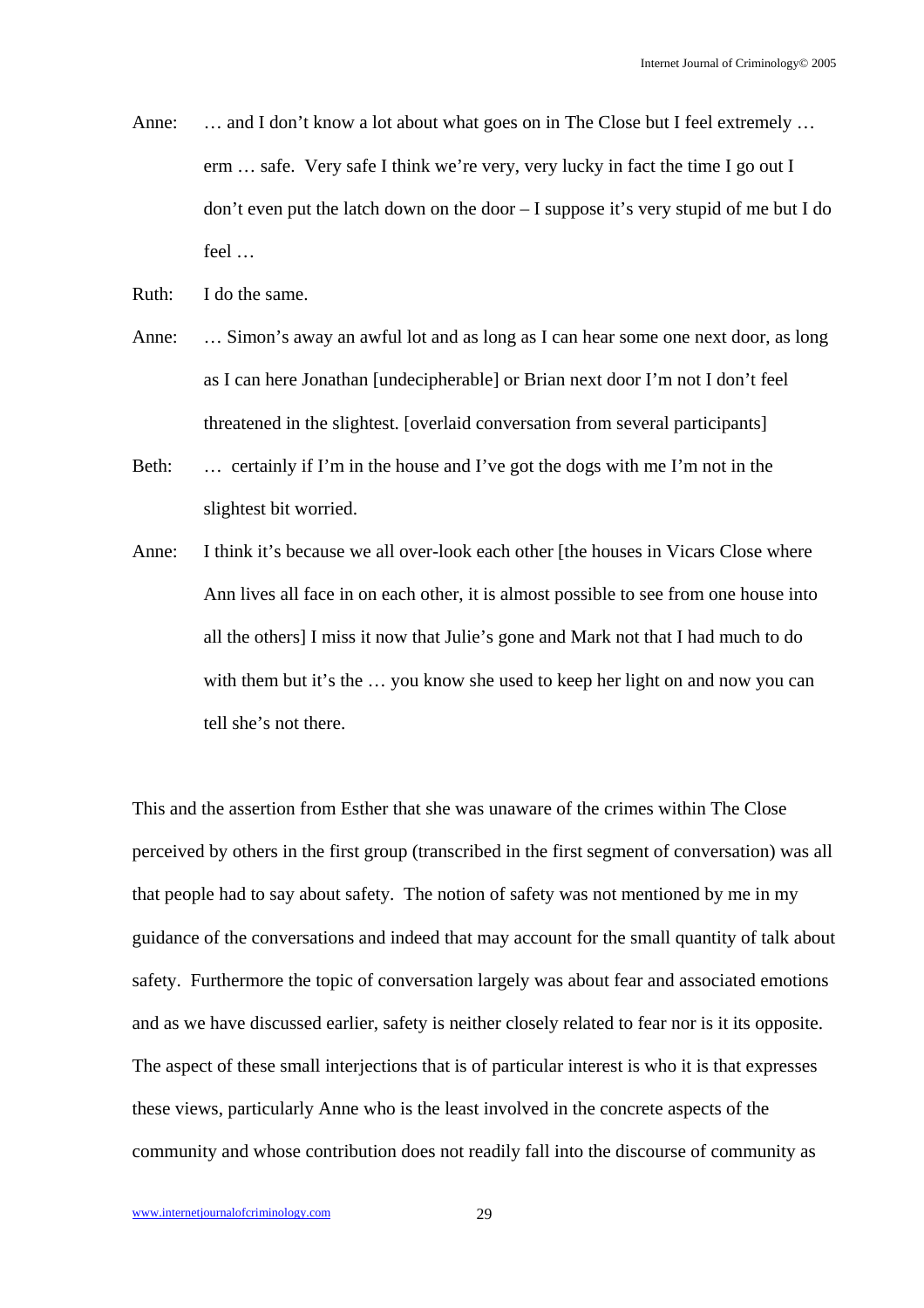Anne: … and I don't know a lot about what goes on in The Close but I feel extremely … erm … safe. Very safe I think we're very, very lucky in fact the time I go out I don't even put the latch down on the door – I suppose it's very stupid of me but I do feel …

Ruth: I do the same.

Anne: … Simon's away an awful lot and as long as I can hear some one next door, as long as I can here Jonathan [undecipherable] or Brian next door I'm not I don't feel threatened in the slightest. [overlaid conversation from several participants]

Beth: … certainly if I'm in the house and I've got the dogs with me I'm not in the slightest bit worried.

Anne: I think it's because we all over-look each other [the houses in Vicars Close where Ann lives all face in on each other, it is almost possible to see from one house into all the others] I miss it now that Julie's gone and Mark not that I had much to do with them but it's the … you know she used to keep her light on and now you can tell she's not there.

This and the assertion from Esther that she was unaware of the crimes within The Close perceived by others in the first group (transcribed in the first segment of conversation) was all that people had to say about safety. The notion of safety was not mentioned by me in my guidance of the conversations and indeed that may account for the small quantity of talk about safety. Furthermore the topic of conversation largely was about fear and associated emotions and as we have discussed earlier, safety is neither closely related to fear nor is it its opposite. The aspect of these small interjections that is of particular interest is who it is that expresses these views, particularly Anne who is the least involved in the concrete aspects of the community and whose contribution does not readily fall into the discourse of community as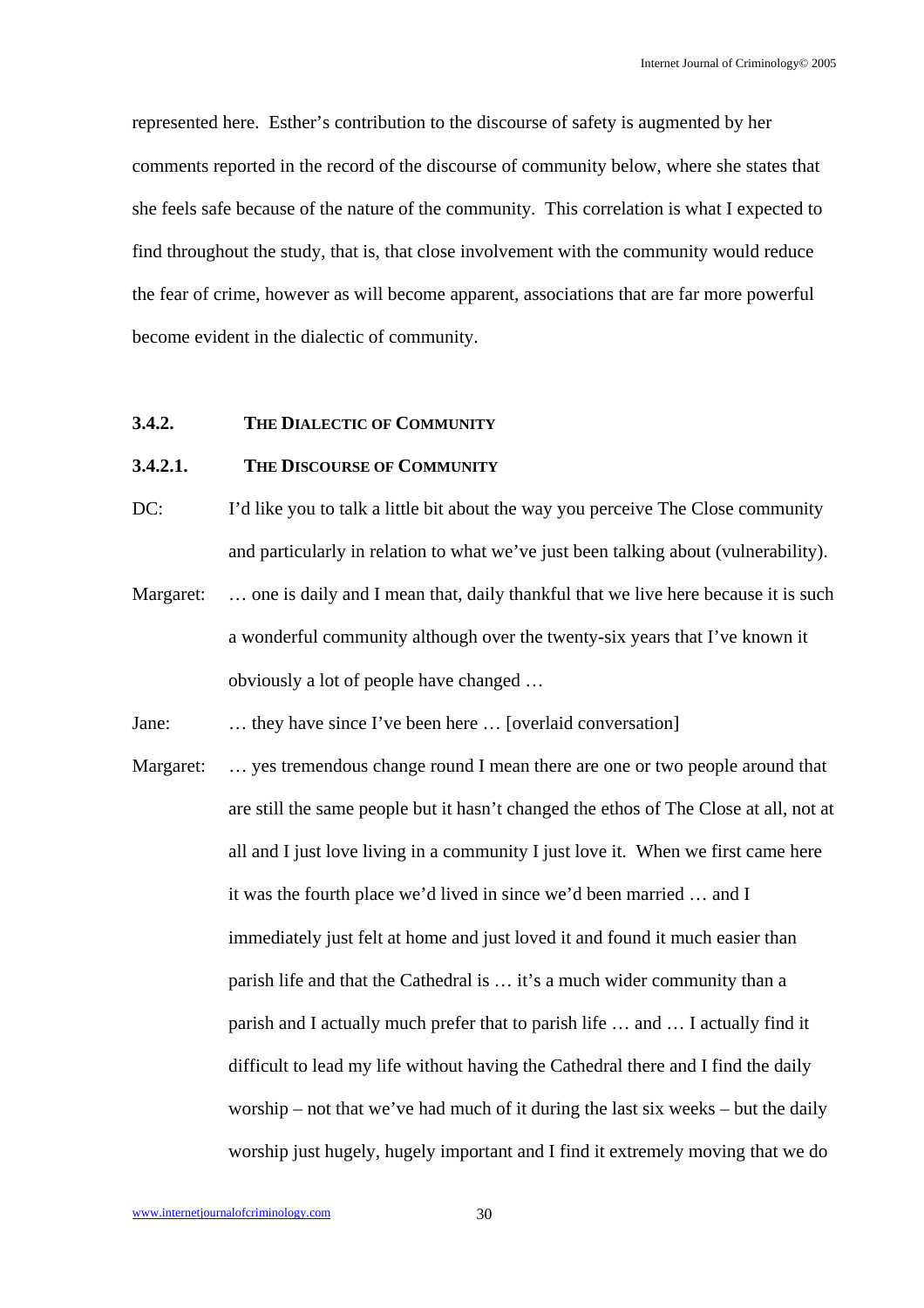represented here. Esther's contribution to the discourse of safety is augmented by her comments reported in the record of the discourse of community below, where she states that she feels safe because of the nature of the community. This correlation is what I expected to find throughout the study, that is, that close involvement with the community would reduce the fear of crime, however as will become apparent, associations that are far more powerful become evident in the dialectic of community.

### 3.4.2. The Dialectic of Community

#### 3.4.2.1. The Discourse of Community

DC: I'd like you to talk a little bit about the way you perceive The Close community and particularly in relation to what we've just been talking about (vulnerability).

Margaret: … one is daily and I mean that, daily thankful that we live here because it is such a wonderful community although over the twenty-six years that I've known it obviously a lot of people have changed …

Jane: … they have since I've been here … [overlaid conversation]

Margaret: … yes tremendous change round I mean there are one or two people around that are still the same people but it hasn't changed the ethos of The Close at all, not at all and I just love living in a community I just love it. When we first came here it was the fourth place we'd lived in since we'd been married … and I immediately just felt at home and just loved it and found it much easier than parish life and that the Cathedral is … it's a much wider community than a parish and I actually much prefer that to parish life … and … I actually find it difficult to lead my life without having the Cathedral there and I find the daily worship – not that we've had much of it during the last six weeks – but the daily worship just hugely, hugely important and I find it extremely moving that we do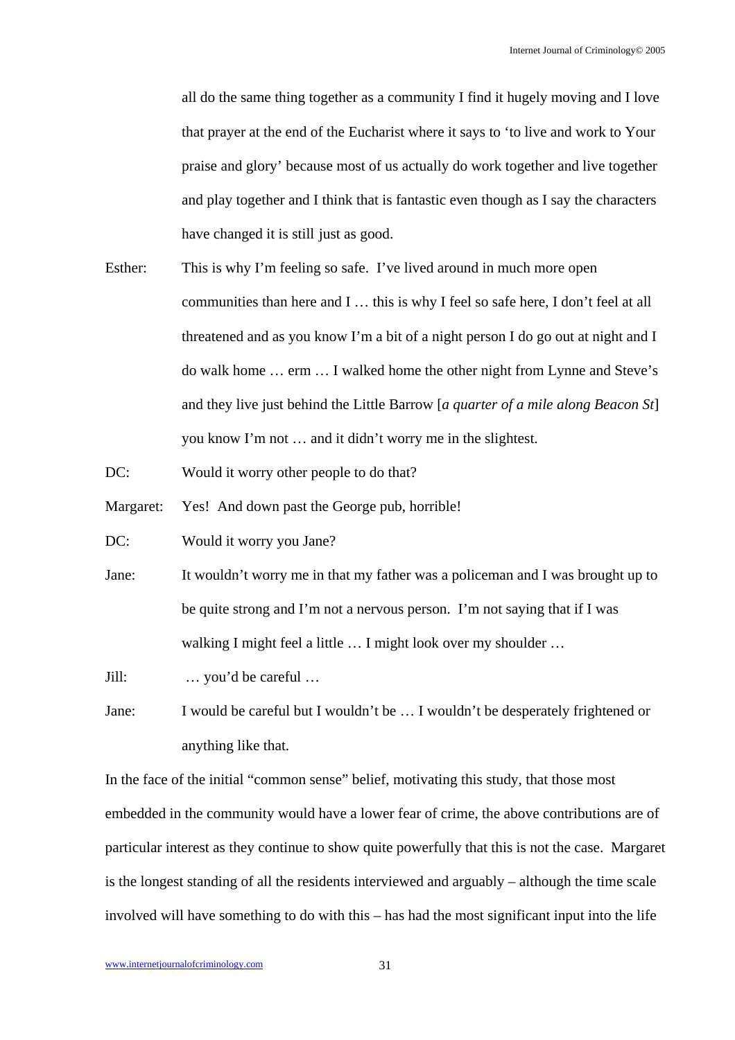all do the same thing together as a community I find it hugely moving and I love that prayer at the end of the Eucharist where it says to 'to live and work to Your praise and glory' because most of us actually do work together and live together and play together and I think that is fantastic even though as I say the characters have changed it is still just as good.

Esther: This is why I'm feeling so safe. I've lived around in much more open communities than here and I … this is why I feel so safe here, I don't feel at all threatened and as you know I'm a bit of a night person I do go out at night and I do walk home … erm … I walked home the other night from Lynne and Steve's and they live just behind the Little Barrow [*a quarter of a mile along Beacon St*] you know I'm not … and it didn't worry me in the slightest.

DC: Would it worry other people to do that?

Margaret: Yes! And down past the George pub, horrible!

DC: Would it worry you Jane?

Jane: It wouldn't worry me in that my father was a policeman and I was brought up to be quite strong and I'm not a nervous person. I'm not saying that if I was walking I might feel a little … I might look over my shoulder …

Jill: … you'd be careful …

Jane: I would be careful but I wouldn't be … I wouldn't be desperately frightened or anything like that.

In the face of the initial "common sense" belief, motivating this study, that those most embedded in the community would have a lower fear of crime, the above contributions are of particular interest as they continue to show quite powerfully that this is not the case. Margaret is the longest standing of all the residents interviewed and arguably – although the time scale involved will have something to do with this – has had the most significant input into the life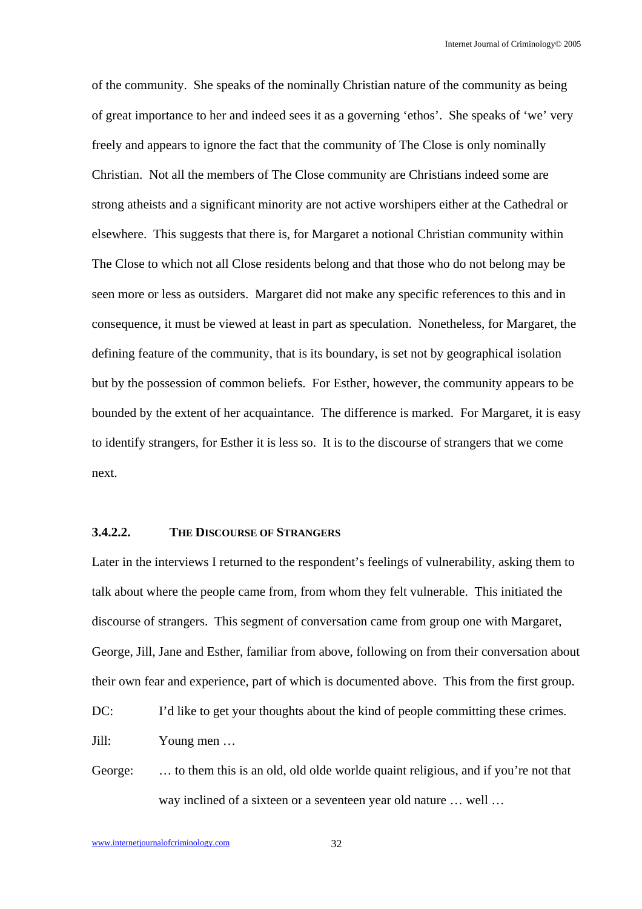of the community. She speaks of the nominally Christian nature of the community as being of great importance to her and indeed sees it as a governing 'ethos'. She speaks of 'we' very freely and appears to ignore the fact that the community of The Close is only nominally Christian. Not all the members of The Close community are Christians indeed some are strong atheists and a significant minority are not active worshipers either at the Cathedral or elsewhere. This suggests that there is, for Margaret a notional Christian community within The Close to which not all Close residents belong and that those who do not belong may be seen more or less as outsiders. Margaret did not make any specific references to this and in consequence, it must be viewed at least in part as speculation. Nonetheless, for Margaret, the defining feature of the community, that is its boundary, is set not by geographical isolation but by the possession of common beliefs. For Esther, however, the community appears to be bounded by the extent of her acquaintance. The difference is marked. For Margaret, it is easy to identify strangers, for Esther it is less so. It is to the discourse of strangers that we come next.

### 3.4.2.2. The Discourse of Strangers

Later in the interviews I returned to the respondent's feelings of vulnerability, asking them to talk about where the people came from, from whom they felt vulnerable. This initiated the discourse of strangers. This segment of conversation came from group one with Margaret, George, Jill, Jane and Esther, familiar from above, following on from their conversation about their own fear and experience, part of which is documented above. This from the first group.

DC: I'd like to get your thoughts about the kind of people committing these crimes.

Jill: Young men …

George: … to them this is an old, old olde worlde quaint religious, and if you're not that way inclined of a sixteen or a seventeen year old nature … well …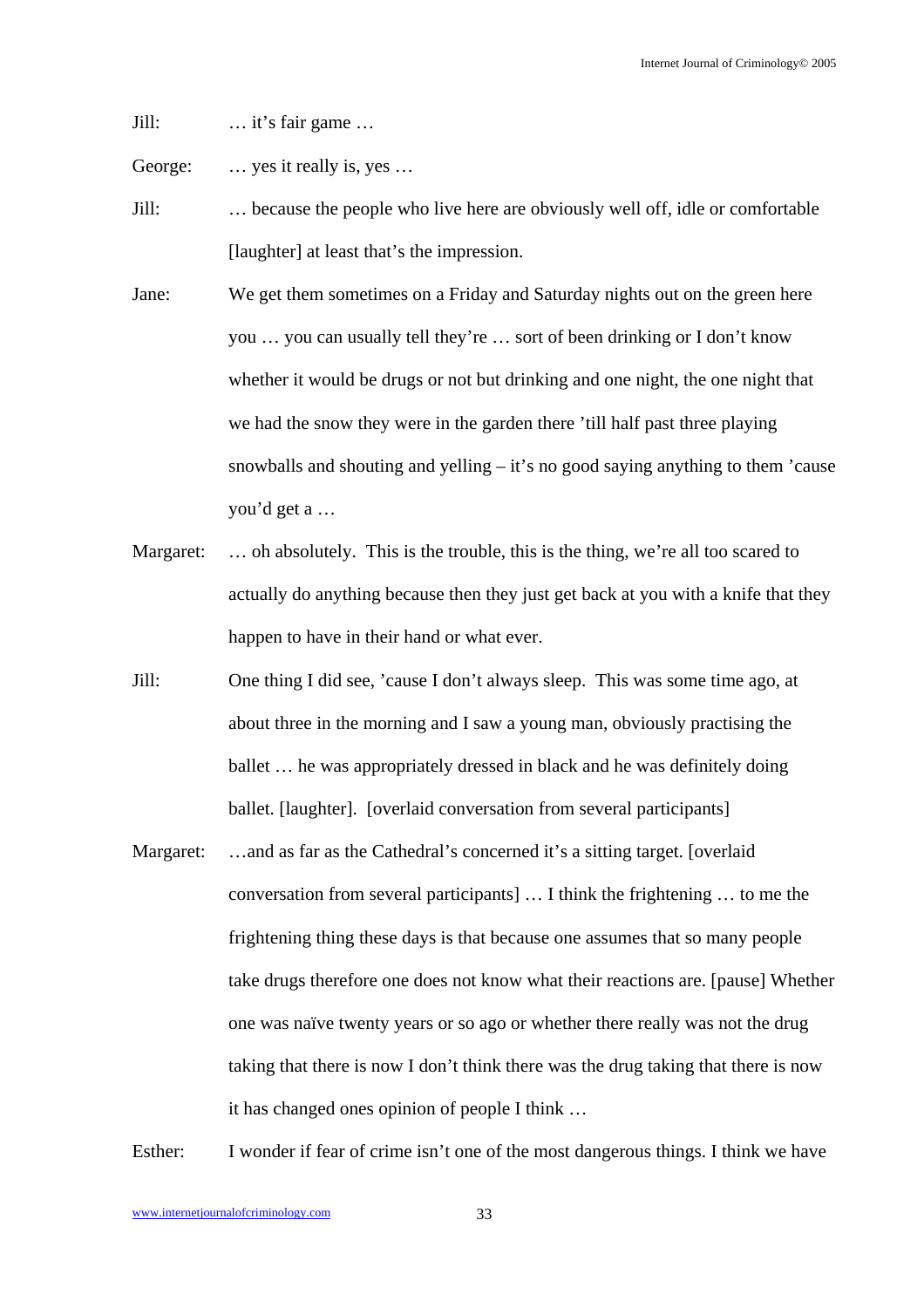Jill: … it's fair game …

George: … yes it really is, yes …

Jill: … because the people who live here are obviously well off, idle or comfortable [laughter] at least that's the impression.

Jane: We get them sometimes on a Friday and Saturday nights out on the green here you … you can usually tell they're … sort of been drinking or I don't know whether it would be drugs or not but drinking and one night, the one night that we had the snow they were in the garden there 'till half past three playing snowballs and shouting and yelling – it's no good saying anything to them 'cause you'd get a …

Margaret: … oh absolutely. This is the trouble, this is the thing, we're all too scared to actually do anything because then they just get back at you with a knife that they happen to have in their hand or what ever.

Jill: One thing I did see, 'cause I don't always sleep. This was some time ago, at about three in the morning and I saw a young man, obviously practising the ballet … he was appropriately dressed in black and he was definitely doing ballet. [laughter]. [overlaid conversation from several participants]

Margaret: …and as far as the Cathedral's concerned it's a sitting target. [overlaid conversation from several participants] … I think the frightening … to me the frightening thing these days is that because one assumes that so many people take drugs therefore one does not know what their reactions are. [pause] Whether one was naïve twenty years or so ago or whether there really was not the drug taking that there is now I don't think there was the drug taking that there is now it has changed ones opinion of people I think …

Esther: I wonder if fear of crime isn't one of the most dangerous things. I think we have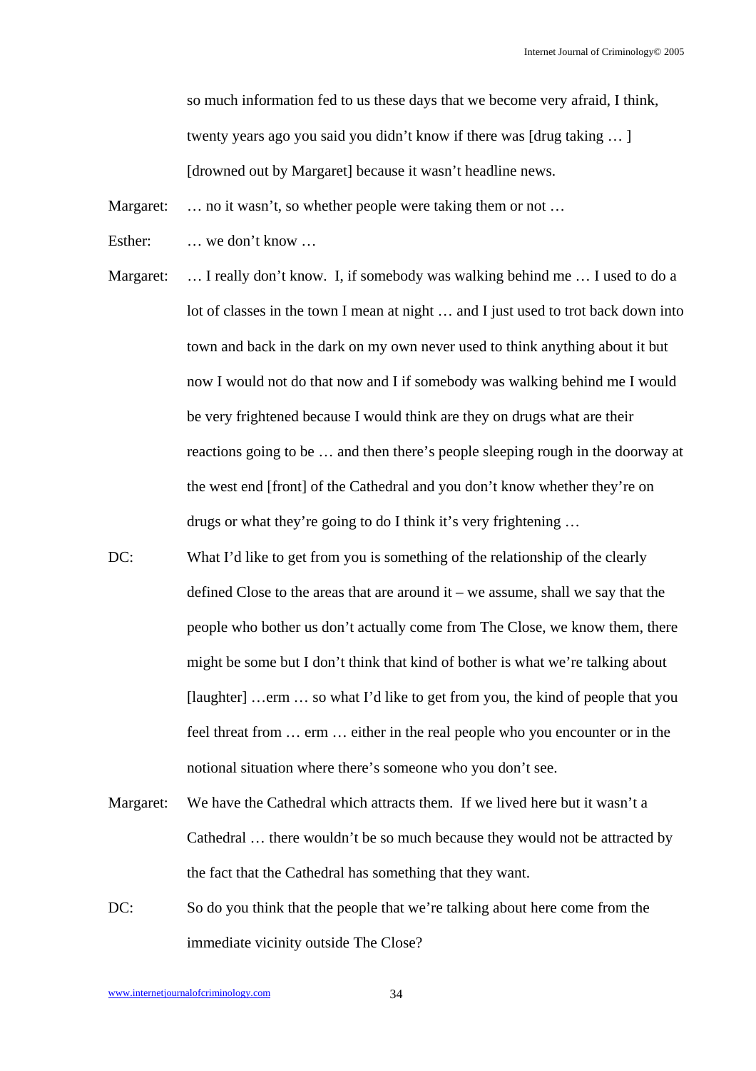so much information fed to us these days that we become very afraid, I think, twenty years ago you said you didn't know if there was [drug taking … ] [drowned out by Margaret] because it wasn't headline news.

Margaret: … no it wasn't, so whether people were taking them or not …

Esther: … we don't know …

Margaret: … I really don't know. I, if somebody was walking behind me … I used to do a lot of classes in the town I mean at night … and I just used to trot back down into town and back in the dark on my own never used to think anything about it but now I would not do that now and I if somebody was walking behind me I would be very frightened because I would think are they on drugs what are their reactions going to be … and then there's people sleeping rough in the doorway at the west end [front] of the Cathedral and you don't know whether they're on drugs or what they're going to do I think it's very frightening …

DC: What I'd like to get from you is something of the relationship of the clearly defined Close to the areas that are around it – we assume, shall we say that the people who bother us don't actually come from The Close, we know them, there might be some but I don't think that kind of bother is what we're talking about [laughter] …erm … so what I'd like to get from you, the kind of people that you feel threat from … erm … either in the real people who you encounter or in the notional situation where there's someone who you don't see.

Margaret: We have the Cathedral which attracts them. If we lived here but it wasn't a Cathedral … there wouldn't be so much because they would not be attracted by the fact that the Cathedral has something that they want.

DC: So do you think that the people that we're talking about here come from the immediate vicinity outside The Close?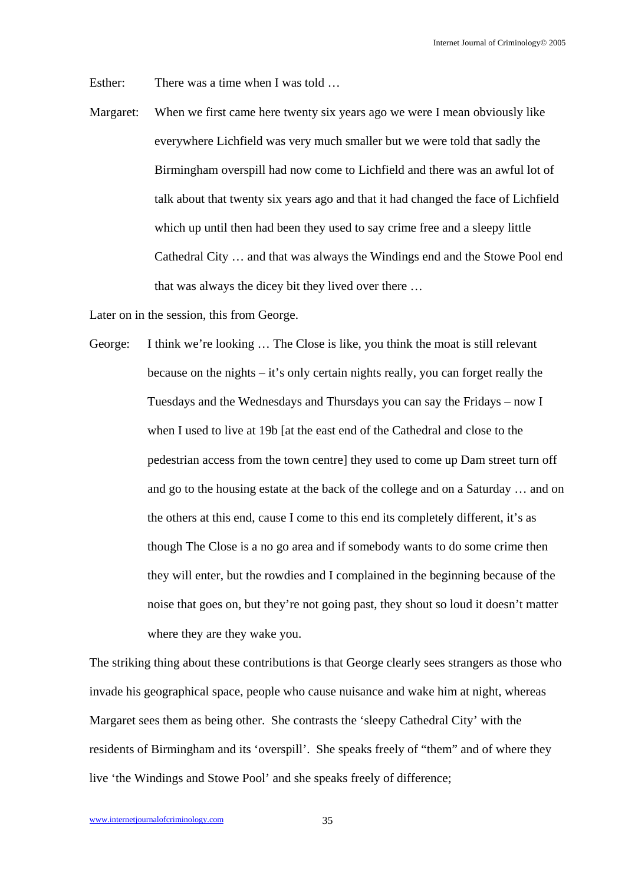Esther: There was a time when I was told …

Margaret: When we first came here twenty six years ago we were I mean obviously like everywhere Lichfield was very much smaller but we were told that sadly the Birmingham overspill had now come to Lichfield and there was an awful lot of talk about that twenty six years ago and that it had changed the face of Lichfield which up until then had been they used to say crime free and a sleepy little Cathedral City … and that was always the Windings end and the Stowe Pool end that was always the dicey bit they lived over there …

Later on in the session, this from George.

George: I think we're looking … The Close is like, you think the moat is still relevant because on the nights – it's only certain nights really, you can forget really the Tuesdays and the Wednesdays and Thursdays you can say the Fridays – now I when I used to live at 19b [at the east end of the Cathedral and close to the pedestrian access from the town centre] they used to come up Dam street turn off and go to the housing estate at the back of the college and on a Saturday … and on the others at this end, cause I come to this end its completely different, it's as though The Close is a no go area and if somebody wants to do some crime then they will enter, but the rowdies and I complained in the beginning because of the noise that goes on, but they're not going past, they shout so loud it doesn't matter where they are they wake you.

The striking thing about these contributions is that George clearly sees strangers as those who invade his geographical space, people who cause nuisance and wake him at night, whereas Margaret sees them as being other. She contrasts the 'sleepy Cathedral City' with the residents of Birmingham and its 'overspill'. She speaks freely of "them" and of where they live 'the Windings and Stowe Pool' and she speaks freely of difference;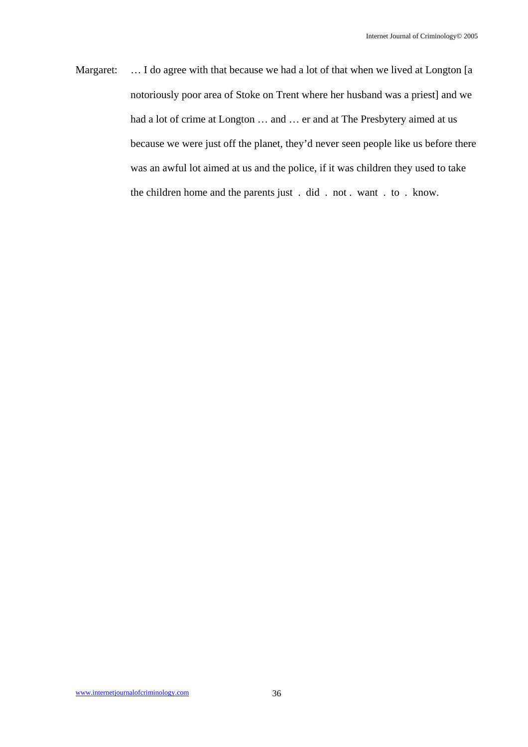Margaret: … I do agree with that because we had a lot of that when we lived at Longton [a notoriously poor area of Stoke on Trent where her husband was a priest] and we had a lot of crime at Longton … and … er and at The Presbytery aimed at us because we were just off the planet, they'd never seen people like us before there was an awful lot aimed at us and the police, if it was children they used to take the children home and the parents just . did . not . want . to . know.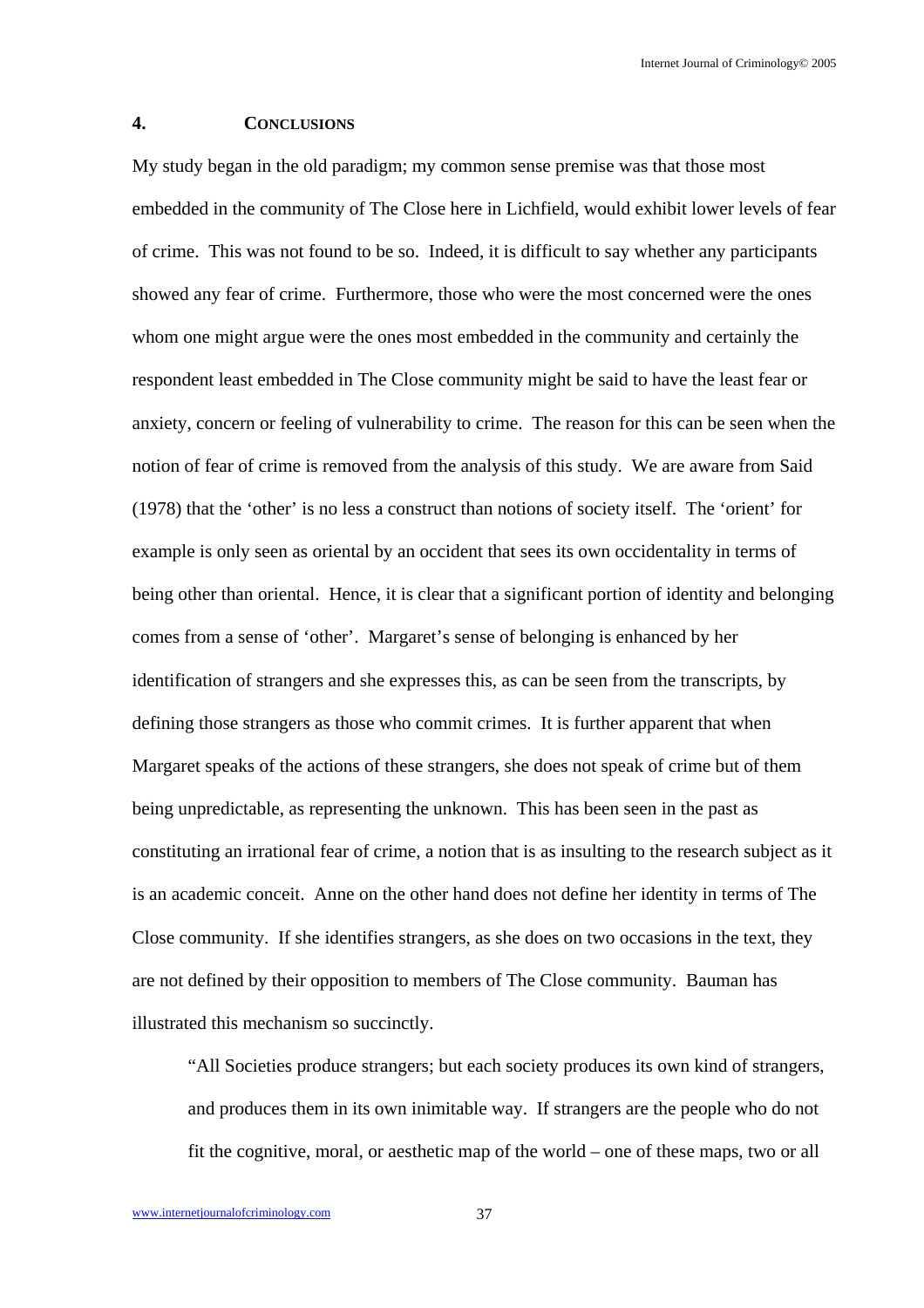## 4. CONCLUSIONS

My study began in the old paradigm; my common sense premise was that those most embedded in the community of The Close here in Lichfield, would exhibit lower levels of fear of crime. This was not found to be so. Indeed, it is difficult to say whether any participants showed any fear of crime. Furthermore, those who were the most concerned were the ones whom one might argue were the ones most embedded in the community and certainly the respondent least embedded in The Close community might be said to have the least fear or anxiety, concern or feeling of vulnerability to crime. The reason for this can be seen when the notion of fear of crime is removed from the analysis of this study. We are aware from Said (1978) that the 'other' is no less a construct than notions of society itself. The 'orient' for example is only seen as oriental by an occident that sees its own occidentality in terms of being other than oriental. Hence, it is clear that a significant portion of identity and belonging comes from a sense of 'other'. Margaret's sense of belonging is enhanced by her identification of strangers and she expresses this, as can be seen from the transcripts, by defining those strangers as those who commit crimes. It is further apparent that when Margaret speaks of the actions of these strangers, she does not speak of crime but of them being unpredictable, as representing the unknown. This has been seen in the past as constituting an irrational fear of crime, a notion that is as insulting to the research subject as it is an academic conceit. Anne on the other hand does not define her identity in terms of The Close community. If she identifies strangers, as she does on two occasions in the text, they are not defined by their opposition to members of The Close community. Bauman has illustrated this mechanism so succinctly.

> "All Societies produce strangers; but each society produces its own kind of strangers, and produces them in its own inimitable way. If strangers are the people who do not fit the cognitive, moral, or aesthetic map of the world – one of these maps, two or all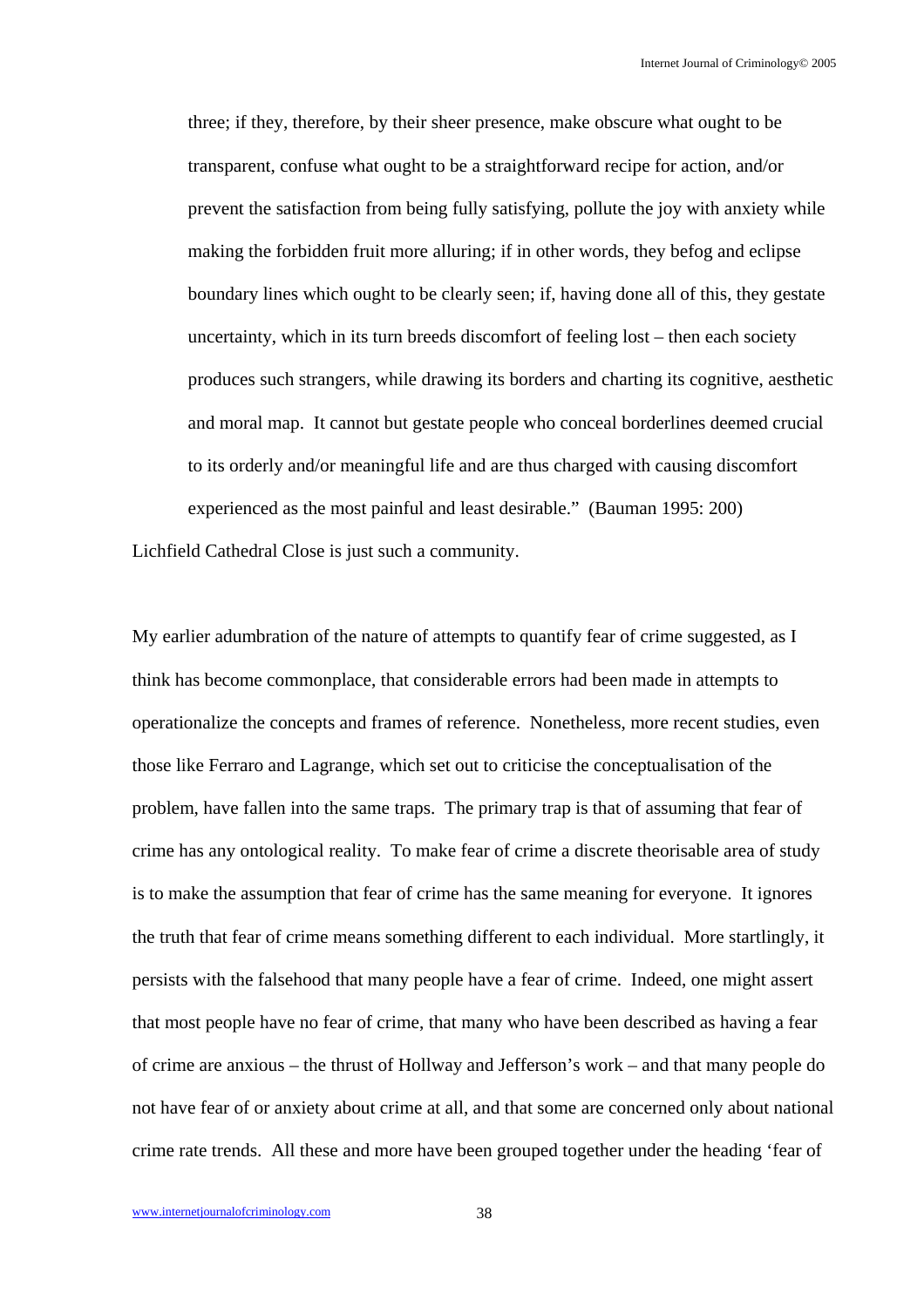> three; if they, therefore, by their sheer presence, make obscure what ought to be transparent, confuse what ought to be a straightforward recipe for action, and/or prevent the satisfaction from being fully satisfying, pollute the joy with anxiety while making the forbidden fruit more alluring; if in other words, they befog and eclipse boundary lines which ought to be clearly seen; if, having done all of this, they gestate uncertainty, which in its turn breeds discomfort of feeling lost – then each society produces such strangers, while drawing its borders and charting its cognitive, aesthetic and moral map. It cannot but gestate people who conceal borderlines deemed crucial to its orderly and/or meaningful life and are thus charged with causing discomfort experienced as the most painful and least desirable." (Bauman 1995: 200)

Lichfield Cathedral Close is just such a community.

My earlier adumbration of the nature of attempts to quantify fear of crime suggested, as I think has become commonplace, that considerable errors had been made in attempts to operationalize the concepts and frames of reference. Nonetheless, more recent studies, even those like Ferraro and Lagrange, which set out to criticise the conceptualisation of the problem, have fallen into the same traps. The primary trap is that of assuming that fear of crime has any ontological reality. To make fear of crime a discrete theorisable area of study is to make the assumption that fear of crime has the same meaning for everyone. It ignores the truth that fear of crime means something different to each individual. More startlingly, it persists with the falsehood that many people have a fear of crime. Indeed, one might assert that most people have no fear of crime, that many who have been described as having a fear of crime are anxious – the thrust of Hollway and Jefferson's work – and that many people do not have fear of or anxiety about crime at all, and that some are concerned only about national crime rate trends. All these and more have been grouped together under the heading 'fear of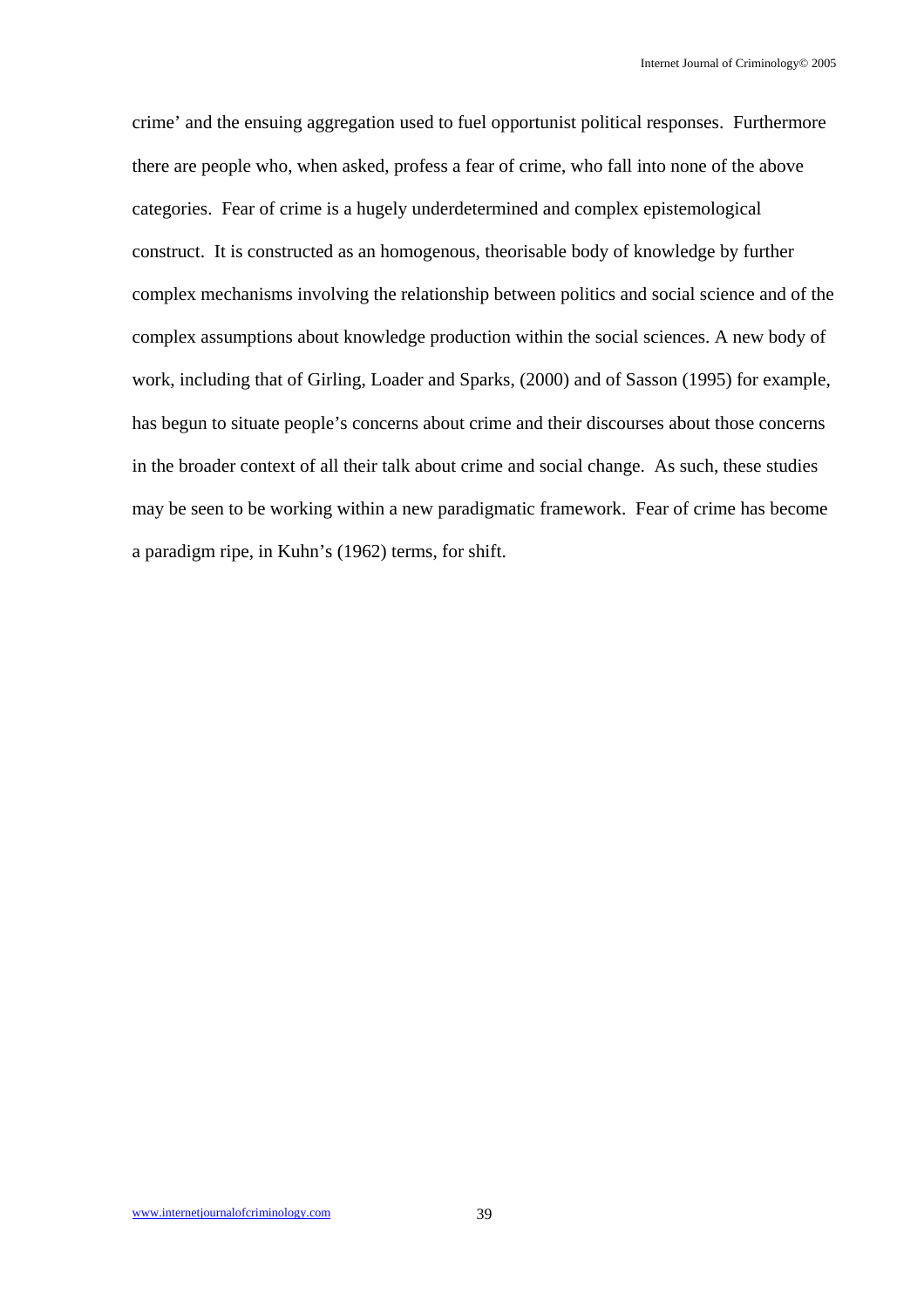crime' and the ensuing aggregation used to fuel opportunist political responses. Furthermore there are people who, when asked, profess a fear of crime, who fall into none of the above categories. Fear of crime is a hugely underdetermined and complex epistemological construct. It is constructed as an homogenous, theorisable body of knowledge by further complex mechanisms involving the relationship between politics and social science and of the complex assumptions about knowledge production within the social sciences. A new body of work, including that of Girling, Loader and Sparks, (2000) and of Sasson (1995) for example, has begun to situate people's concerns about crime and their discourses about those concerns in the broader context of all their talk about crime and social change. As such, these studies may be seen to be working within a new paradigmatic framework. Fear of crime has become a paradigm ripe, in Kuhn's (1962) terms, for shift.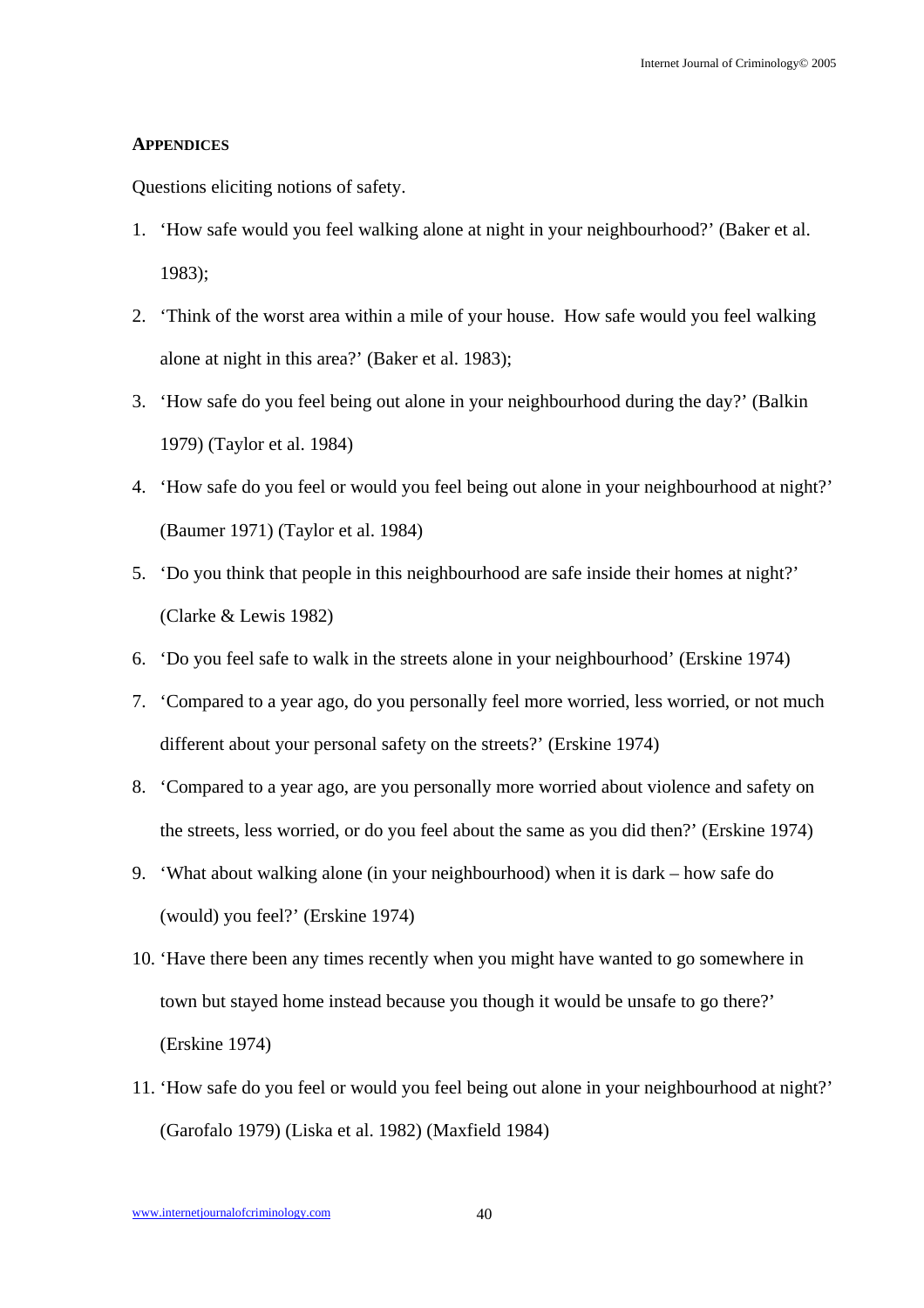## Appendices

Questions eliciting notions of safety.

1. 'How safe would you feel walking alone at night in your neighbourhood?' (Baker et al. 1983);
2. 'Think of the worst area within a mile of your house. How safe would you feel walking alone at night in this area?' (Baker et al. 1983);
3. 'How safe do you feel being out alone in your neighbourhood during the day?' (Balkin 1979) (Taylor et al. 1984)
4. 'How safe do you feel or would you feel being out alone in your neighbourhood at night?' (Baumer 1971) (Taylor et al. 1984)
5. 'Do you think that people in this neighbourhood are safe inside their homes at night?' (Clarke & Lewis 1982)
6. 'Do you feel safe to walk in the streets alone in your neighbourhood' (Erskine 1974)
7. 'Compared to a year ago, do you personally feel more worried, less worried, or not much different about your personal safety on the streets?' (Erskine 1974)
8. 'Compared to a year ago, are you personally more worried about violence and safety on the streets, less worried, or do you feel about the same as you did then?' (Erskine 1974)
9. 'What about walking alone (in your neighbourhood) when it is dark – how safe do (would) you feel?' (Erskine 1974)
10. 'Have there been any times recently when you might have wanted to go somewhere in town but stayed home instead because you though it would be unsafe to go there?' (Erskine 1974)
11. 'How safe do you feel or would you feel being out alone in your neighbourhood at night?' (Garofalo 1979) (Liska et al. 1982) (Maxfield 1984)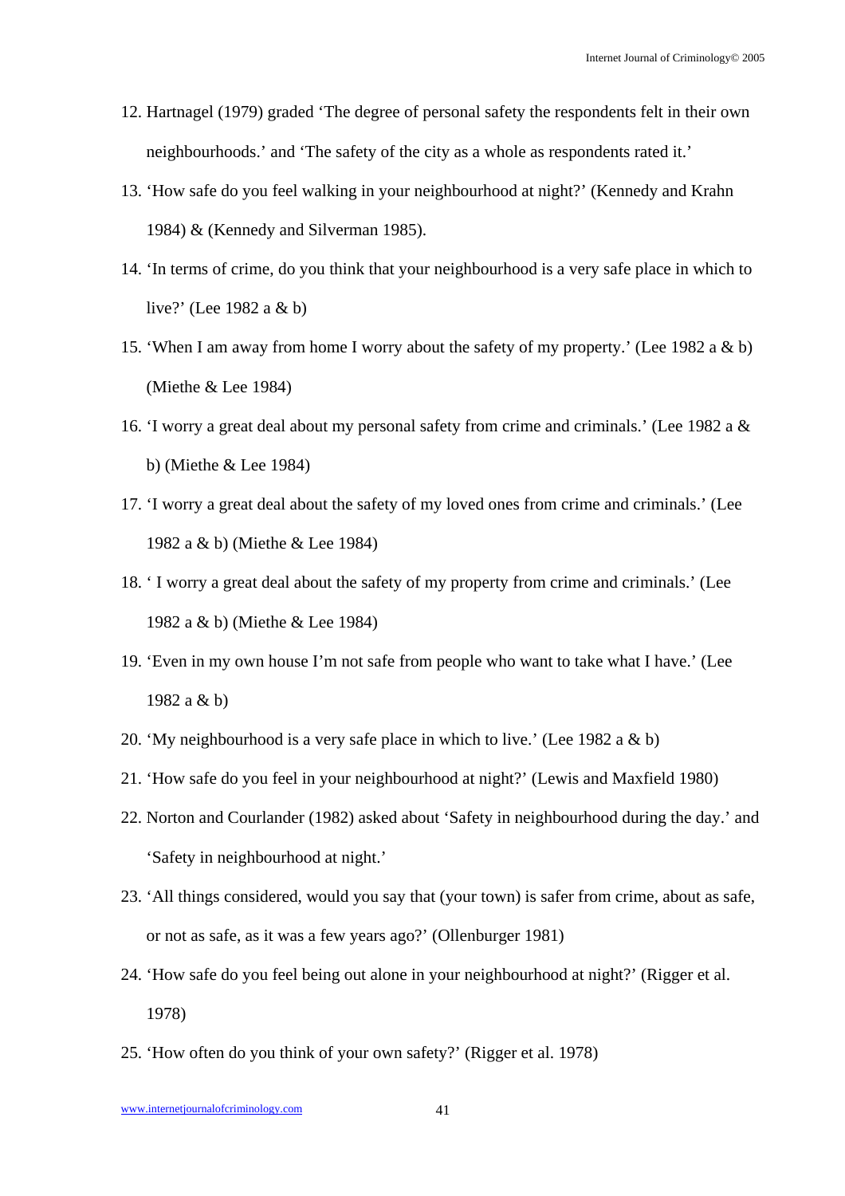12. Hartnagel (1979) graded 'The degree of personal safety the respondents felt in their own neighbourhoods.' and 'The safety of the city as a whole as respondents rated it.'
13. 'How safe do you feel walking in your neighbourhood at night?' (Kennedy and Krahn 1984) & (Kennedy and Silverman 1985).
14. 'In terms of crime, do you think that your neighbourhood is a very safe place in which to live?' (Lee 1982 a & b)
15. 'When I am away from home I worry about the safety of my property.' (Lee 1982 a & b) (Miethe & Lee 1984)
16. 'I worry a great deal about my personal safety from crime and criminals.' (Lee 1982 a & b) (Miethe & Lee 1984)
17. 'I worry a great deal about the safety of my loved ones from crime and criminals.' (Lee 1982 a & b) (Miethe & Lee 1984)
18. ' I worry a great deal about the safety of my property from crime and criminals.' (Lee 1982 a & b) (Miethe & Lee 1984)
19. 'Even in my own house I'm not safe from people who want to take what I have.' (Lee 1982 a & b)
20. 'My neighbourhood is a very safe place in which to live.' (Lee 1982 a & b)
21. 'How safe do you feel in your neighbourhood at night?' (Lewis and Maxfield 1980)
22. Norton and Courlander (1982) asked about 'Safety in neighbourhood during the day.' and 'Safety in neighbourhood at night.'
23. 'All things considered, would you say that (your town) is safer from crime, about as safe, or not as safe, as it was a few years ago?' (Ollenburger 1981)
24. 'How safe do you feel being out alone in your neighbourhood at night?' (Rigger et al. 1978)
25. 'How often do you think of your own safety?' (Rigger et al. 1978)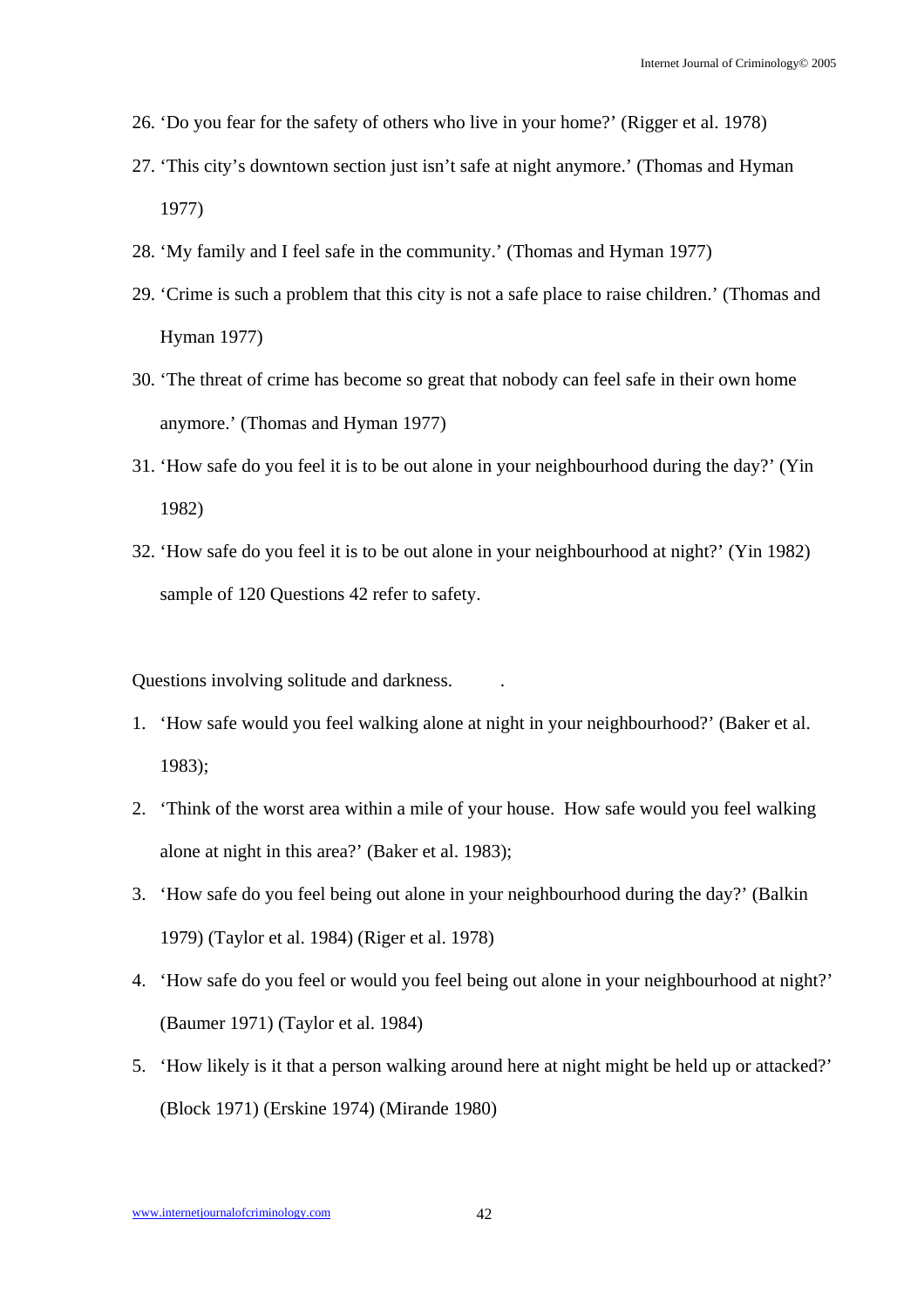26. 'Do you fear for the safety of others who live in your home?' (Rigger et al. 1978)
27. 'This city's downtown section just isn't safe at night anymore.' (Thomas and Hyman 1977)
28. 'My family and I feel safe in the community.' (Thomas and Hyman 1977)
29. 'Crime is such a problem that this city is not a safe place to raise children.' (Thomas and Hyman 1977)
30. 'The threat of crime has become so great that nobody can feel safe in their own home anymore.' (Thomas and Hyman 1977)
31. 'How safe do you feel it is to be out alone in your neighbourhood during the day?' (Yin 1982)
32. 'How safe do you feel it is to be out alone in your neighbourhood at night?' (Yin 1982) sample of 120 Questions 42 refer to safety.

Questions involving solitude and darkness.  .

1. 'How safe would you feel walking alone at night in your neighbourhood?' (Baker et al. 1983);
2. 'Think of the worst area within a mile of your house. How safe would you feel walking alone at night in this area?' (Baker et al. 1983);
3. 'How safe do you feel being out alone in your neighbourhood during the day?' (Balkin 1979) (Taylor et al. 1984) (Riger et al. 1978)
4. 'How safe do you feel or would you feel being out alone in your neighbourhood at night?' (Baumer 1971) (Taylor et al. 1984)
5. 'How likely is it that a person walking around here at night might be held up or attacked?' (Block 1971) (Erskine 1974) (Mirande 1980)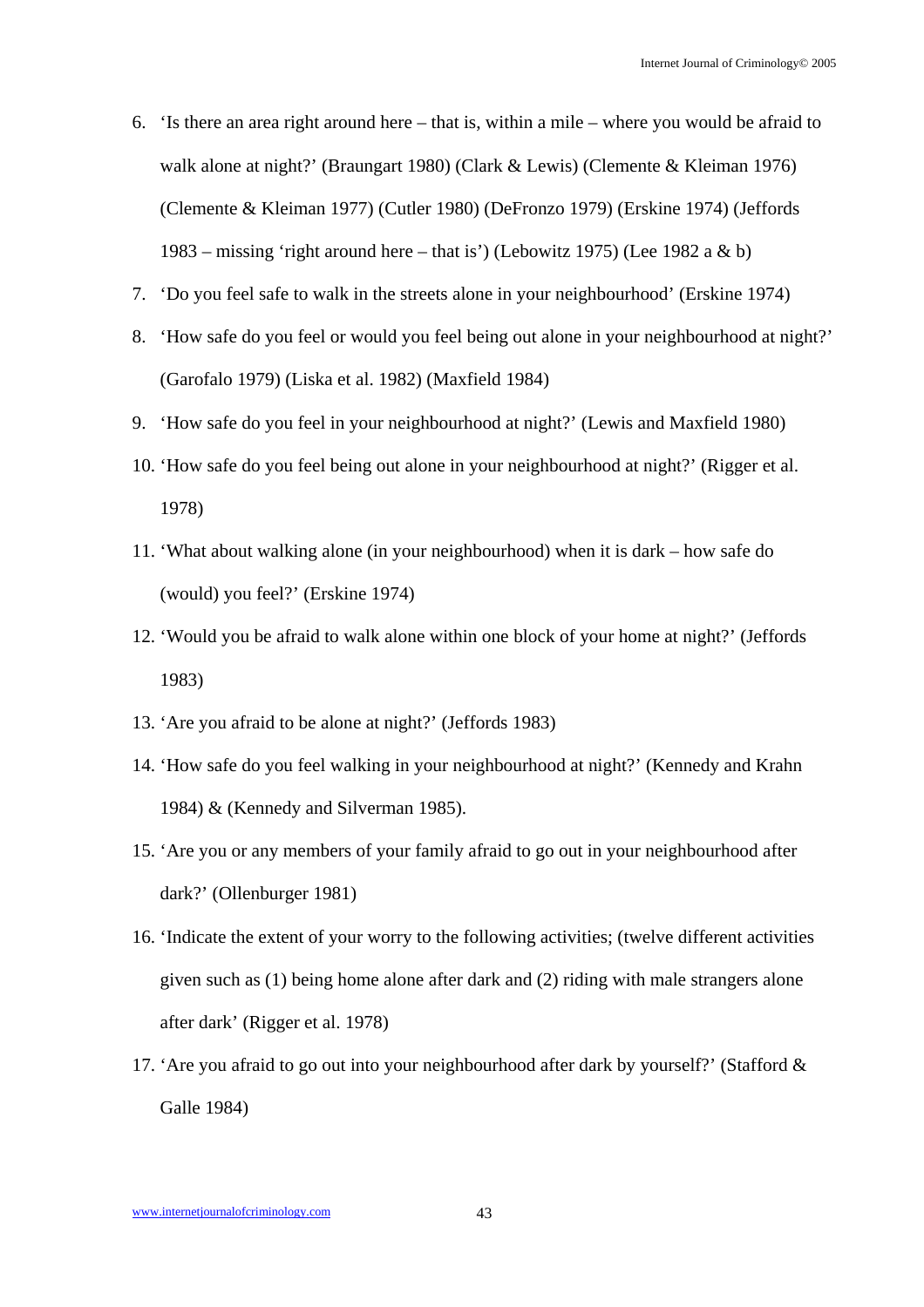6. 'Is there an area right around here – that is, within a mile – where you would be afraid to walk alone at night?' (Braungart 1980) (Clark & Lewis) (Clemente & Kleiman 1976) (Clemente & Kleiman 1977) (Cutler 1980) (DeFronzo 1979) (Erskine 1974) (Jeffords 1983 – missing 'right around here – that is') (Lebowitz 1975) (Lee 1982 a & b)
7. 'Do you feel safe to walk in the streets alone in your neighbourhood' (Erskine 1974)
8. 'How safe do you feel or would you feel being out alone in your neighbourhood at night?' (Garofalo 1979) (Liska et al. 1982) (Maxfield 1984)
9. 'How safe do you feel in your neighbourhood at night?' (Lewis and Maxfield 1980)
10. 'How safe do you feel being out alone in your neighbourhood at night?' (Rigger et al. 1978)
11. 'What about walking alone (in your neighbourhood) when it is dark – how safe do (would) you feel?' (Erskine 1974)
12. 'Would you be afraid to walk alone within one block of your home at night?' (Jeffords 1983)
13. 'Are you afraid to be alone at night?' (Jeffords 1983)
14. 'How safe do you feel walking in your neighbourhood at night?' (Kennedy and Krahn 1984) & (Kennedy and Silverman 1985).
15. 'Are you or any members of your family afraid to go out in your neighbourhood after dark?' (Ollenburger 1981)
16. 'Indicate the extent of your worry to the following activities; (twelve different activities given such as (1) being home alone after dark and (2) riding with male strangers alone after dark' (Rigger et al. 1978)
17. 'Are you afraid to go out into your neighbourhood after dark by yourself?' (Stafford & Galle 1984)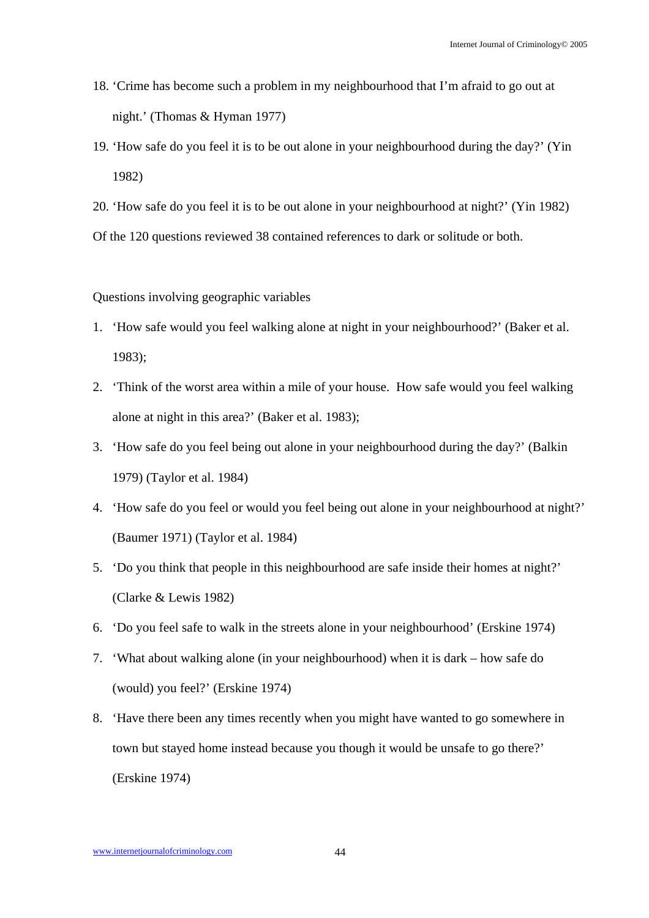18. 'Crime has become such a problem in my neighbourhood that I'm afraid to go out at night.' (Thomas & Hyman 1977)
19. 'How safe do you feel it is to be out alone in your neighbourhood during the day?' (Yin 1982)
20. 'How safe do you feel it is to be out alone in your neighbourhood at night?' (Yin 1982)

Of the 120 questions reviewed 38 contained references to dark or solitude or both.

Questions involving geographic variables

1. 'How safe would you feel walking alone at night in your neighbourhood?' (Baker et al. 1983);
2. 'Think of the worst area within a mile of your house. How safe would you feel walking alone at night in this area?' (Baker et al. 1983);
3. 'How safe do you feel being out alone in your neighbourhood during the day?' (Balkin 1979) (Taylor et al. 1984)
4. 'How safe do you feel or would you feel being out alone in your neighbourhood at night?' (Baumer 1971) (Taylor et al. 1984)
5. 'Do you think that people in this neighbourhood are safe inside their homes at night?' (Clarke & Lewis 1982)
6. 'Do you feel safe to walk in the streets alone in your neighbourhood' (Erskine 1974)
7. 'What about walking alone (in your neighbourhood) when it is dark – how safe do (would) you feel?' (Erskine 1974)
8. 'Have there been any times recently when you might have wanted to go somewhere in town but stayed home instead because you though it would be unsafe to go there?' (Erskine 1974)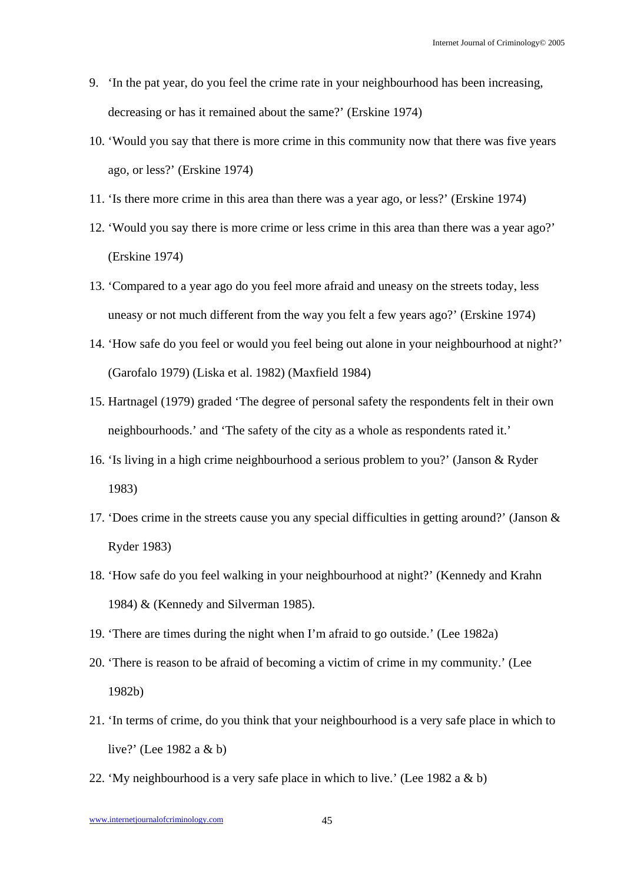9. 'In the pat year, do you feel the crime rate in your neighbourhood has been increasing, decreasing or has it remained about the same?' (Erskine 1974)
10. 'Would you say that there is more crime in this community now that there was five years ago, or less?' (Erskine 1974)
11. 'Is there more crime in this area than there was a year ago, or less?' (Erskine 1974)
12. 'Would you say there is more crime or less crime in this area than there was a year ago?' (Erskine 1974)
13. 'Compared to a year ago do you feel more afraid and uneasy on the streets today, less uneasy or not much different from the way you felt a few years ago?' (Erskine 1974)
14. 'How safe do you feel or would you feel being out alone in your neighbourhood at night?' (Garofalo 1979) (Liska et al. 1982) (Maxfield 1984)
15. Hartnagel (1979) graded 'The degree of personal safety the respondents felt in their own neighbourhoods.' and 'The safety of the city as a whole as respondents rated it.'
16. 'Is living in a high crime neighbourhood a serious problem to you?' (Janson & Ryder 1983)
17. 'Does crime in the streets cause you any special difficulties in getting around?' (Janson & Ryder 1983)
18. 'How safe do you feel walking in your neighbourhood at night?' (Kennedy and Krahn 1984) & (Kennedy and Silverman 1985).
19. 'There are times during the night when I'm afraid to go outside.' (Lee 1982a)
20. 'There is reason to be afraid of becoming a victim of crime in my community.' (Lee 1982b)
21. 'In terms of crime, do you think that your neighbourhood is a very safe place in which to live?' (Lee 1982 a & b)
22. 'My neighbourhood is a very safe place in which to live.' (Lee 1982 a & b)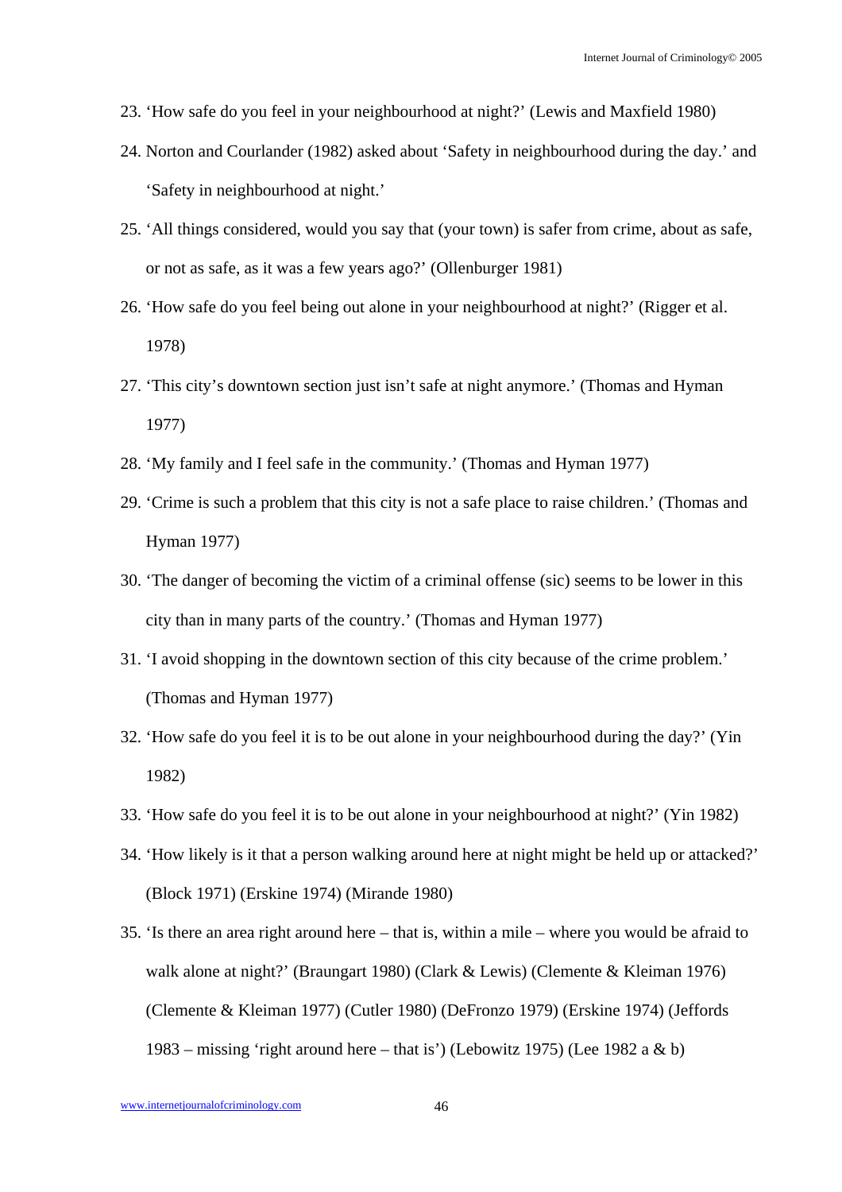23. 'How safe do you feel in your neighbourhood at night?' (Lewis and Maxfield 1980)
24. Norton and Courlander (1982) asked about 'Safety in neighbourhood during the day.' and 'Safety in neighbourhood at night.'
25. 'All things considered, would you say that (your town) is safer from crime, about as safe, or not as safe, as it was a few years ago?' (Ollenburger 1981)
26. 'How safe do you feel being out alone in your neighbourhood at night?' (Rigger et al. 1978)
27. 'This city's downtown section just isn't safe at night anymore.' (Thomas and Hyman 1977)
28. 'My family and I feel safe in the community.' (Thomas and Hyman 1977)
29. 'Crime is such a problem that this city is not a safe place to raise children.' (Thomas and Hyman 1977)
30. 'The danger of becoming the victim of a criminal offense (sic) seems to be lower in this city than in many parts of the country.' (Thomas and Hyman 1977)
31. 'I avoid shopping in the downtown section of this city because of the crime problem.' (Thomas and Hyman 1977)
32. 'How safe do you feel it is to be out alone in your neighbourhood during the day?' (Yin 1982)
33. 'How safe do you feel it is to be out alone in your neighbourhood at night?' (Yin 1982)
34. 'How likely is it that a person walking around here at night might be held up or attacked?' (Block 1971) (Erskine 1974) (Mirande 1980)
35. 'Is there an area right around here – that is, within a mile – where you would be afraid to walk alone at night?' (Braungart 1980) (Clark & Lewis) (Clemente & Kleiman 1976) (Clemente & Kleiman 1977) (Cutler 1980) (DeFronzo 1979) (Erskine 1974) (Jeffords 1983 – missing 'right around here – that is') (Lebowitz 1975) (Lee 1982 a & b)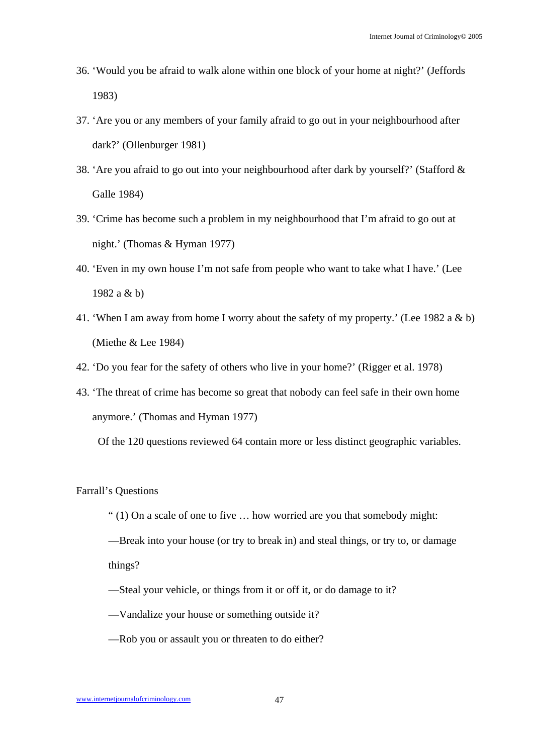36. 'Would you be afraid to walk alone within one block of your home at night?' (Jeffords 1983)
37. 'Are you or any members of your family afraid to go out in your neighbourhood after dark?' (Ollenburger 1981)
38. 'Are you afraid to go out into your neighbourhood after dark by yourself?' (Stafford & Galle 1984)
39. 'Crime has become such a problem in my neighbourhood that I'm afraid to go out at night.' (Thomas & Hyman 1977)
40. 'Even in my own house I'm not safe from people who want to take what I have.' (Lee 1982 a & b)
41. 'When I am away from home I worry about the safety of my property.' (Lee 1982 a & b) (Miethe & Lee 1984)
42. 'Do you fear for the safety of others who live in your home?' (Rigger et al. 1978)
43. 'The threat of crime has become so great that nobody can feel safe in their own home anymore.' (Thomas and Hyman 1977)

Of the 120 questions reviewed 64 contain more or less distinct geographic variables.

Farrall's Questions

" (1) On a scale of one to five … how worried are you that somebody might:

—Break into your house (or try to break in) and steal things, or try to, or damage things?

—Steal your vehicle, or things from it or off it, or do damage to it?

—Vandalize your house or something outside it?

—Rob you or assault you or threaten to do either?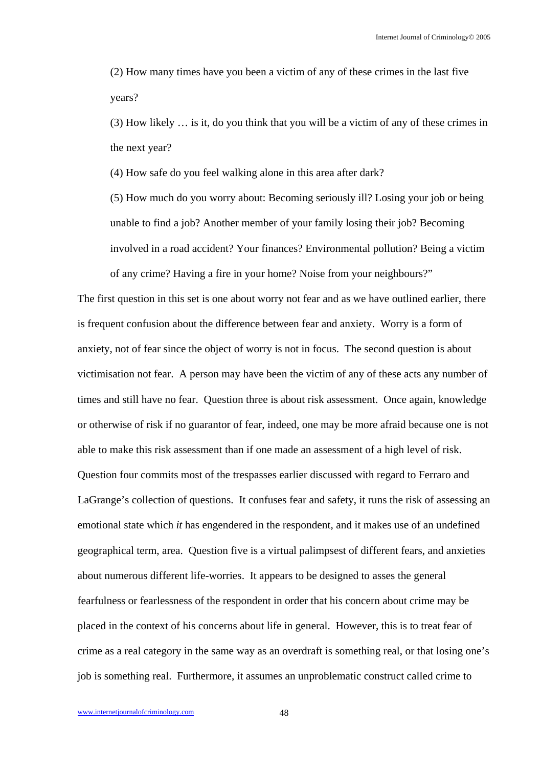(2) How many times have you been a victim of any of these crimes in the last five years?

(3) How likely … is it, do you think that you will be a victim of any of these crimes in the next year?

(4) How safe do you feel walking alone in this area after dark?

(5) How much do you worry about: Becoming seriously ill? Losing your job or being unable to find a job? Another member of your family losing their job? Becoming involved in a road accident? Your finances? Environmental pollution? Being a victim of any crime? Having a fire in your home? Noise from your neighbours?"

The first question in this set is one about worry not fear and as we have outlined earlier, there is frequent confusion about the difference between fear and anxiety. Worry is a form of anxiety, not of fear since the object of worry is not in focus. The second question is about victimisation not fear. A person may have been the victim of any of these acts any number of times and still have no fear. Question three is about risk assessment. Once again, knowledge or otherwise of risk if no guarantor of fear, indeed, one may be more afraid because one is not able to make this risk assessment than if one made an assessment of a high level of risk. Question four commits most of the trespasses earlier discussed with regard to Ferraro and LaGrange's collection of questions. It confuses fear and safety, it runs the risk of assessing an emotional state which *it* has engendered in the respondent, and it makes use of an undefined geographical term, area. Question five is a virtual palimpsest of different fears, and anxieties about numerous different life-worries. It appears to be designed to asses the general fearfulness or fearlessness of the respondent in order that his concern about crime may be placed in the context of his concerns about life in general. However, this is to treat fear of crime as a real category in the same way as an overdraft is something real, or that losing one's job is something real. Furthermore, it assumes an unproblematic construct called crime to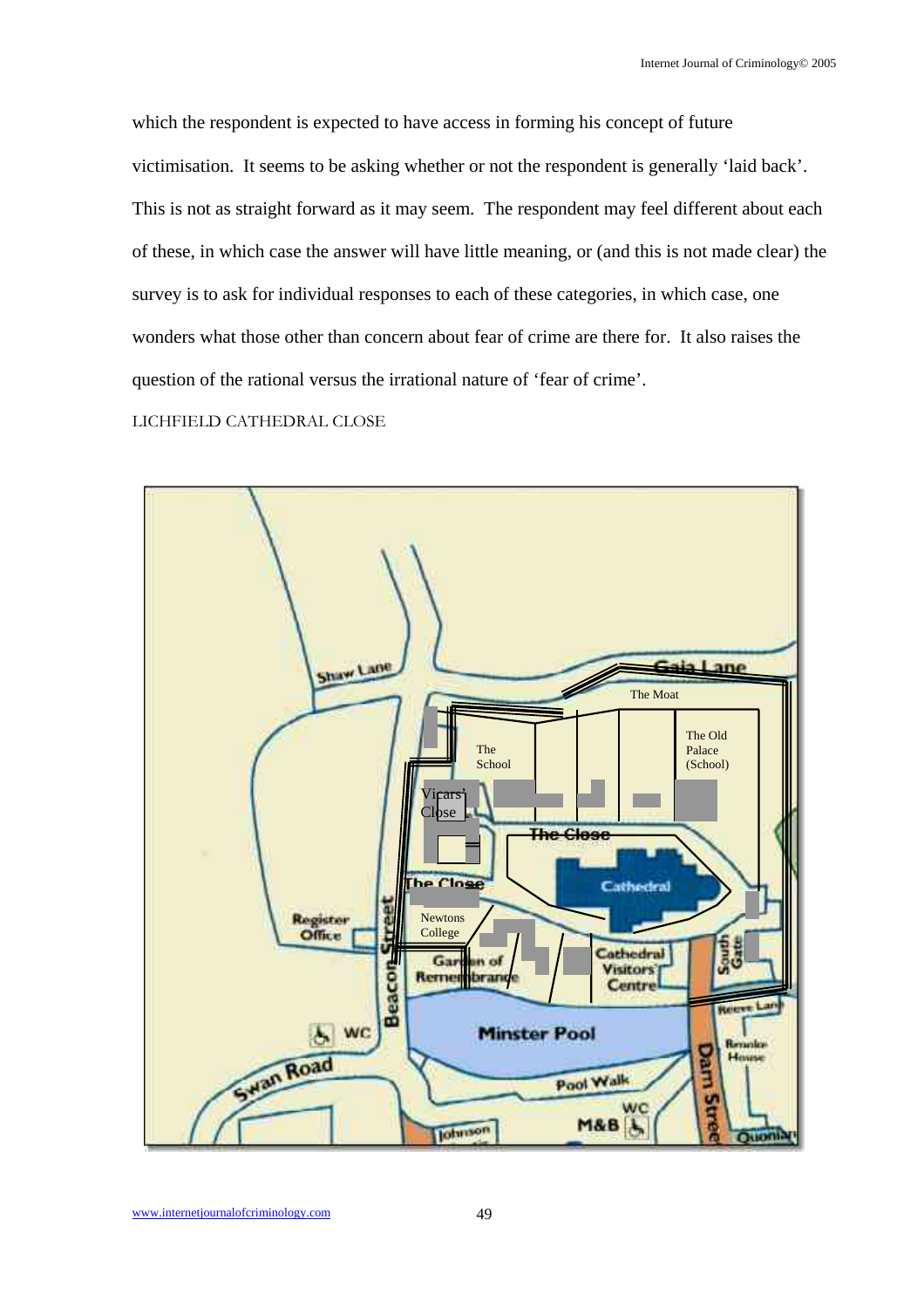which the respondent is expected to have access in forming his concept of future victimisation. It seems to be asking whether or not the respondent is generally 'laid back'. This is not as straight forward as it may seem. The respondent may feel different about each of these, in which case the answer will have little meaning, or (and this is not made clear) the survey is to ask for individual responses to each of these categories, in which case, one wonders what those other than concern about fear of crime are there for. It also raises the question of the rational versus the irrational nature of 'fear of crime'.

LICHFIELD CATHEDRAL CLOSE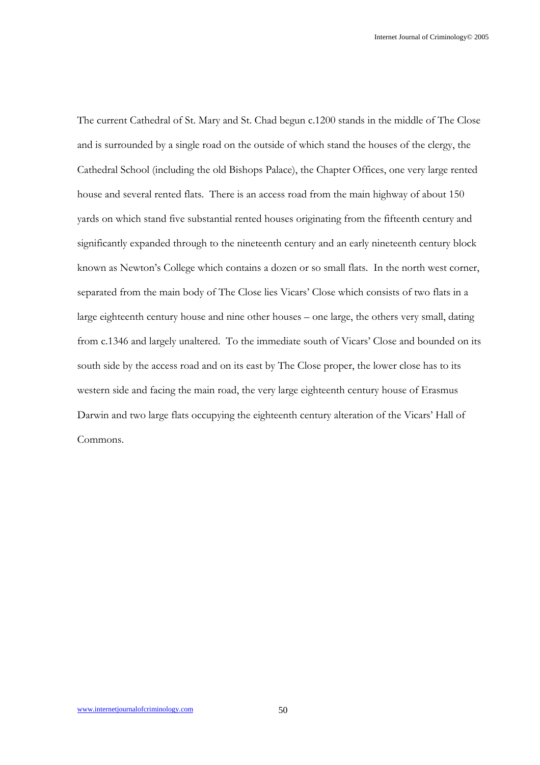The current Cathedral of St. Mary and St. Chad begun c.1200 stands in the middle of The Close and is surrounded by a single road on the outside of which stand the houses of the clergy, the Cathedral School (including the old Bishops Palace), the Chapter Offices, one very large rented house and several rented flats. There is an access road from the main highway of about 150 yards on which stand five substantial rented houses originating from the fifteenth century and significantly expanded through to the nineteenth century and an early nineteenth century block known as Newton's College which contains a dozen or so small flats. In the north west corner, separated from the main body of The Close lies Vicars' Close which consists of two flats in a large eighteenth century house and nine other houses – one large, the others very small, dating from c.1346 and largely unaltered. To the immediate south of Vicars' Close and bounded on its south side by the access road and on its east by The Close proper, the lower close has to its western side and facing the main road, the very large eighteenth century house of Erasmus Darwin and two large flats occupying the eighteenth century alteration of the Vicars' Hall of Commons.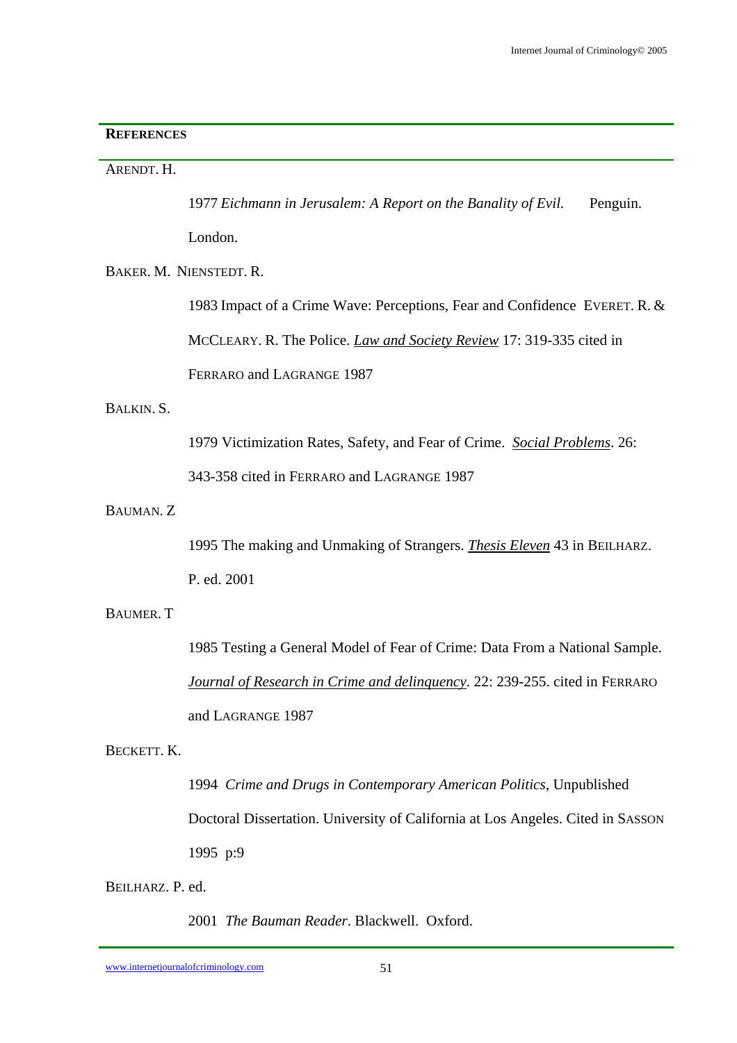## REFERENCES

ARENDT. H.

1977 *Eichmann in Jerusalem: A Report on the Banality of Evil.* Penguin. London.

BAKER. M. NIENSTEDT. R.

1983 Impact of a Crime Wave: Perceptions, Fear and Confidence EVERET. R. & MCCLEARY. R. The Police. *Law and Society Review* 17: 319-335 cited in FERRARO and LAGRANGE 1987

BALKIN. S.

1979 Victimization Rates, Safety, and Fear of Crime. *Social Problems*. 26: 343-358 cited in FERRARO and LAGRANGE 1987

BAUMAN. Z

1995 The making and Unmaking of Strangers. *Thesis Eleven* 43 in BEILHARZ. P. ed. 2001

BAUMER. T

1985 Testing a General Model of Fear of Crime: Data From a National Sample. *Journal of Research in Crime and delinquency*. 22: 239-255. cited in FERRARO and LAGRANGE 1987

BECKETT. K.

1994 *Crime and Drugs in Contemporary American Politics*, Unpublished Doctoral Dissertation. University of California at Los Angeles. Cited in SASSON 1995 p:9

BEILHARZ. P. ed.

2001 *The Bauman Reader*. Blackwell. Oxford.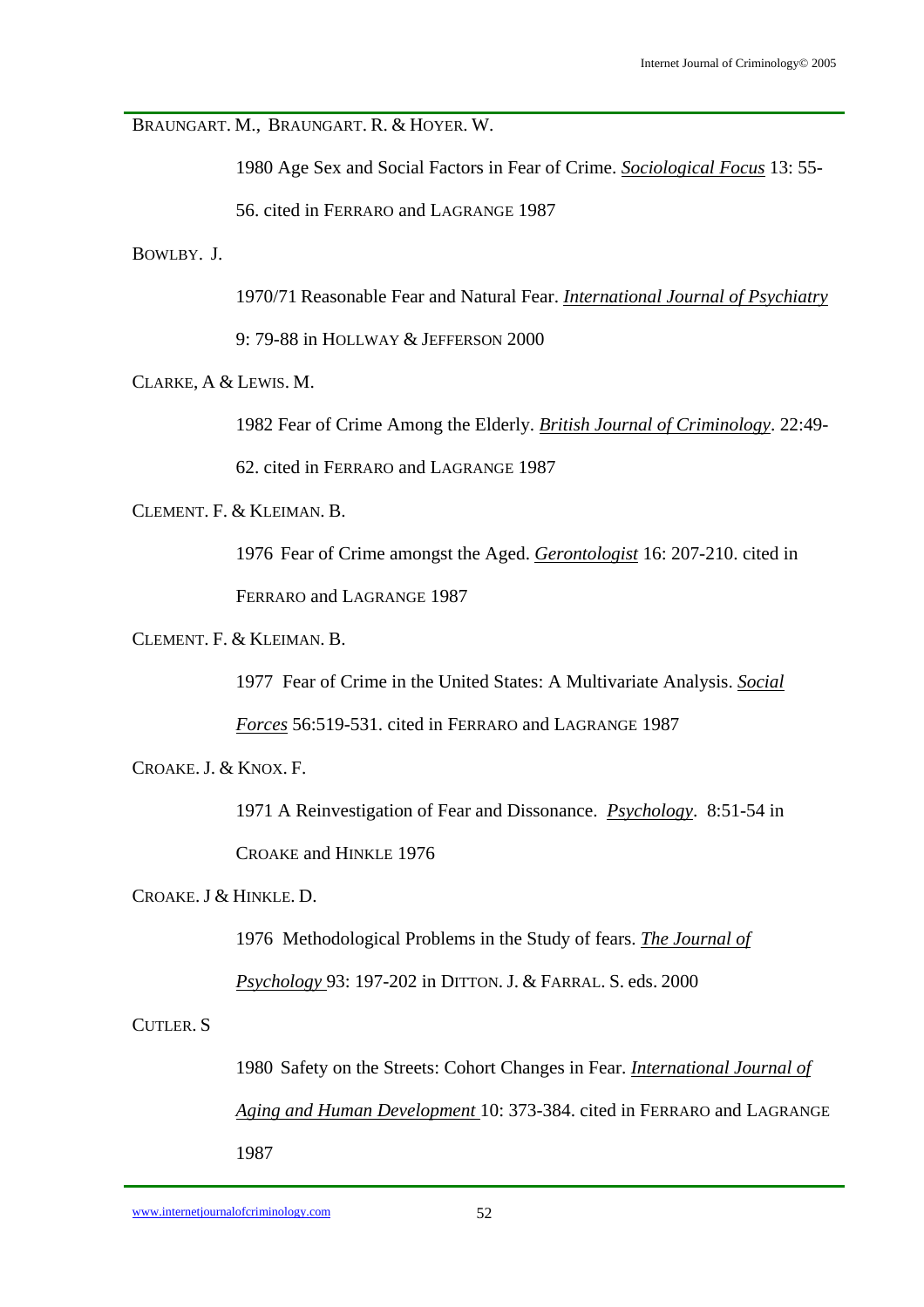BRAUNGART. M., BRAUNGART. R. & HOYER. W.

1980 Age Sex and Social Factors in Fear of Crime. *Sociological Focus* 13: 55-56. cited in FERRARO and LAGRANGE 1987

BOWLBY. J.

1970/71 Reasonable Fear and Natural Fear. *International Journal of Psychiatry* 9: 79-88 in HOLLWAY & JEFFERSON 2000

CLARKE, A & LEWIS. M.

1982 Fear of Crime Among the Elderly. *British Journal of Criminology*. 22:49-62. cited in FERRARO and LAGRANGE 1987

CLEMENT. F. & KLEIMAN. B.

1976 Fear of Crime amongst the Aged. *Gerontologist* 16: 207-210. cited in FERRARO and LAGRANGE 1987

CLEMENT. F. & KLEIMAN. B.

1977 Fear of Crime in the United States: A Multivariate Analysis. *Social Forces* 56:519-531. cited in FERRARO and LAGRANGE 1987

CROAKE. J. & KNOX. F.

1971 A Reinvestigation of Fear and Dissonance. *Psychology*. 8:51-54 in CROAKE and HINKLE 1976

CROAKE. J & HINKLE. D.

1976 Methodological Problems in the Study of fears. *The Journal of Psychology* 93: 197-202 in DITTON. J. & FARRAL. S. eds. 2000

CUTLER. S

1980 Safety on the Streets: Cohort Changes in Fear. *International Journal of Aging and Human Development* 10: 373-384. cited in FERRARO and LAGRANGE 1987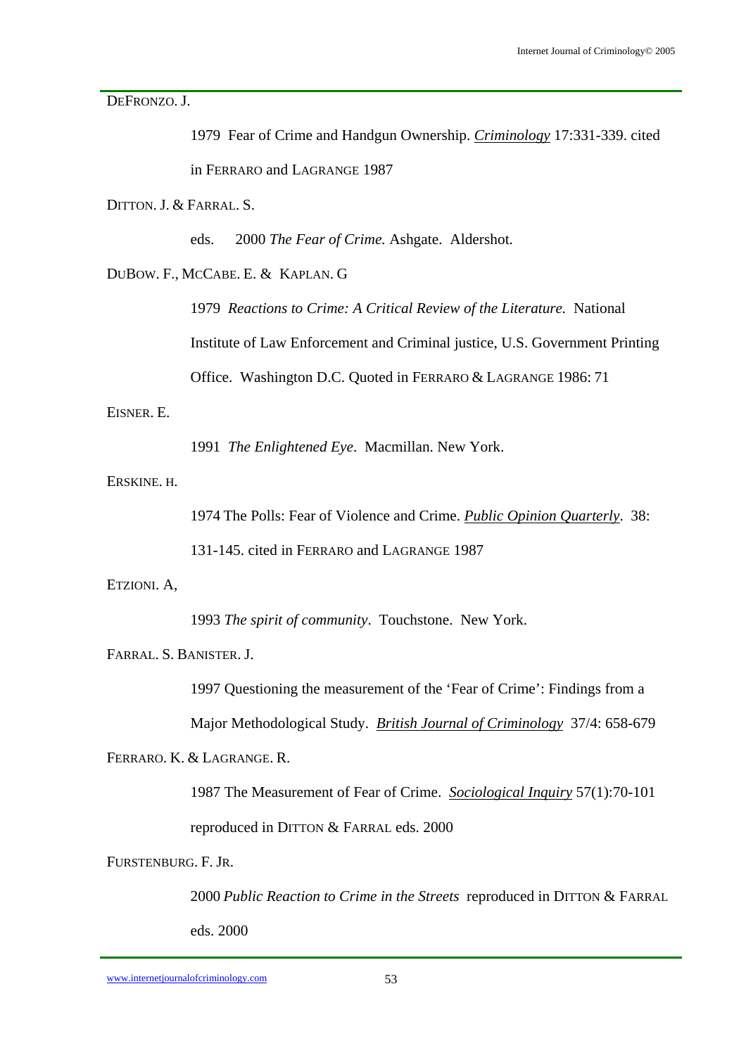DeFronzo. J.

1979 Fear of Crime and Handgun Ownership. *Criminology* 17:331-339. cited in Ferraro and Lagrange 1987

Ditton. J. & Farral. S.

eds. 2000 *The Fear of Crime.* Ashgate. Aldershot.

DuBow. F., McCabe. E. & Kaplan. G

1979 *Reactions to Crime: A Critical Review of the Literature.* National Institute of Law Enforcement and Criminal justice, U.S. Government Printing Office. Washington D.C. Quoted in Ferraro & Lagrange 1986: 71

Eisner. E.

1991 *The Enlightened Eye*. Macmillan. New York.

Erskine. H.

1974 The Polls: Fear of Violence and Crime. *Public Opinion Quarterly*. 38: 131-145. cited in Ferraro and Lagrange 1987

Etzioni. A,

1993 *The spirit of community*. Touchstone. New York.

Farral. S. Banister. J.

1997 Questioning the measurement of the 'Fear of Crime': Findings from a Major Methodological Study. *British Journal of Criminology* 37/4: 658-679

Ferraro. K. & Lagrange. R.

1987 The Measurement of Fear of Crime. *Sociological Inquiry* 57(1):70-101 reproduced in Ditton & Farral eds. 2000

Furstenburg. F. Jr.

2000 *Public Reaction to Crime in the Streets* reproduced in Ditton & Farral eds. 2000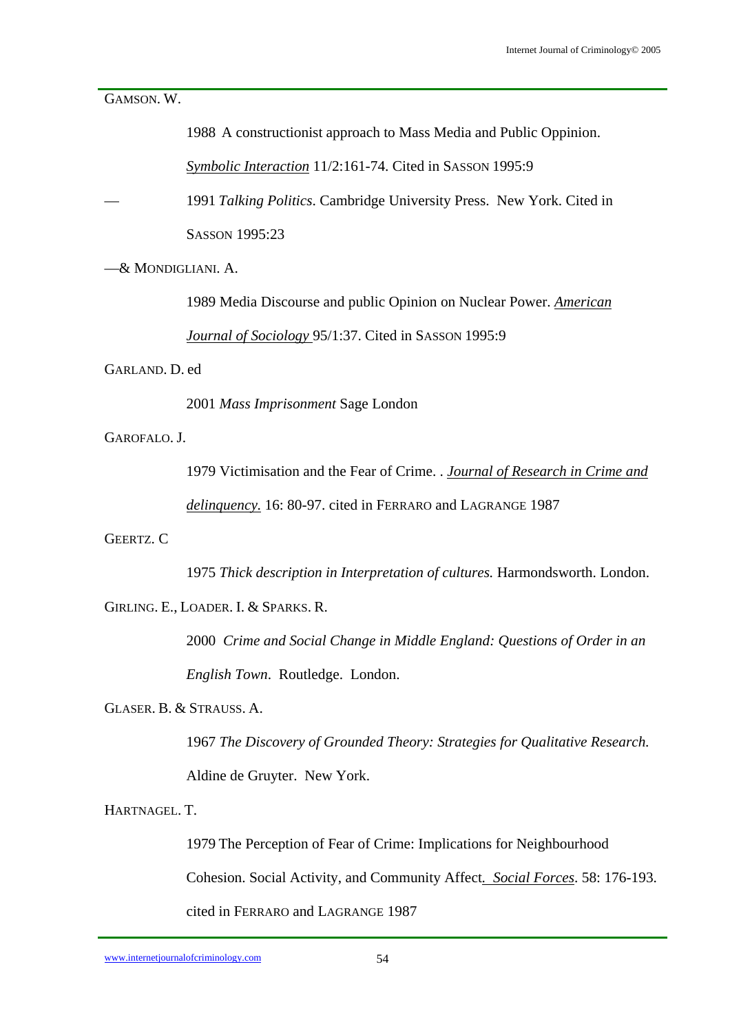GAMSON. W.

1988 A constructionist approach to Mass Media and Public Oppinion. <u>*Symbolic Interaction*</u> 11/2:161-74. Cited in SASSON 1995:9

— 1991 *Talking Politics*. Cambridge University Press. New York. Cited in SASSON 1995:23

—& MONDIGLIANI. A.

1989 Media Discourse and public Opinion on Nuclear Power. <u>*American Journal of Sociology*</u> 95/1:37. Cited in SASSON 1995:9

GARLAND. D. ed

2001 *Mass Imprisonment* Sage London

GAROFALO. J.

1979 Victimisation and the Fear of Crime. . <u>*Journal of Research in Crime and delinquency.*</u> 16: 80-97. cited in FERRARO and LAGRANGE 1987

GEERTZ. C

1975 *Thick description in Interpretation of cultures.* Harmondsworth. London.

GIRLING. E., LOADER. I. & SPARKS. R.

2000 *Crime and Social Change in Middle England: Questions of Order in an English Town*. Routledge. London.

GLASER. B. & STRAUSS. A.

1967 *The Discovery of Grounded Theory: Strategies for Qualitative Research.* Aldine de Gruyter. New York.

HARTNAGEL. T.

1979 The Perception of Fear of Crime: Implications for Neighbourhood Cohesion. Social Activity, and Community Affect. <u>*Social Forces*</u>. 58: 176-193. cited in FERRARO and LAGRANGE 1987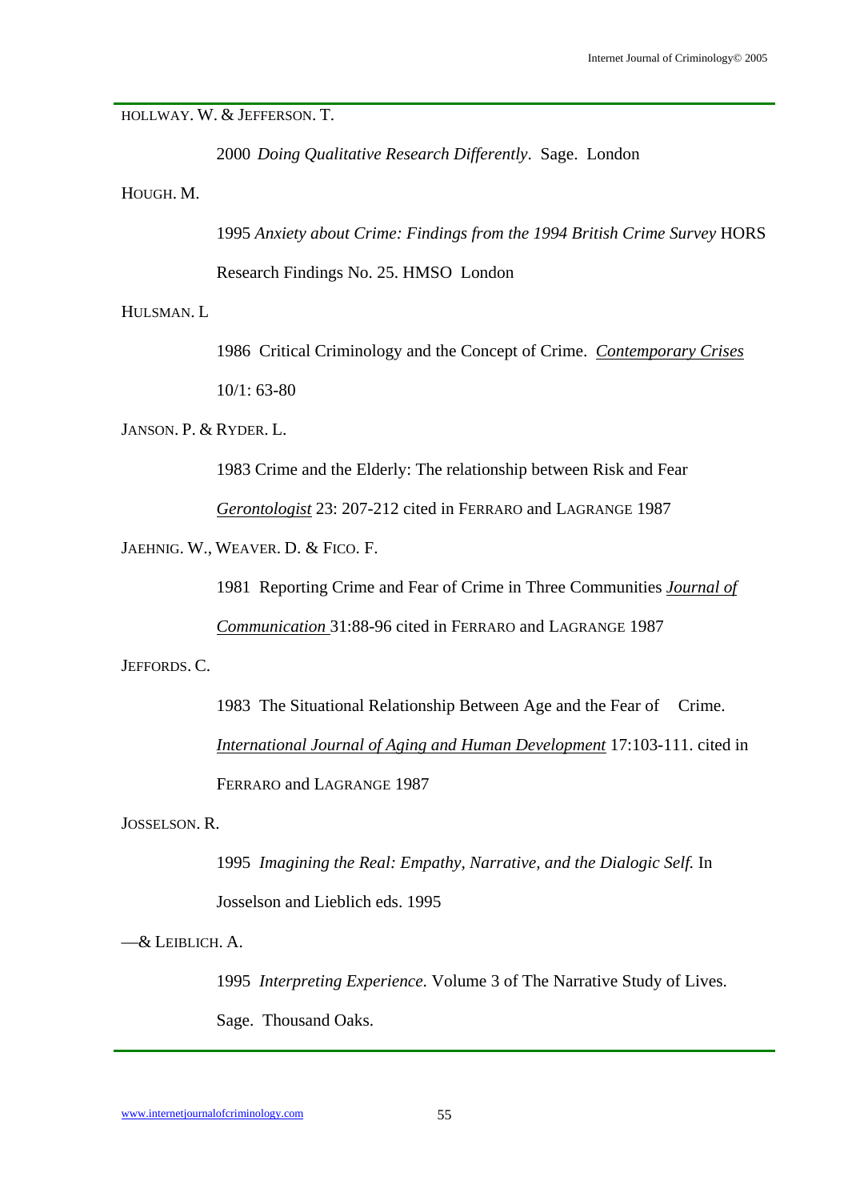HOLLWAY. W. & JEFFERSON. T.

2000 *Doing Qualitative Research Differently*. Sage. London

HOUGH. M.

1995 *Anxiety about Crime: Findings from the 1994 British Crime Survey* HORS Research Findings No. 25. HMSO London

HULSMAN. L

1986 Critical Criminology and the Concept of Crime. *Contemporary Crises* 10/1: 63-80

JANSON. P. & RYDER. L.

1983 Crime and the Elderly: The relationship between Risk and Fear *Gerontologist* 23: 207-212 cited in FERRARO and LAGRANGE 1987

JAEHNIG. W., WEAVER. D. & FICO. F.

1981 Reporting Crime and Fear of Crime in Three Communities *Journal of Communication* 31:88-96 cited in FERRARO and LAGRANGE 1987

JEFFORDS. C.

1983 The Situational Relationship Between Age and the Fear of Crime. *International Journal of Aging and Human Development* 17:103-111. cited in FERRARO and LAGRANGE 1987

JOSSELSON. R.

1995 *Imagining the Real: Empathy, Narrative, and the Dialogic Self.* In Josselson and Lieblich eds. 1995

—& LEIBLICH. A.

1995 *Interpreting Experience.* Volume 3 of The Narrative Study of Lives. Sage. Thousand Oaks.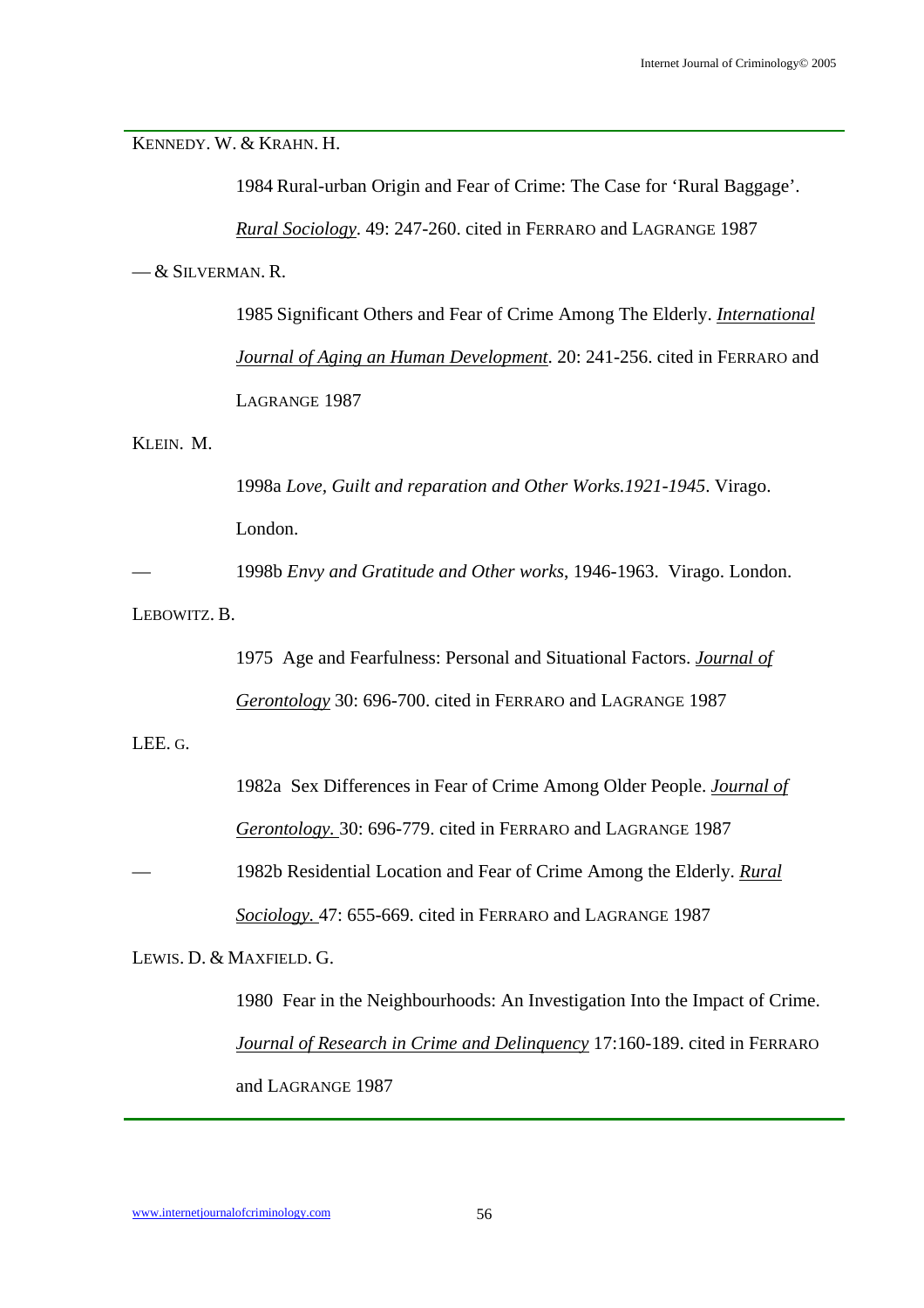KENNEDY. W. & KRAHN. H.

1984 Rural-urban Origin and Fear of Crime: The Case for 'Rural Baggage'. *Rural Sociology*. 49: 247-260. cited in FERRARO and LAGRANGE 1987

— & SILVERMAN. R.

1985 Significant Others and Fear of Crime Among The Elderly. *International Journal of Aging an Human Development*. 20: 241-256. cited in FERRARO and LAGRANGE 1987

KLEIN. M.

1998a *Love, Guilt and reparation and Other Works.1921-1945*. Virago. London.

— 1998b *Envy and Gratitude and Other works*, 1946-1963. Virago. London.

LEBOWITZ. B.

1975 Age and Fearfulness: Personal and Situational Factors. *Journal of Gerontology* 30: 696-700. cited in FERRARO and LAGRANGE 1987

LEE. G.

1982a Sex Differences in Fear of Crime Among Older People. *Journal of Gerontology.* 30: 696-779. cited in FERRARO and LAGRANGE 1987

— 1982b Residential Location and Fear of Crime Among the Elderly. *Rural Sociology.* 47: 655-669. cited in FERRARO and LAGRANGE 1987

LEWIS. D. & MAXFIELD. G.

1980 Fear in the Neighbourhoods: An Investigation Into the Impact of Crime. *Journal of Research in Crime and Delinquency* 17:160-189. cited in FERRARO and LAGRANGE 1987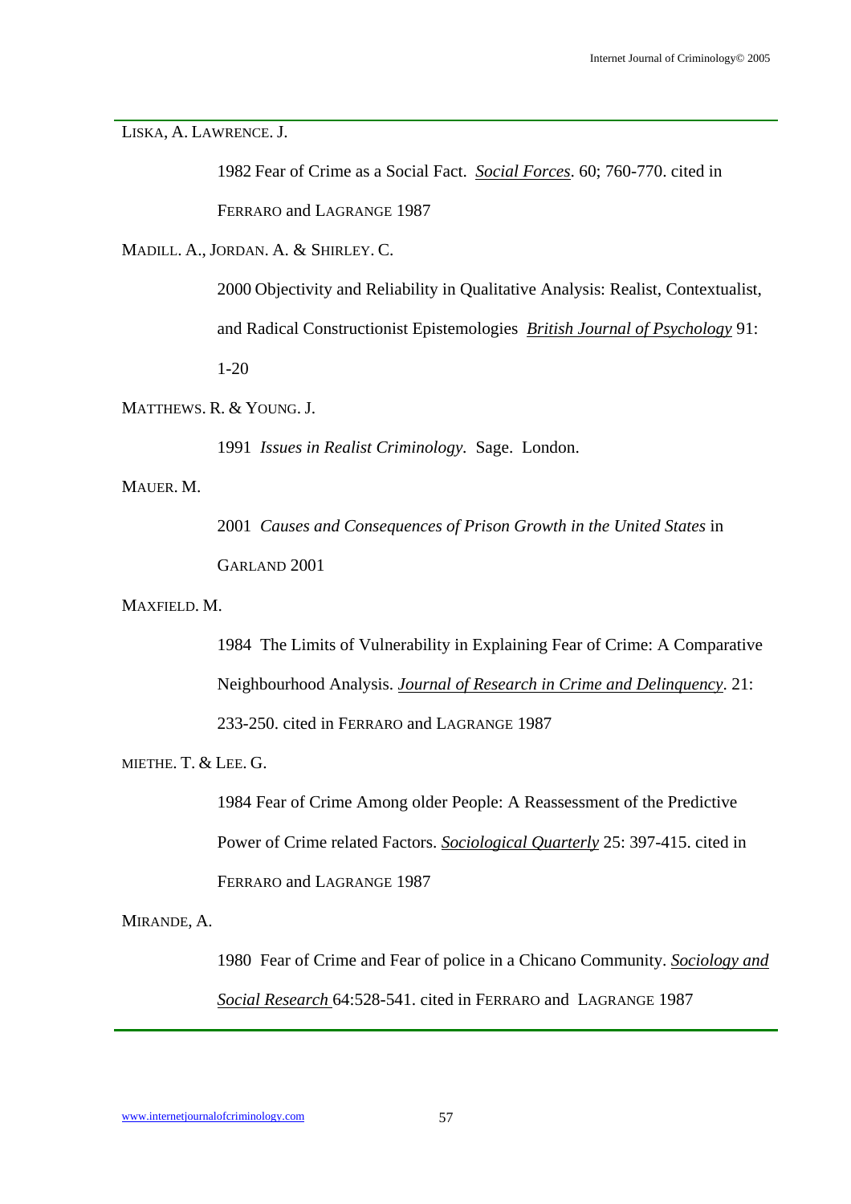LISKA, A. LAWRENCE. J.

1982 Fear of Crime as a Social Fact. *Social Forces*. 60; 760-770. cited in FERRARO and LAGRANGE 1987

MADILL. A., JORDAN. A. & SHIRLEY. C.

2000 Objectivity and Reliability in Qualitative Analysis: Realist, Contextualist, and Radical Constructionist Epistemologies *British Journal of Psychology* 91: 1-20

MATTHEWS. R. & YOUNG. J.

1991 *Issues in Realist Criminology.* Sage. London.

MAUER. M.

2001 *Causes and Consequences of Prison Growth in the United States* in GARLAND 2001

MAXFIELD. M.

1984 The Limits of Vulnerability in Explaining Fear of Crime: A Comparative Neighbourhood Analysis. *Journal of Research in Crime and Delinquency*. 21: 233-250. cited in FERRARO and LAGRANGE 1987

MIETHE. T. & LEE. G.

1984 Fear of Crime Among older People: A Reassessment of the Predictive Power of Crime related Factors. *Sociological Quarterly* 25: 397-415. cited in FERRARO and LAGRANGE 1987

MIRANDE, A.

1980 Fear of Crime and Fear of police in a Chicano Community. *Sociology and Social Research* 64:528-541. cited in FERRARO and LAGRANGE 1987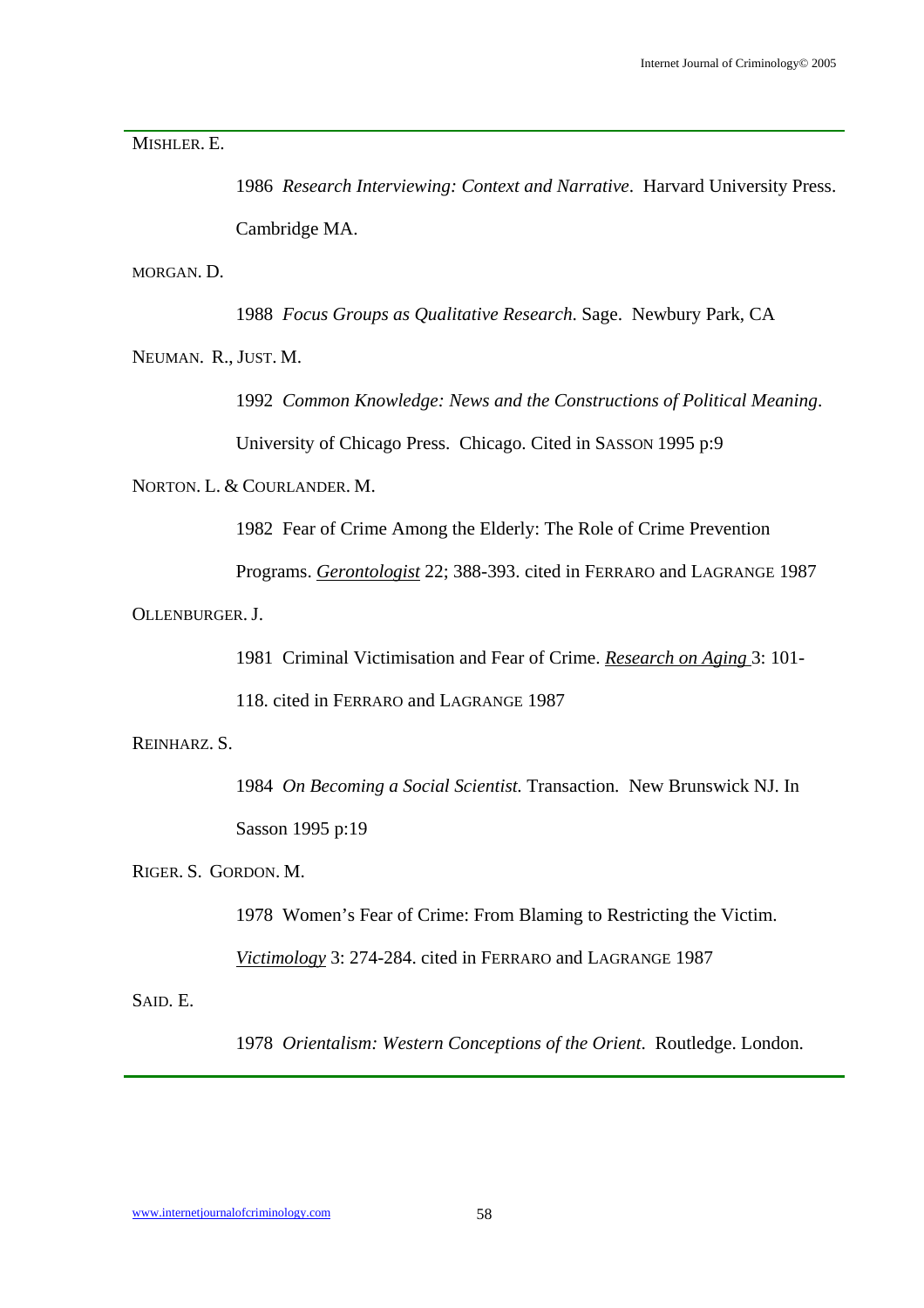MISHLER. E.

1986 *Research Interviewing: Context and Narrative*. Harvard University Press. Cambridge MA.

MORGAN. D.

1988 *Focus Groups as Qualitative Research.* Sage. Newbury Park, CA

NEUMAN. R., JUST. M.

1992 *Common Knowledge: News and the Constructions of Political Meaning*. University of Chicago Press. Chicago. Cited in SASSON 1995 p:9

NORTON. L. & COURLANDER. M.

1982 Fear of Crime Among the Elderly: The Role of Crime Prevention Programs. *Gerontologist* 22; 388-393. cited in FERRARO and LAGRANGE 1987

OLLENBURGER. J.

1981 Criminal Victimisation and Fear of Crime. *Research on Aging* 3: 101-118. cited in FERRARO and LAGRANGE 1987

REINHARZ. S.

1984 *On Becoming a Social Scientist.* Transaction. New Brunswick NJ. In Sasson 1995 p:19

RIGER. S. GORDON. M.

1978 Women's Fear of Crime: From Blaming to Restricting the Victim. *Victimology* 3: 274-284. cited in FERRARO and LAGRANGE 1987

SAID. E.

1978 *Orientalism: Western Conceptions of the Orient*. Routledge. London.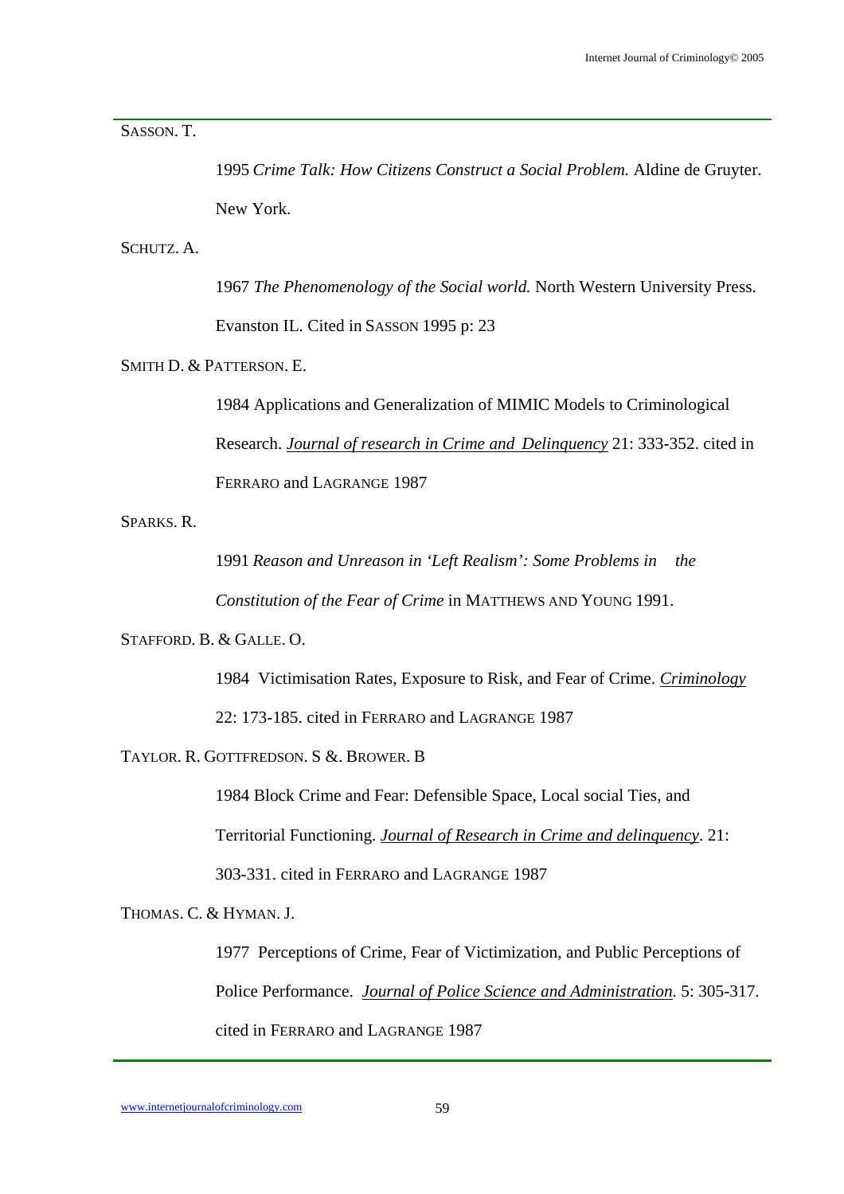SASSON. T.

1995 *Crime Talk: How Citizens Construct a Social Problem.* Aldine de Gruyter. New York.

SCHUTZ. A.

1967 *The Phenomenology of the Social world.* North Western University Press. Evanston IL. Cited in SASSON 1995 p: 23

SMITH D. & PATTERSON. E.

1984 Applications and Generalization of MIMIC Models to Criminological Research. *Journal of research in Crime and Delinquency* 21: 333-352. cited in FERRARO and LAGRANGE 1987

SPARKS. R.

1991 *Reason and Unreason in 'Left Realism': Some Problems in the Constitution of the Fear of Crime* in MATTHEWS AND YOUNG 1991.

STAFFORD. B. & GALLE. O.

1984 Victimisation Rates, Exposure to Risk, and Fear of Crime. *Criminology* 22: 173-185. cited in FERRARO and LAGRANGE 1987

TAYLOR. R. GOTTFREDSON. S &. BROWER. B

1984 Block Crime and Fear: Defensible Space, Local social Ties, and Territorial Functioning. *Journal of Research in Crime and delinquency*. 21: 303-331. cited in FERRARO and LAGRANGE 1987

THOMAS. C. & HYMAN. J.

1977 Perceptions of Crime, Fear of Victimization, and Public Perceptions of Police Performance. *Journal of Police Science and Administration*. 5: 305-317. cited in FERRARO and LAGRANGE 1987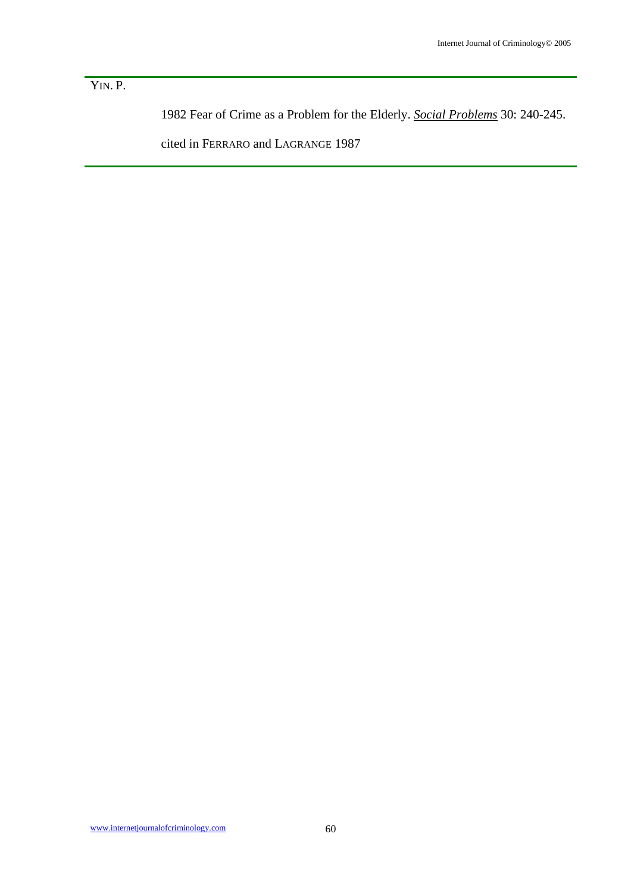YIN. P.

1982 Fear of Crime as a Problem for the Elderly. *Social Problems* 30: 240-245.

cited in FERRARO and LAGRANGE 1987